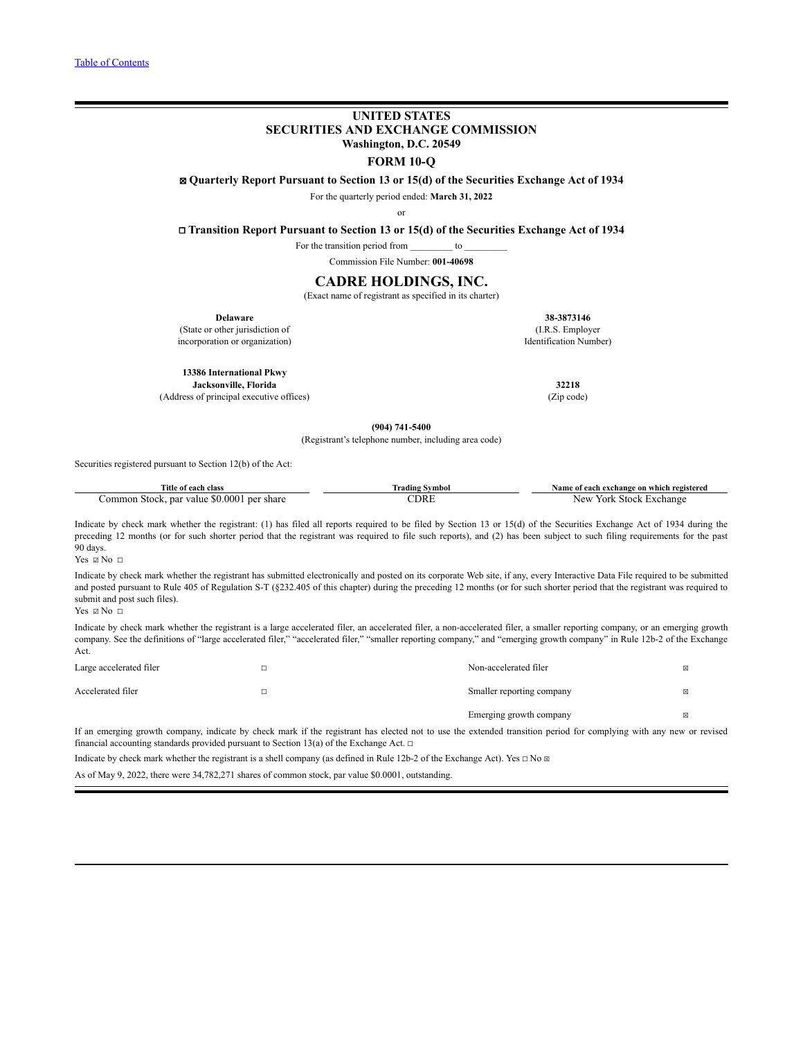[Table of Contents](#)

# UNITED STATES
# SECURITIES AND EXCHANGE COMMISSION
**Washington, D.C. 20549**

## FORM 10-Q

**☒ Quarterly Report Pursuant to Section 13 or 15(d) of the Securities Exchange Act of 1934**

For the quarterly period ended: **March 31, 2022**

or

**☐ Transition Report Pursuant to Section 13 or 15(d) of the Securities Exchange Act of 1934**

For the transition period from _________ to _________

Commission File Number: **001-40698**

## CADRE HOLDINGS, INC.
(Exact name of registrant as specified in its charter)

| **Delaware** | **38-3873146** |
|---|---|
| (State or other jurisdiction of incorporation or organization) | (I.R.S. Employer Identification Number) |
| **13386 International Pkwy Jacksonville, Florida** | **32218** |
| (Address of principal executive offices) | (Zip code) |

**(904) 741-5400**
(Registrant's telephone number, including area code)

Securities registered pursuant to Section 12(b) of the Act:

| Title of each class | Trading Symbol | Name of each exchange on which registered |
|---|---|---|
| Common Stock, par value $0.0001 per share | CDRE | New York Stock Exchange |

Indicate by check mark whether the registrant: (1) has filed all reports required to be filed by Section 13 or 15(d) of the Securities Exchange Act of 1934 during the preceding 12 months (or for such shorter period that the registrant was required to file such reports), and (2) has been subject to such filing requirements for the past 90 days.
Yes ☑ No ☐

Indicate by check mark whether the registrant has submitted electronically and posted on its corporate Web site, if any, every Interactive Data File required to be submitted and posted pursuant to Rule 405 of Regulation S-T (§232.405 of this chapter) during the preceding 12 months (or for such shorter period that the registrant was required to submit and post such files).
Yes ☑ No ☐

Indicate by check mark whether the registrant is a large accelerated filer, an accelerated filer, a non-accelerated filer, a smaller reporting company, or an emerging growth company. See the definitions of "large accelerated filer," "accelerated filer," "smaller reporting company," and "emerging growth company" in Rule 12b-2 of the Exchange Act.

| | | | |
|---|---|---|---|
| Large accelerated filer | ☐ | Non-accelerated filer | ☒ |
| Accelerated filer | ☐ | Smaller reporting company | ☒ |
| | | Emerging growth company | ☒ |

If an emerging growth company, indicate by check mark if the registrant has elected not to use the extended transition period for complying with any new or revised financial accounting standards provided pursuant to Section 13(a) of the Exchange Act. ☐

Indicate by check mark whether the registrant is a shell company (as defined in Rule 12b-2 of the Exchange Act). Yes ☐ No ☒

As of May 9, 2022, there were 34,782,271 shares of common stock, par value $0.0001, outstanding.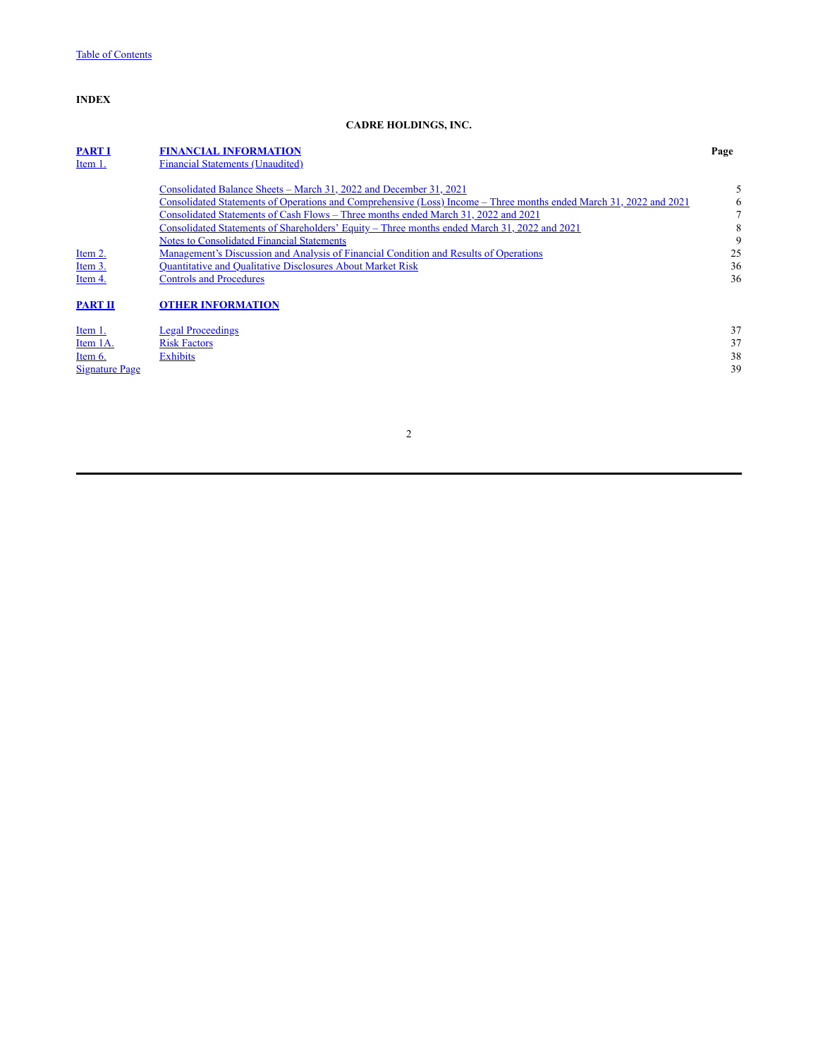**INDEX**

**CADRE HOLDINGS, INC.**

| | | Page |
|---|---|---|
| **PART I** | **FINANCIAL INFORMATION** | |
| Item 1. | Financial Statements (Unaudited) | |
| | Consolidated Balance Sheets – March 31, 2022 and December 31, 2021 | 5 |
| | Consolidated Statements of Operations and Comprehensive (Loss) Income – Three months ended March 31, 2022 and 2021 | 6 |
| | Consolidated Statements of Cash Flows – Three months ended March 31, 2022 and 2021 | 7 |
| | Consolidated Statements of Shareholders' Equity – Three months ended March 31, 2022 and 2021 | 8 |
| | Notes to Consolidated Financial Statements | 9 |
| Item 2. | Management's Discussion and Analysis of Financial Condition and Results of Operations | 25 |
| Item 3. | Quantitative and Qualitative Disclosures About Market Risk | 36 |
| Item 4. | Controls and Procedures | 36 |
| **PART II** | **OTHER INFORMATION** | |
| Item 1. | Legal Proceedings | 37 |
| Item 1A. | Risk Factors | 37 |
| Item 6. | Exhibits | 38 |
| Signature Page | | 39 |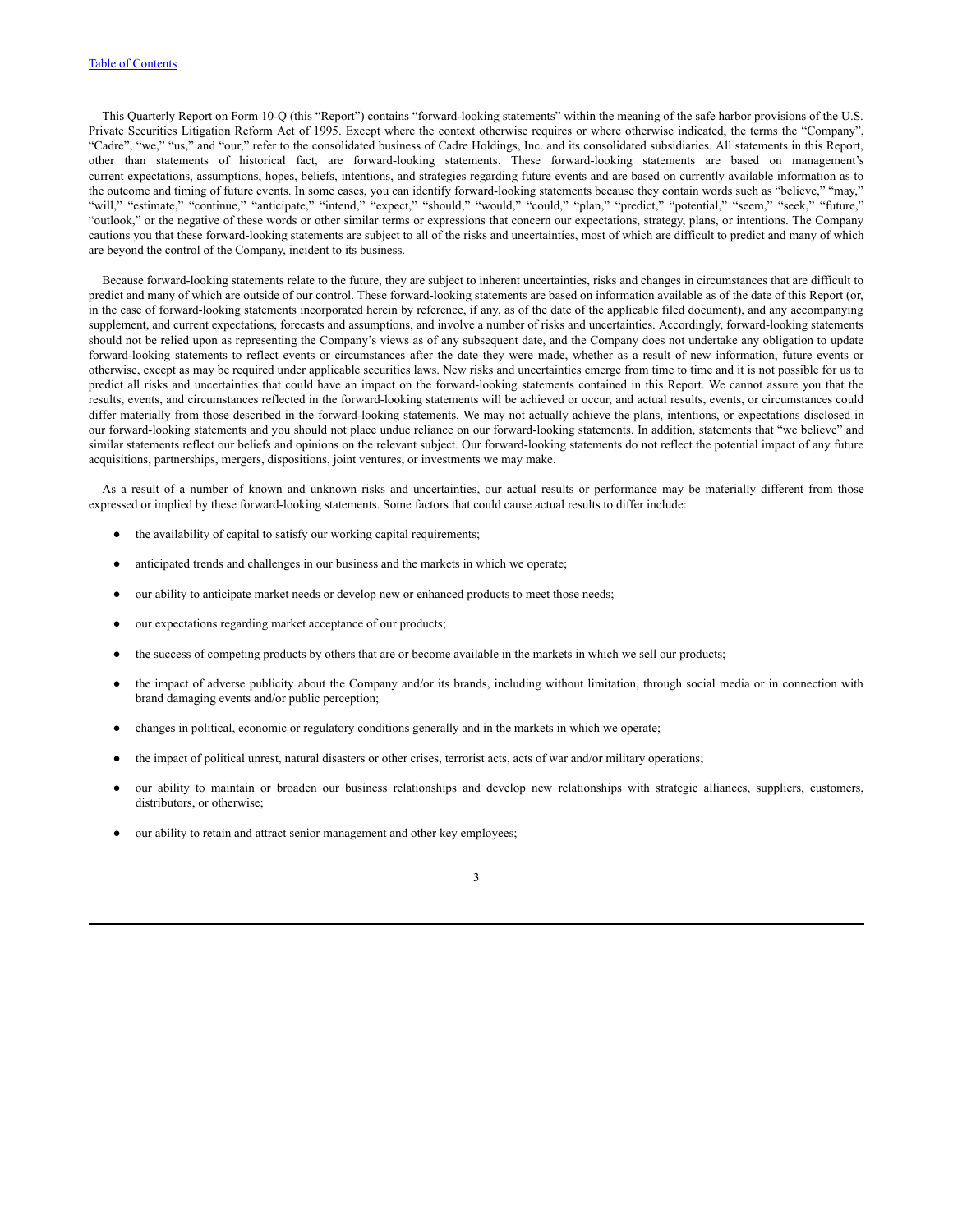This Quarterly Report on Form 10-Q (this "Report") contains "forward-looking statements" within the meaning of the safe harbor provisions of the U.S. Private Securities Litigation Reform Act of 1995. Except where the context otherwise requires or where otherwise indicated, the terms the "Company", "Cadre", "we," "us," and "our," refer to the consolidated business of Cadre Holdings, Inc. and its consolidated subsidiaries. All statements in this Report, other than statements of historical fact, are forward-looking statements. These forward-looking statements are based on management's current expectations, assumptions, hopes, beliefs, intentions, and strategies regarding future events and are based on currently available information as to the outcome and timing of future events. In some cases, you can identify forward-looking statements because they contain words such as "believe," "may," "will," "estimate," "continue," "anticipate," "intend," "expect," "should," "would," "could," "plan," "predict," "potential," "seem," "seek," "future," "outlook," or the negative of these words or other similar terms or expressions that concern our expectations, strategy, plans, or intentions. The Company cautions you that these forward-looking statements are subject to all of the risks and uncertainties, most of which are difficult to predict and many of which are beyond the control of the Company, incident to its business.

Because forward-looking statements relate to the future, they are subject to inherent uncertainties, risks and changes in circumstances that are difficult to predict and many of which are outside of our control. These forward-looking statements are based on information available as of the date of this Report (or, in the case of forward-looking statements incorporated herein by reference, if any, as of the date of the applicable filed document), and any accompanying supplement, and current expectations, forecasts and assumptions, and involve a number of risks and uncertainties. Accordingly, forward-looking statements should not be relied upon as representing the Company's views as of any subsequent date, and the Company does not undertake any obligation to update forward-looking statements to reflect events or circumstances after the date they were made, whether as a result of new information, future events or otherwise, except as may be required under applicable securities laws. New risks and uncertainties emerge from time to time and it is not possible for us to predict all risks and uncertainties that could have an impact on the forward-looking statements contained in this Report. We cannot assure you that the results, events, and circumstances reflected in the forward-looking statements will be achieved or occur, and actual results, events, or circumstances could differ materially from those described in the forward-looking statements. We may not actually achieve the plans, intentions, or expectations disclosed in our forward-looking statements and you should not place undue reliance on our forward-looking statements. In addition, statements that "we believe" and similar statements reflect our beliefs and opinions on the relevant subject. Our forward-looking statements do not reflect the potential impact of any future acquisitions, partnerships, mergers, dispositions, joint ventures, or investments we may make.

As a result of a number of known and unknown risks and uncertainties, our actual results or performance may be materially different from those expressed or implied by these forward-looking statements. Some factors that could cause actual results to differ include:

- the availability of capital to satisfy our working capital requirements;
- anticipated trends and challenges in our business and the markets in which we operate;
- our ability to anticipate market needs or develop new or enhanced products to meet those needs;
- our expectations regarding market acceptance of our products;
- the success of competing products by others that are or become available in the markets in which we sell our products;
- the impact of adverse publicity about the Company and/or its brands, including without limitation, through social media or in connection with brand damaging events and/or public perception;
- changes in political, economic or regulatory conditions generally and in the markets in which we operate;
- the impact of political unrest, natural disasters or other crises, terrorist acts, acts of war and/or military operations;
- our ability to maintain or broaden our business relationships and develop new relationships with strategic alliances, suppliers, customers, distributors, or otherwise;
- our ability to retain and attract senior management and other key employees;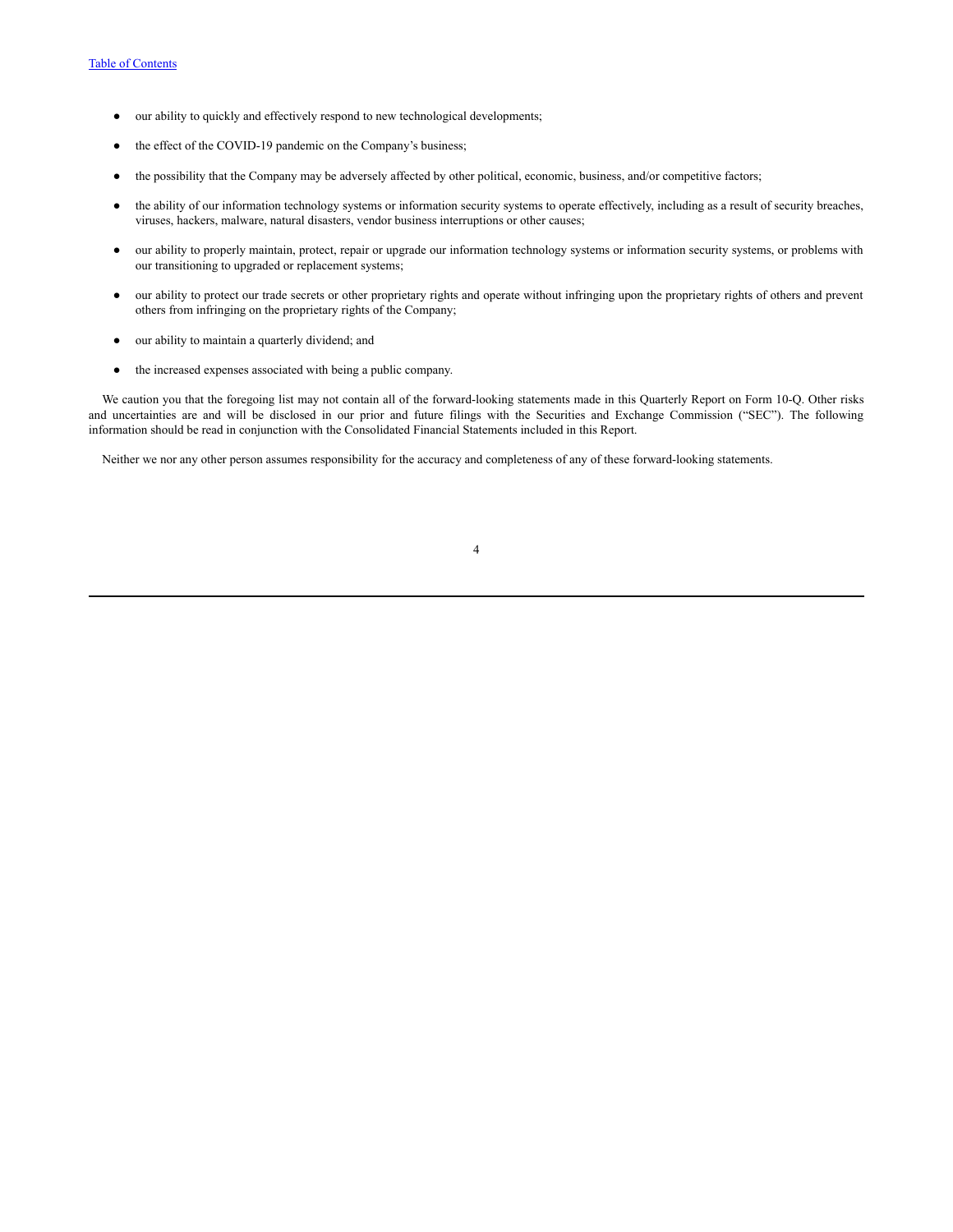- our ability to quickly and effectively respond to new technological developments;
- the effect of the COVID-19 pandemic on the Company's business;
- the possibility that the Company may be adversely affected by other political, economic, business, and/or competitive factors;
- the ability of our information technology systems or information security systems to operate effectively, including as a result of security breaches, viruses, hackers, malware, natural disasters, vendor business interruptions or other causes;
- our ability to properly maintain, protect, repair or upgrade our information technology systems or information security systems, or problems with our transitioning to upgraded or replacement systems;
- our ability to protect our trade secrets or other proprietary rights and operate without infringing upon the proprietary rights of others and prevent others from infringing on the proprietary rights of the Company;
- our ability to maintain a quarterly dividend; and
- the increased expenses associated with being a public company.

We caution you that the foregoing list may not contain all of the forward-looking statements made in this Quarterly Report on Form 10-Q. Other risks and uncertainties are and will be disclosed in our prior and future filings with the Securities and Exchange Commission ("SEC"). The following information should be read in conjunction with the Consolidated Financial Statements included in this Report.

Neither we nor any other person assumes responsibility for the accuracy and completeness of any of these forward-looking statements.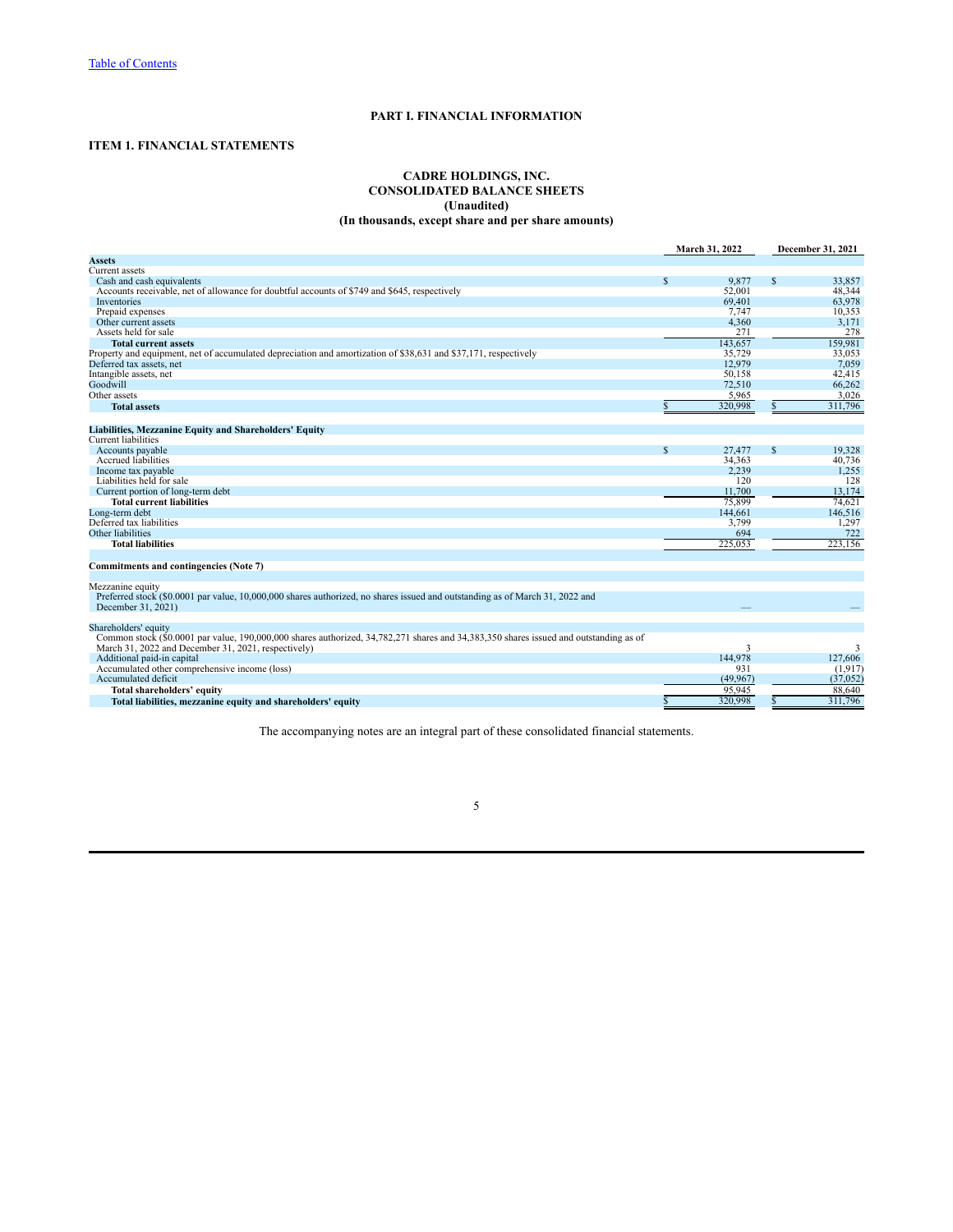Table of Contents

# PART I. FINANCIAL INFORMATION

## ITEM 1. FINANCIAL STATEMENTS

### CADRE HOLDINGS, INC.
### CONSOLIDATED BALANCE SHEETS
### (Unaudited)
### (In thousands, except share and per share amounts)

| | March 31, 2022 | December 31, 2021 |
|---|---|---|
| **Assets** | | |
| Current assets | | |
| Cash and cash equivalents | $ 9,877 | $ 33,857 |
| Accounts receivable, net of allowance for doubtful accounts of $749 and $645, respectively | 52,001 | 48,344 |
| Inventories | 69,401 | 63,978 |
| Prepaid expenses | 7,747 | 10,353 |
| Other current assets | 4,360 | 3,171 |
| Assets held for sale | 271 | 278 |
| **Total current assets** | 143,657 | 159,981 |
| Property and equipment, net of accumulated depreciation and amortization of $38,631 and $37,171, respectively | 35,729 | 33,053 |
| Deferred tax assets, net | 12,979 | 7,059 |
| Intangible assets, net | 50,158 | 42,415 |
| Goodwill | 72,510 | 66,262 |
| Other assets | 5,965 | 3,026 |
| **Total assets** | $ 320,998 | $ 311,796 |
| | | |
| **Liabilities, Mezzanine Equity and Shareholders' Equity** | | |
| Current liabilities | | |
| Accounts payable | $ 27,477 | $ 19,328 |
| Accrued liabilities | 34,363 | 40,736 |
| Income tax payable | 2,239 | 1,255 |
| Liabilities held for sale | 120 | 128 |
| Current portion of long-term debt | 11,700 | 13,174 |
| **Total current liabilities** | 75,899 | 74,621 |
| Long-term debt | 144,661 | 146,516 |
| Deferred tax liabilities | 3,799 | 1,297 |
| Other liabilities | 694 | 722 |
| **Total liabilities** | 225,053 | 223,156 |
| | | |
| **Commitments and contingencies (Note 7)** | | |
| | | |
| Mezzanine equity | | |
| Preferred stock ($0.0001 par value, 10,000,000 shares authorized, no shares issued and outstanding as of March 31, 2022 and December 31, 2021) | — | — |
| | | |
| Shareholders' equity | | |
| Common stock ($0.0001 par value, 190,000,000 shares authorized, 34,782,271 shares and 34,383,350 shares issued and outstanding as of March 31, 2022 and December 31, 2021, respectively) | 3 | 3 |
| Additional paid-in capital | 144,978 | 127,606 |
| Accumulated other comprehensive income (loss) | 931 | (1,917) |
| Accumulated deficit | (49,967) | (37,052) |
| **Total shareholders' equity** | 95,945 | 88,640 |
| **Total liabilities, mezzanine equity and shareholders' equity** | $ 320,998 | $ 311,796 |

The accompanying notes are an integral part of these consolidated financial statements.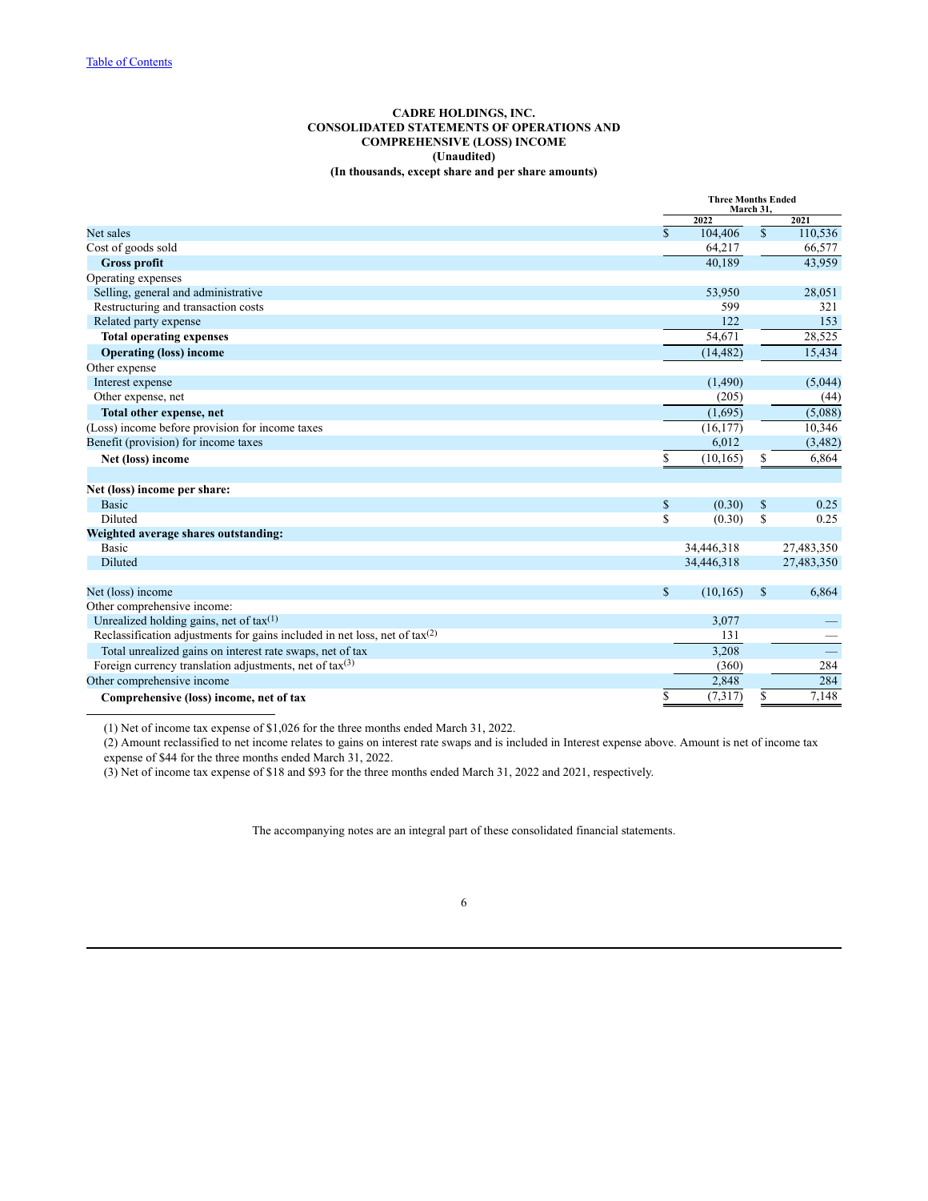Table of Contents

**CADRE HOLDINGS, INC.**
**CONSOLIDATED STATEMENTS OF OPERATIONS AND COMPREHENSIVE (LOSS) INCOME**
**(Unaudited)**
**(In thousands, except share and per share amounts)**

| | Three Months Ended March 31, | |
|---|---|---|
| | 2022 | 2021 |
| Net sales | $ 104,406 | $ 110,536 |
| Cost of goods sold | 64,217 | 66,577 |
| **Gross profit** | 40,189 | 43,959 |
| Operating expenses | | |
| Selling, general and administrative | 53,950 | 28,051 |
| Restructuring and transaction costs | 599 | 321 |
| Related party expense | 122 | 153 |
| **Total operating expenses** | 54,671 | 28,525 |
| **Operating (loss) income** | (14,482) | 15,434 |
| Other expense | | |
| Interest expense | (1,490) | (5,044) |
| Other expense, net | (205) | (44) |
| **Total other expense, net** | (1,695) | (5,088) |
| (Loss) income before provision for income taxes | (16,177) | 10,346 |
| Benefit (provision) for income taxes | 6,012 | (3,482) |
| **Net (loss) income** | $ (10,165) | $ 6,864 |
| | | |
| **Net (loss) income per share:** | | |
| Basic | $ (0.30) | $ 0.25 |
| Diluted | $ (0.30) | $ 0.25 |
| **Weighted average shares outstanding:** | | |
| Basic | 34,446,318 | 27,483,350 |
| Diluted | 34,446,318 | 27,483,350 |
| | | |
| Net (loss) income | $ (10,165) | $ 6,864 |
| Other comprehensive income: | | |
| Unrealized holding gains, net of tax(1) | 3,077 | — |
| Reclassification adjustments for gains included in net loss, net of tax(2) | 131 | — |
| Total unrealized gains on interest rate swaps, net of tax | 3,208 | — |
| Foreign currency translation adjustments, net of tax(3) | (360) | 284 |
| Other comprehensive income | 2,848 | 284 |
| **Comprehensive (loss) income, net of tax** | $ (7,317) | $ 7,148 |

(1) Net of income tax expense of $1,026 for the three months ended March 31, 2022.

(2) Amount reclassified to net income relates to gains on interest rate swaps and is included in Interest expense above. Amount is net of income tax expense of $44 for the three months ended March 31, 2022.

(3) Net of income tax expense of $18 and $93 for the three months ended March 31, 2022 and 2021, respectively.

The accompanying notes are an integral part of these consolidated financial statements.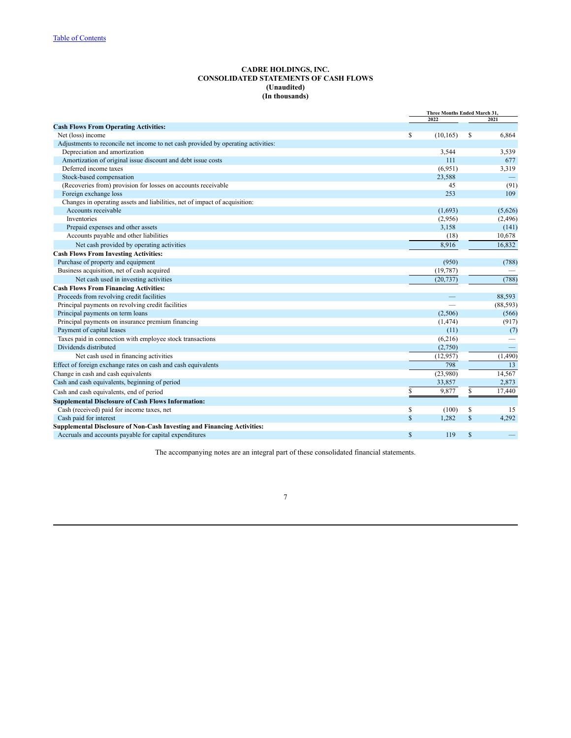Table of Contents

**CADRE HOLDINGS, INC.**
**CONSOLIDATED STATEMENTS OF CASH FLOWS**
**(Unaudited)**
**(In thousands)**

| | Three Months Ended March 31, 2022 | Three Months Ended March 31, 2021 |
|---|---|---|
| **Cash Flows From Operating Activities:** | | |
| Net (loss) income | $ (10,165) | $ 6,864 |
| Adjustments to reconcile net income to net cash provided by operating activities: | | |
| Depreciation and amortization | 3,544 | 3,539 |
| Amortization of original issue discount and debt issue costs | 111 | 677 |
| Deferred income taxes | (6,951) | 3,319 |
| Stock-based compensation | 23,588 | — |
| (Recoveries from) provision for losses on accounts receivable | 45 | (91) |
| Foreign exchange loss | 253 | 109 |
| Changes in operating assets and liabilities, net of impact of acquisition: | | |
| Accounts receivable | (1,693) | (5,626) |
| Inventories | (2,956) | (2,496) |
| Prepaid expenses and other assets | 3,158 | (141) |
| Accounts payable and other liabilities | (18) | 10,678 |
| Net cash provided by operating activities | 8,916 | 16,832 |
| **Cash Flows From Investing Activities:** | | |
| Purchase of property and equipment | (950) | (788) |
| Business acquisition, net of cash acquired | (19,787) | — |
| Net cash used in investing activities | (20,737) | (788) |
| **Cash Flows From Financing Activities:** | | |
| Proceeds from revolving credit facilities | — | 88,593 |
| Principal payments on revolving credit facilities | — | (88,593) |
| Principal payments on term loans | (2,506) | (566) |
| Principal payments on insurance premium financing | (1,474) | (917) |
| Payment of capital leases | (11) | (7) |
| Taxes paid in connection with employee stock transactions | (6,216) | — |
| Dividends distributed | (2,750) | — |
| Net cash used in financing activities | (12,957) | (1,490) |
| Effect of foreign exchange rates on cash and cash equivalents | 798 | 13 |
| Change in cash and cash equivalents | (23,980) | 14,567 |
| Cash and cash equivalents, beginning of period | 33,857 | 2,873 |
| Cash and cash equivalents, end of period | $ 9,877 | $ 17,440 |
| **Supplemental Disclosure of Cash Flows Information:** | | |
| Cash (received) paid for income taxes, net | $ (100) | $ 15 |
| Cash paid for interest | $ 1,282 | $ 4,292 |
| **Supplemental Disclosure of Non-Cash Investing and Financing Activities:** | | |
| Accruals and accounts payable for capital expenditures | $ 119 | $ — |

The accompanying notes are an integral part of these consolidated financial statements.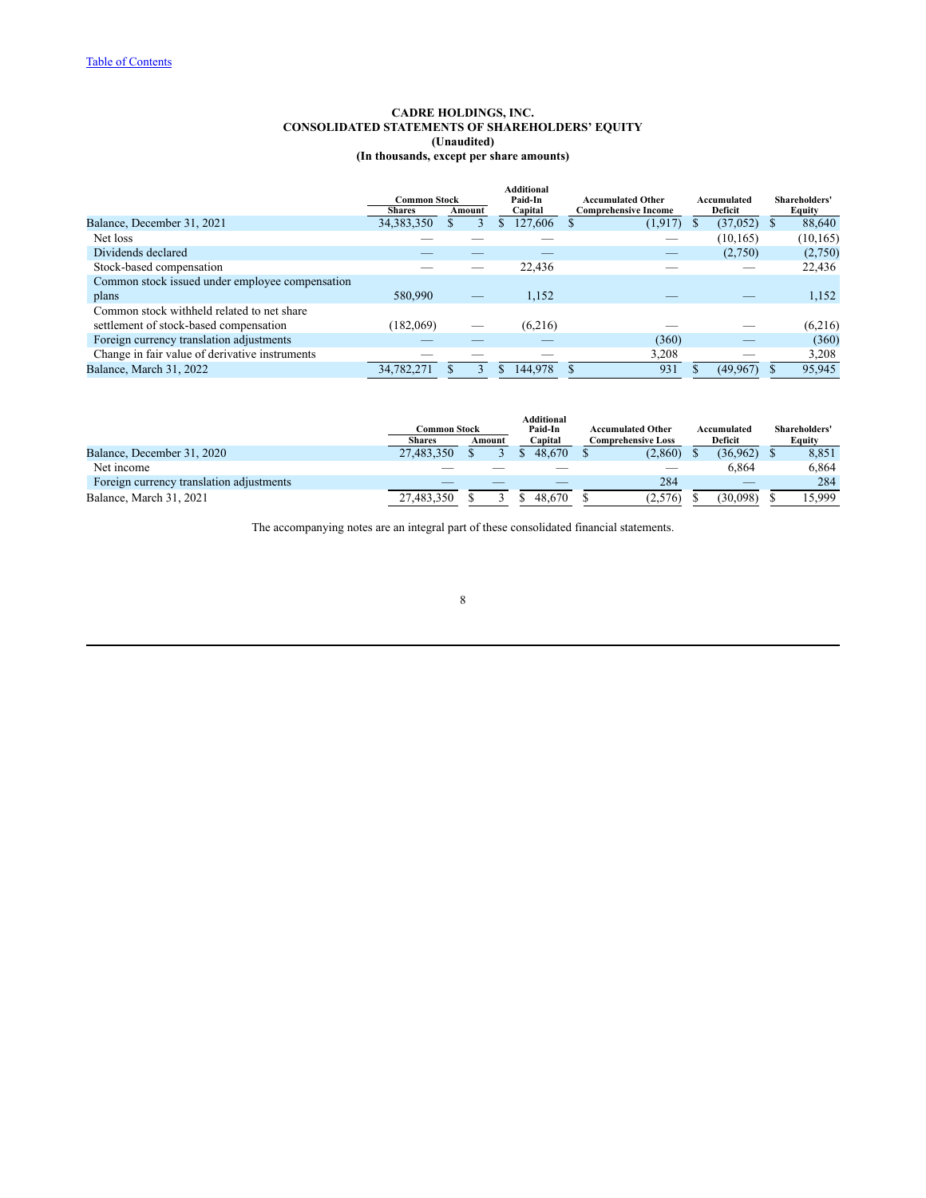"Table of Contents" link at top — it's a running header; omit.

**CADRE HOLDINGS, INC.**
**CONSOLIDATED STATEMENTS OF SHAREHOLDERS' EQUITY**
**(Unaudited)**
**(In thousands, except per share amounts)**

| | Common Stock | | Additional Paid-In Capital | Accumulated Other Comprehensive Income | Accumulated Deficit | Shareholders' Equity |
|---|---|---|---|---|---|---|
| | Shares | Amount | | | | |
| Balance, December 31, 2021 | 34,383,350 | $ 3 | $ 127,606 | $ (1,917) | $ (37,052) | $ 88,640 |
| Net loss | — | — | — | — | (10,165) | (10,165) |
| Dividends declared | — | — | — | — | (2,750) | (2,750) |
| Stock-based compensation | — | — | 22,436 | — | — | 22,436 |
| Common stock issued under employee compensation plans | 580,990 | — | 1,152 | — | — | 1,152 |
| Common stock withheld related to net share settlement of stock-based compensation | (182,069) | — | (6,216) | — | — | (6,216) |
| Foreign currency translation adjustments | — | — | — | (360) | — | (360) |
| Change in fair value of derivative instruments | — | — | — | 3,208 | — | 3,208 |
| Balance, March 31, 2022 | 34,782,271 | $ 3 | $ 144,978 | $ 931 | $ (49,967) | $ 95,945 |

| | Common Stock | | Additional Paid-In Capital | Accumulated Other Comprehensive Loss | Accumulated Deficit | Shareholders' Equity |
|---|---|---|---|---|---|---|
| | Shares | Amount | | | | |
| Balance, December 31, 2020 | 27,483,350 | $ 3 | $ 48,670 | $ (2,860) | $ (36,962) | $ 8,851 |
| Net income | — | — | — | — | 6,864 | 6,864 |
| Foreign currency translation adjustments | — | — | — | 284 | — | 284 |
| Balance, March 31, 2021 | 27,483,350 | $ 3 | $ 48,670 | $ (2,576) | $ (30,098) | $ 15,999 |

The accompanying notes are an integral part of these consolidated financial statements.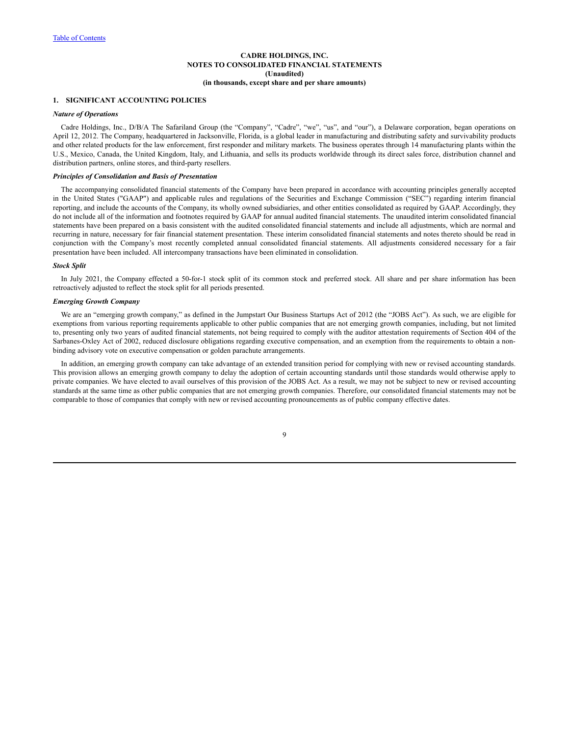**CADRE HOLDINGS, INC.**
**NOTES TO CONSOLIDATED FINANCIAL STATEMENTS**
**(Unaudited)**
**(in thousands, except share and per share amounts)**

## 1. SIGNIFICANT ACCOUNTING POLICIES

### *Nature of Operations*

Cadre Holdings, Inc., D/B/A The Safariland Group (the "Company", "Cadre", "we", "us", and "our"), a Delaware corporation, began operations on April 12, 2012. The Company, headquartered in Jacksonville, Florida, is a global leader in manufacturing and distributing safety and survivability products and other related products for the law enforcement, first responder and military markets. The business operates through 14 manufacturing plants within the U.S., Mexico, Canada, the United Kingdom, Italy, and Lithuania, and sells its products worldwide through its direct sales force, distribution channel and distribution partners, online stores, and third-party resellers.

### *Principles of Consolidation and Basis of Presentation*

The accompanying consolidated financial statements of the Company have been prepared in accordance with accounting principles generally accepted in the United States ("GAAP") and applicable rules and regulations of the Securities and Exchange Commission ("SEC") regarding interim financial reporting, and include the accounts of the Company, its wholly owned subsidiaries, and other entities consolidated as required by GAAP. Accordingly, they do not include all of the information and footnotes required by GAAP for annual audited financial statements. The unaudited interim consolidated financial statements have been prepared on a basis consistent with the audited consolidated financial statements and include all adjustments, which are normal and recurring in nature, necessary for fair financial statement presentation. These interim consolidated financial statements and notes thereto should be read in conjunction with the Company's most recently completed annual consolidated financial statements. All adjustments considered necessary for a fair presentation have been included. All intercompany transactions have been eliminated in consolidation.

### *Stock Split*

In July 2021, the Company effected a 50-for-1 stock split of its common stock and preferred stock. All share and per share information has been retroactively adjusted to reflect the stock split for all periods presented.

### *Emerging Growth Company*

We are an "emerging growth company," as defined in the Jumpstart Our Business Startups Act of 2012 (the "JOBS Act"). As such, we are eligible for exemptions from various reporting requirements applicable to other public companies that are not emerging growth companies, including, but not limited to, presenting only two years of audited financial statements, not being required to comply with the auditor attestation requirements of Section 404 of the Sarbanes-Oxley Act of 2002, reduced disclosure obligations regarding executive compensation, and an exemption from the requirements to obtain a non-binding advisory vote on executive compensation or golden parachute arrangements.

In addition, an emerging growth company can take advantage of an extended transition period for complying with new or revised accounting standards. This provision allows an emerging growth company to delay the adoption of certain accounting standards until those standards would otherwise apply to private companies. We have elected to avail ourselves of this provision of the JOBS Act. As a result, we may not be subject to new or revised accounting standards at the same time as other public companies that are not emerging growth companies. Therefore, our consolidated financial statements may not be comparable to those of companies that comply with new or revised accounting pronouncements as of public company effective dates.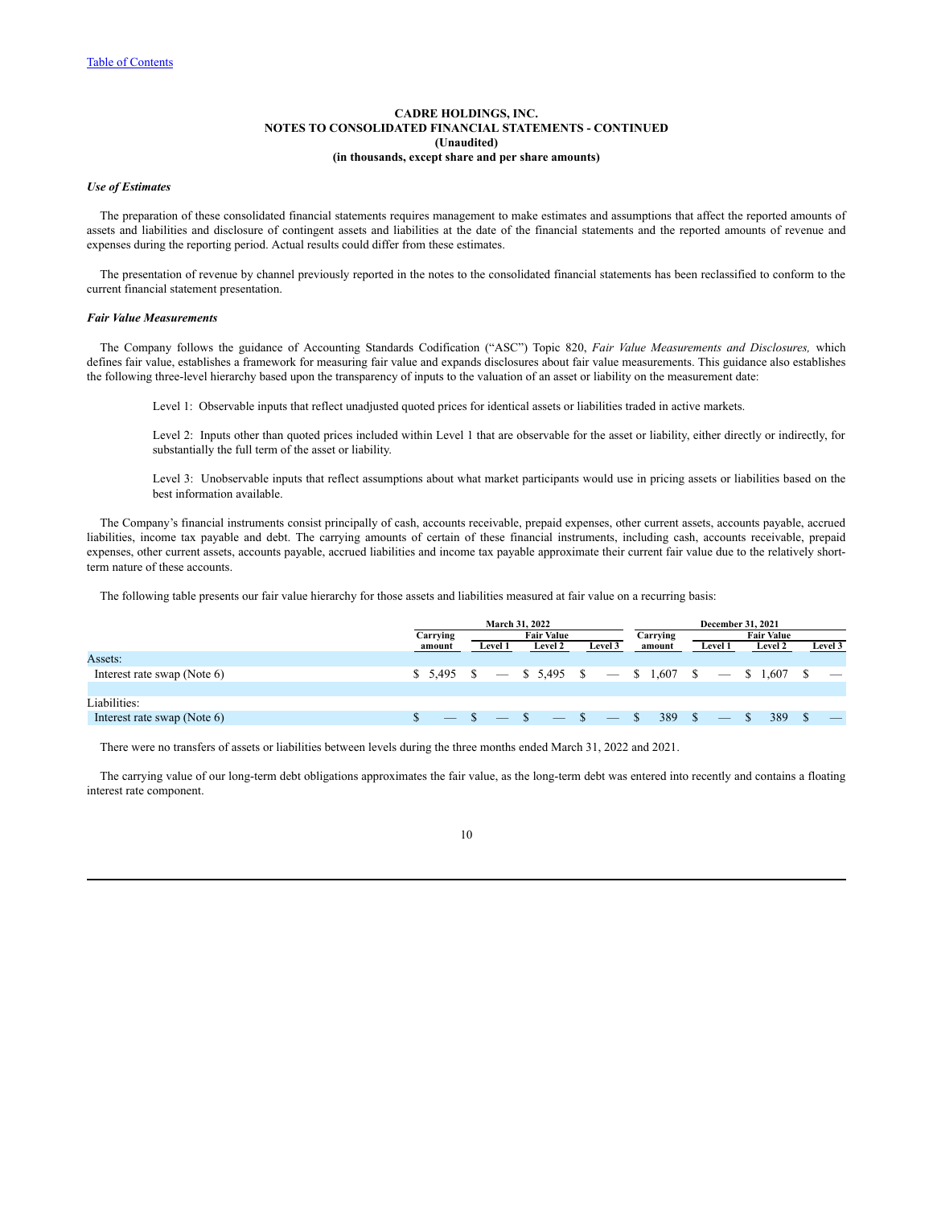CADRE HOLDINGS, INC.
NOTES TO CONSOLIDATED FINANCIAL STATEMENTS - CONTINUED
(Unaudited)
(in thousands, except share and per share amounts)

***Use of Estimates***

The preparation of these consolidated financial statements requires management to make estimates and assumptions that affect the reported amounts of assets and liabilities and disclosure of contingent assets and liabilities at the date of the financial statements and the reported amounts of revenue and expenses during the reporting period. Actual results could differ from these estimates.

The presentation of revenue by channel previously reported in the notes to the consolidated financial statements has been reclassified to conform to the current financial statement presentation.

***Fair Value Measurements***

The Company follows the guidance of Accounting Standards Codification ("ASC") Topic 820, *Fair Value Measurements and Disclosures,* which defines fair value, establishes a framework for measuring fair value and expands disclosures about fair value measurements. This guidance also establishes the following three-level hierarchy based upon the transparency of inputs to the valuation of an asset or liability on the measurement date:

Level 1: Observable inputs that reflect unadjusted quoted prices for identical assets or liabilities traded in active markets.

Level 2: Inputs other than quoted prices included within Level 1 that are observable for the asset or liability, either directly or indirectly, for substantially the full term of the asset or liability.

Level 3: Unobservable inputs that reflect assumptions about what market participants would use in pricing assets or liabilities based on the best information available.

The Company's financial instruments consist principally of cash, accounts receivable, prepaid expenses, other current assets, accounts payable, accrued liabilities, income tax payable and debt. The carrying amounts of certain of these financial instruments, including cash, accounts receivable, prepaid expenses, other current assets, accounts payable, accrued liabilities and income tax payable approximate their current fair value due to the relatively short-term nature of these accounts.

The following table presents our fair value hierarchy for those assets and liabilities measured at fair value on a recurring basis:

| | March 31, 2022 | | | | December 31, 2021 | | | |
|---|---|---|---|---|---|---|---|---|
| | Carrying amount | Fair Value | | | Carrying amount | Fair Value | | |
| | | Level 1 | Level 2 | Level 3 | | Level 1 | Level 2 | Level 3 |
| Assets: | | | | | | | | |
| Interest rate swap (Note 6) | $ 5,495 | $ — | $ 5,495 | $ — | $ 1,607 | $ — | $ 1,607 | $ — |
| Liabilities: | | | | | | | | |
| Interest rate swap (Note 6) | $ — | $ — | $ — | $ — | $ 389 | $ — | $ 389 | $ — |

There were no transfers of assets or liabilities between levels during the three months ended March 31, 2022 and 2021.

The carrying value of our long-term debt obligations approximates the fair value, as the long-term debt was entered into recently and contains a floating interest rate component.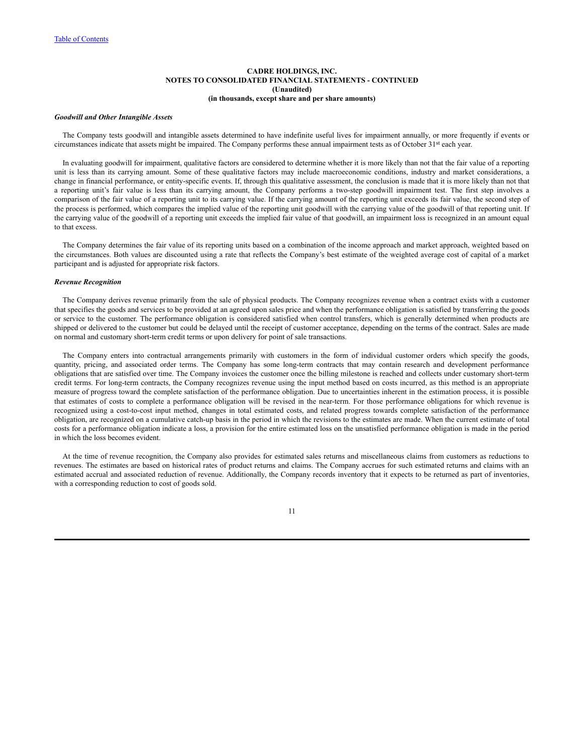**CADRE HOLDINGS, INC.**
**NOTES TO CONSOLIDATED FINANCIAL STATEMENTS - CONTINUED**
**(Unaudited)**
**(in thousands, except share and per share amounts)**

***Goodwill and Other Intangible Assets***

The Company tests goodwill and intangible assets determined to have indefinite useful lives for impairment annually, or more frequently if events or circumstances indicate that assets might be impaired. The Company performs these annual impairment tests as of October 31st each year.

In evaluating goodwill for impairment, qualitative factors are considered to determine whether it is more likely than not that the fair value of a reporting unit is less than its carrying amount. Some of these qualitative factors may include macroeconomic conditions, industry and market considerations, a change in financial performance, or entity-specific events. If, through this qualitative assessment, the conclusion is made that it is more likely than not that a reporting unit's fair value is less than its carrying amount, the Company performs a two-step goodwill impairment test. The first step involves a comparison of the fair value of a reporting unit to its carrying value. If the carrying amount of the reporting unit exceeds its fair value, the second step of the process is performed, which compares the implied value of the reporting unit goodwill with the carrying value of the goodwill of that reporting unit. If the carrying value of the goodwill of a reporting unit exceeds the implied fair value of that goodwill, an impairment loss is recognized in an amount equal to that excess.

The Company determines the fair value of its reporting units based on a combination of the income approach and market approach, weighted based on the circumstances. Both values are discounted using a rate that reflects the Company's best estimate of the weighted average cost of capital of a market participant and is adjusted for appropriate risk factors.

***Revenue Recognition***

The Company derives revenue primarily from the sale of physical products. The Company recognizes revenue when a contract exists with a customer that specifies the goods and services to be provided at an agreed upon sales price and when the performance obligation is satisfied by transferring the goods or service to the customer. The performance obligation is considered satisfied when control transfers, which is generally determined when products are shipped or delivered to the customer but could be delayed until the receipt of customer acceptance, depending on the terms of the contract. Sales are made on normal and customary short-term credit terms or upon delivery for point of sale transactions.

The Company enters into contractual arrangements primarily with customers in the form of individual customer orders which specify the goods, quantity, pricing, and associated order terms. The Company has some long-term contracts that may contain research and development performance obligations that are satisfied over time. The Company invoices the customer once the billing milestone is reached and collects under customary short-term credit terms. For long-term contracts, the Company recognizes revenue using the input method based on costs incurred, as this method is an appropriate measure of progress toward the complete satisfaction of the performance obligation. Due to uncertainties inherent in the estimation process, it is possible that estimates of costs to complete a performance obligation will be revised in the near-term. For those performance obligations for which revenue is recognized using a cost-to-cost input method, changes in total estimated costs, and related progress towards complete satisfaction of the performance obligation, are recognized on a cumulative catch-up basis in the period in which the revisions to the estimates are made. When the current estimate of total costs for a performance obligation indicate a loss, a provision for the entire estimated loss on the unsatisfied performance obligation is made in the period in which the loss becomes evident.

At the time of revenue recognition, the Company also provides for estimated sales returns and miscellaneous claims from customers as reductions to revenues. The estimates are based on historical rates of product returns and claims. The Company accrues for such estimated returns and claims with an estimated accrual and associated reduction of revenue. Additionally, the Company records inventory that it expects to be returned as part of inventories, with a corresponding reduction to cost of goods sold.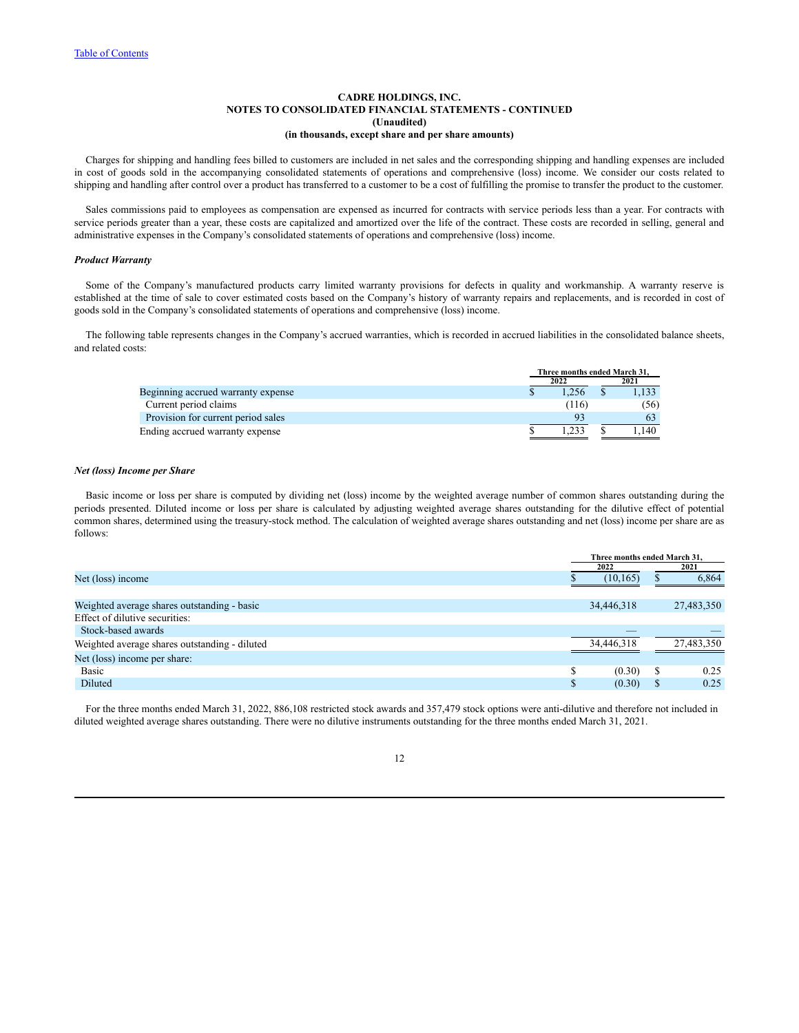**CADRE HOLDINGS, INC.**
**NOTES TO CONSOLIDATED FINANCIAL STATEMENTS - CONTINUED**
**(Unaudited)**
**(in thousands, except share and per share amounts)**

Charges for shipping and handling fees billed to customers are included in net sales and the corresponding shipping and handling expenses are included in cost of goods sold in the accompanying consolidated statements of operations and comprehensive (loss) income. We consider our costs related to shipping and handling after control over a product has transferred to a customer to be a cost of fulfilling the promise to transfer the product to the customer.

Sales commissions paid to employees as compensation are expensed as incurred for contracts with service periods less than a year. For contracts with service periods greater than a year, these costs are capitalized and amortized over the life of the contract. These costs are recorded in selling, general and administrative expenses in the Company's consolidated statements of operations and comprehensive (loss) income.

***Product Warranty***

Some of the Company's manufactured products carry limited warranty provisions for defects in quality and workmanship. A warranty reserve is established at the time of sale to cover estimated costs based on the Company's history of warranty repairs and replacements, and is recorded in cost of goods sold in the Company's consolidated statements of operations and comprehensive (loss) income.

The following table represents changes in the Company's accrued warranties, which is recorded in accrued liabilities in the consolidated balance sheets, and related costs:

| | Three months ended March 31, | |
|---|---|---|
| | 2022 | 2021 |
| Beginning accrued warranty expense | $ 1,256 | $ 1,133 |
| Current period claims | (116) | (56) |
| Provision for current period sales | 93 | 63 |
| Ending accrued warranty expense | $ 1,233 | $ 1,140 |

***Net (loss) Income per Share***

Basic income or loss per share is computed by dividing net (loss) income by the weighted average number of common shares outstanding during the periods presented. Diluted income or loss per share is calculated by adjusting weighted average shares outstanding for the dilutive effect of potential common shares, determined using the treasury-stock method. The calculation of weighted average shares outstanding and net (loss) income per share are as follows:

| | Three months ended March 31, | |
|---|---|---|
| | 2022 | 2021 |
| Net (loss) income | $ (10,165) | $ 6,864 |
| | | |
| Weighted average shares outstanding - basic | 34,446,318 | 27,483,350 |
| Effect of dilutive securities: | | |
| Stock-based awards | — | — |
| Weighted average shares outstanding - diluted | 34,446,318 | 27,483,350 |
| Net (loss) income per share: | | |
| Basic | $ (0.30) | $ 0.25 |
| Diluted | $ (0.30) | $ 0.25 |

For the three months ended March 31, 2022, 886,108 restricted stock awards and 357,479 stock options were anti-dilutive and therefore not included in diluted weighted average shares outstanding. There were no dilutive instruments outstanding for the three months ended March 31, 2021.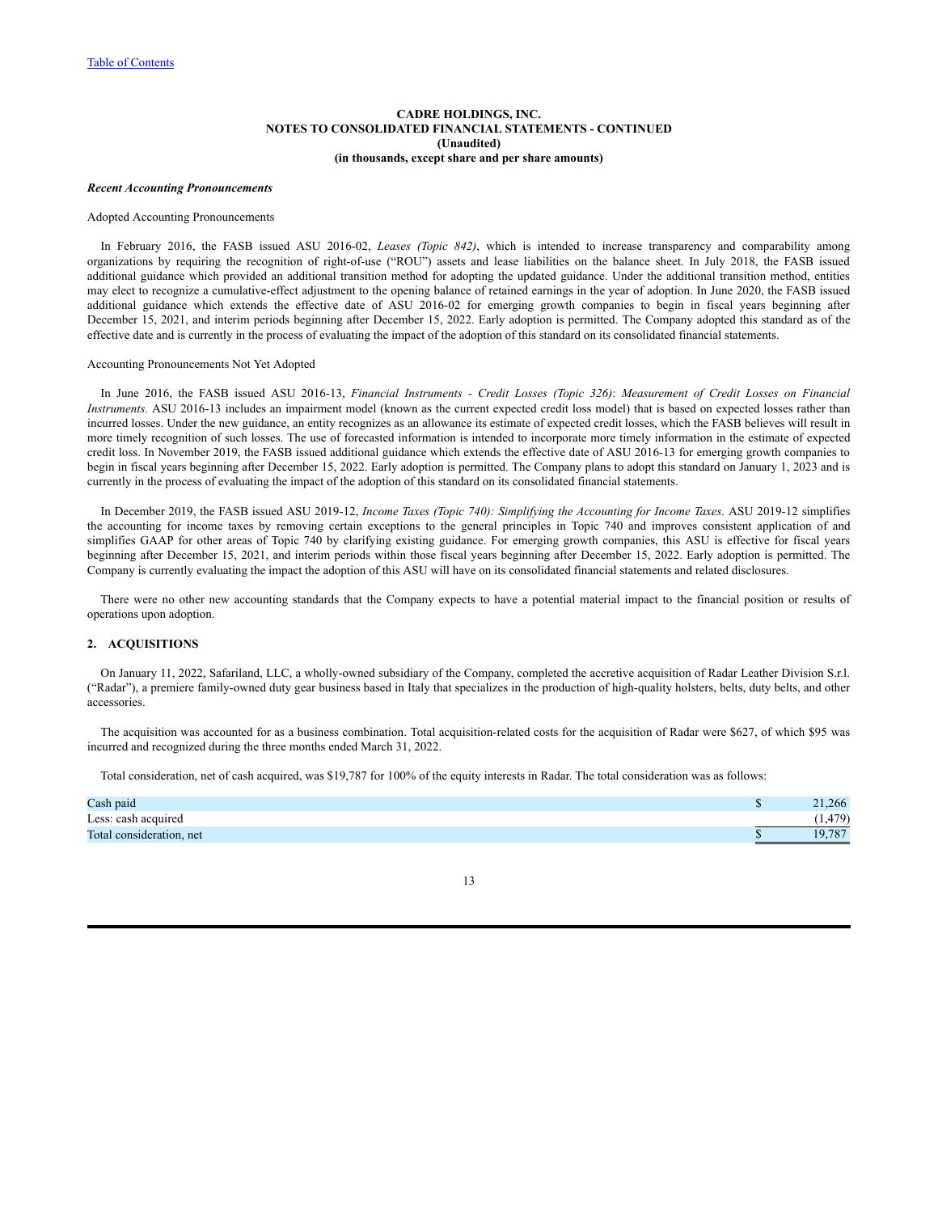**CADRE HOLDINGS, INC.**
**NOTES TO CONSOLIDATED FINANCIAL STATEMENTS - CONTINUED**
**(Unaudited)**
**(in thousands, except share and per share amounts)**

***Recent Accounting Pronouncements***

Adopted Accounting Pronouncements

In February 2016, the FASB issued ASU 2016-02, *Leases (Topic 842)*, which is intended to increase transparency and comparability among organizations by requiring the recognition of right-of-use ("ROU") assets and lease liabilities on the balance sheet. In July 2018, the FASB issued additional guidance which provided an additional transition method for adopting the updated guidance. Under the additional transition method, entities may elect to recognize a cumulative-effect adjustment to the opening balance of retained earnings in the year of adoption. In June 2020, the FASB issued additional guidance which extends the effective date of ASU 2016-02 for emerging growth companies to begin in fiscal years beginning after December 15, 2021, and interim periods beginning after December 15, 2022. Early adoption is permitted. The Company adopted this standard as of the effective date and is currently in the process of evaluating the impact of the adoption of this standard on its consolidated financial statements.

Accounting Pronouncements Not Yet Adopted

In June 2016, the FASB issued ASU 2016-13, *Financial Instruments - Credit Losses (Topic 326)*: *Measurement of Credit Losses on Financial Instruments.* ASU 2016-13 includes an impairment model (known as the current expected credit loss model) that is based on expected losses rather than incurred losses. Under the new guidance, an entity recognizes as an allowance its estimate of expected credit losses, which the FASB believes will result in more timely recognition of such losses. The use of forecasted information is intended to incorporate more timely information in the estimate of expected credit loss. In November 2019, the FASB issued additional guidance which extends the effective date of ASU 2016-13 for emerging growth companies to begin in fiscal years beginning after December 15, 2022. Early adoption is permitted. The Company plans to adopt this standard on January 1, 2023 and is currently in the process of evaluating the impact of the adoption of this standard on its consolidated financial statements.

In December 2019, the FASB issued ASU 2019-12, *Income Taxes (Topic 740): Simplifying the Accounting for Income Taxes*. ASU 2019-12 simplifies the accounting for income taxes by removing certain exceptions to the general principles in Topic 740 and improves consistent application of and simplifies GAAP for other areas of Topic 740 by clarifying existing guidance. For emerging growth companies, this ASU is effective for fiscal years beginning after December 15, 2021, and interim periods within those fiscal years beginning after December 15, 2022. Early adoption is permitted. The Company is currently evaluating the impact the adoption of this ASU will have on its consolidated financial statements and related disclosures.

There were no other new accounting standards that the Company expects to have a potential material impact to the financial position or results of operations upon adoption.

## 2. ACQUISITIONS

On January 11, 2022, Safariland, LLC, a wholly-owned subsidiary of the Company, completed the accretive acquisition of Radar Leather Division S.r.l. ("Radar"), a premiere family-owned duty gear business based in Italy that specializes in the production of high-quality holsters, belts, duty belts, and other accessories.

The acquisition was accounted for as a business combination. Total acquisition-related costs for the acquisition of Radar were $627, of which $95 was incurred and recognized during the three months ended March 31, 2022.

Total consideration, net of cash acquired, was $19,787 for 100% of the equity interests in Radar. The total consideration was as follows:

| | |
|---|---|
| Cash paid | $ 21,266 |
| Less: cash acquired | (1,479) |
| Total consideration, net | $ 19,787 |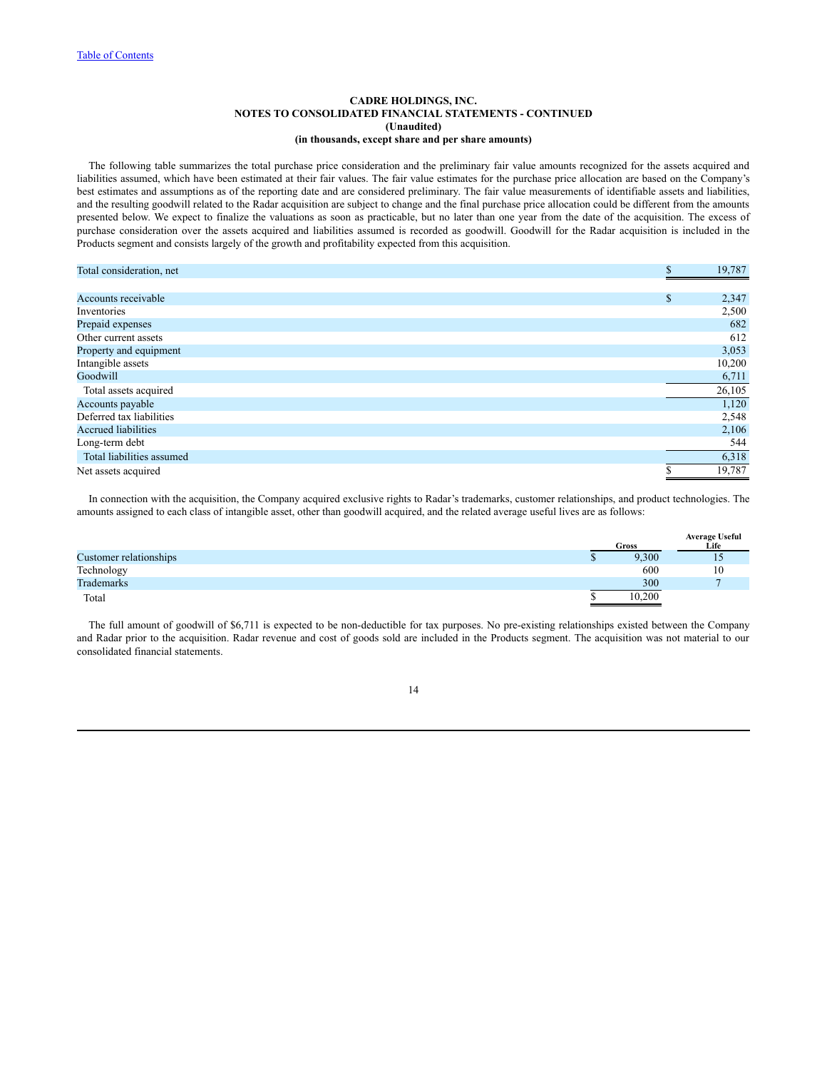**CADRE HOLDINGS, INC.**
**NOTES TO CONSOLIDATED FINANCIAL STATEMENTS - CONTINUED**
**(Unaudited)**
**(in thousands, except share and per share amounts)**

The following table summarizes the total purchase price consideration and the preliminary fair value amounts recognized for the assets acquired and liabilities assumed, which have been estimated at their fair values. The fair value estimates for the purchase price allocation are based on the Company's best estimates and assumptions as of the reporting date and are considered preliminary. The fair value measurements of identifiable assets and liabilities, and the resulting goodwill related to the Radar acquisition are subject to change and the final purchase price allocation could be different from the amounts presented below. We expect to finalize the valuations as soon as practicable, but no later than one year from the date of the acquisition. The excess of purchase consideration over the assets acquired and liabilities assumed is recorded as goodwill. Goodwill for the Radar acquisition is included in the Products segment and consists largely of the growth and profitability expected from this acquisition.

| | | |
|---|---|---|
| Total consideration, net | $ | 19,787 |
| | | |
| Accounts receivable | $ | 2,347 |
| Inventories | | 2,500 |
| Prepaid expenses | | 682 |
| Other current assets | | 612 |
| Property and equipment | | 3,053 |
| Intangible assets | | 10,200 |
| Goodwill | | 6,711 |
| Total assets acquired | | 26,105 |
| Accounts payable | | 1,120 |
| Deferred tax liabilities | | 2,548 |
| Accrued liabilities | | 2,106 |
| Long-term debt | | 544 |
| Total liabilities assumed | | 6,318 |
| Net assets acquired | $ | 19,787 |

In connection with the acquisition, the Company acquired exclusive rights to Radar's trademarks, customer relationships, and product technologies. The amounts assigned to each class of intangible asset, other than goodwill acquired, and the related average useful lives are as follows:

| | | Gross | Average Useful Life |
|---|---|---|---|
| Customer relationships | $ | 9,300 | 15 |
| Technology | | 600 | 10 |
| Trademarks | | 300 | 7 |
| Total | $ | 10,200 | |

The full amount of goodwill of $6,711 is expected to be non-deductible for tax purposes. No pre-existing relationships existed between the Company and Radar prior to the acquisition. Radar revenue and cost of goods sold are included in the Products segment. The acquisition was not material to our consolidated financial statements.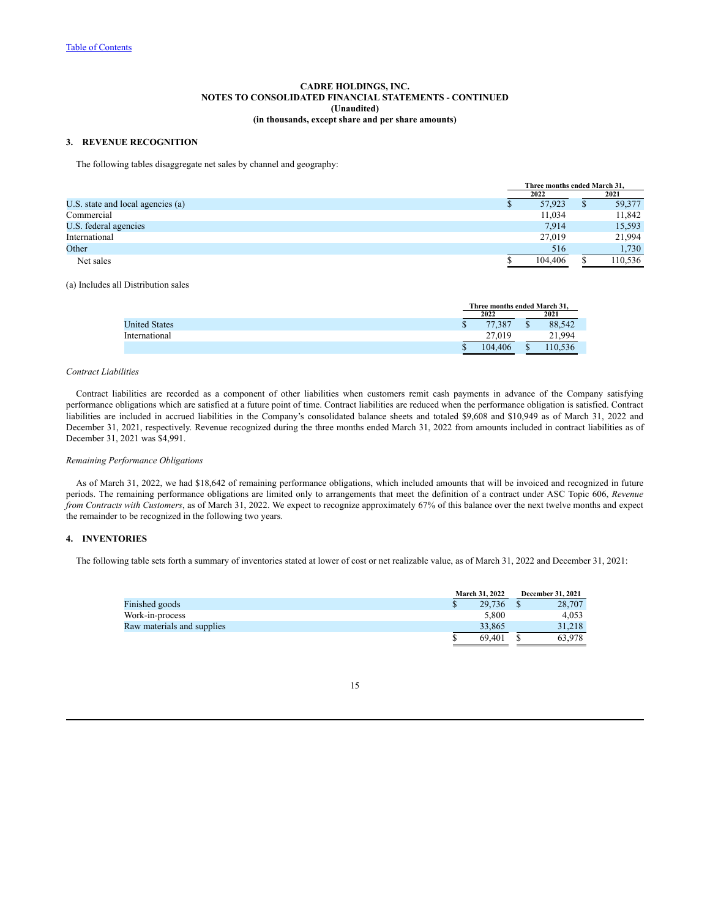Table of Contents

**CADRE HOLDINGS, INC.**
**NOTES TO CONSOLIDATED FINANCIAL STATEMENTS - CONTINUED**
**(Unaudited)**
**(in thousands, except share and per share amounts)**

## 3. REVENUE RECOGNITION

The following tables disaggregate net sales by channel and geography:

| | Three months ended March 31, | |
|---|---|---|
| | 2022 | 2021 |
| U.S. state and local agencies (a) | $ 57,923 | $ 59,377 |
| Commercial | 11,034 | 11,842 |
| U.S. federal agencies | 7,914 | 15,593 |
| International | 27,019 | 21,994 |
| Other | 516 | 1,730 |
| Net sales | $ 104,406 | $ 110,536 |

(a) Includes all Distribution sales

| | Three months ended March 31, | |
|---|---|---|
| | 2022 | 2021 |
| United States | $ 77,387 | $ 88,542 |
| International | 27,019 | 21,994 |
| | $ 104,406 | $ 110,536 |

*Contract Liabilities*

Contract liabilities are recorded as a component of other liabilities when customers remit cash payments in advance of the Company satisfying performance obligations which are satisfied at a future point of time. Contract liabilities are reduced when the performance obligation is satisfied. Contract liabilities are included in accrued liabilities in the Company's consolidated balance sheets and totaled $9,608 and $10,949 as of March 31, 2022 and December 31, 2021, respectively. Revenue recognized during the three months ended March 31, 2022 from amounts included in contract liabilities as of December 31, 2021 was $4,991.

*Remaining Performance Obligations*

As of March 31, 2022, we had $18,642 of remaining performance obligations, which included amounts that will be invoiced and recognized in future periods. The remaining performance obligations are limited only to arrangements that meet the definition of a contract under ASC Topic 606, *Revenue from Contracts with Customers*, as of March 31, 2022. We expect to recognize approximately 67% of this balance over the next twelve months and expect the remainder to be recognized in the following two years.

## 4. INVENTORIES

The following table sets forth a summary of inventories stated at lower of cost or net realizable value, as of March 31, 2022 and December 31, 2021:

| | March 31, 2022 | December 31, 2021 |
|---|---|---|
| Finished goods | $ 29,736 | $ 28,707 |
| Work-in-process | 5,800 | 4,053 |
| Raw materials and supplies | 33,865 | 31,218 |
| | $ 69,401 | $ 63,978 |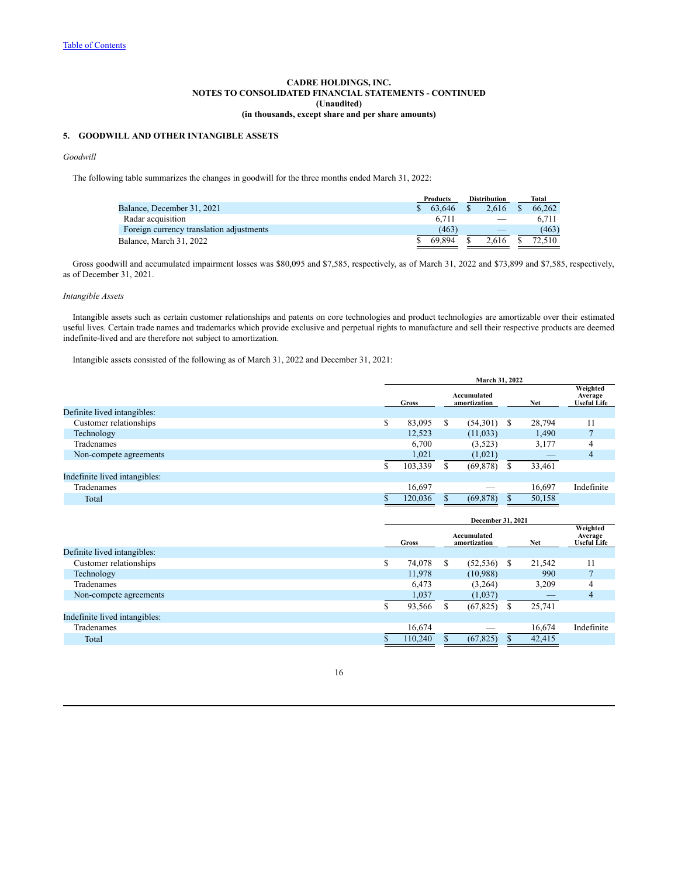[Table of Contents](#)

**CADRE HOLDINGS, INC.**
**NOTES TO CONSOLIDATED FINANCIAL STATEMENTS - CONTINUED**
**(Unaudited)**
**(in thousands, except share and per share amounts)**

## 5. GOODWILL AND OTHER INTANGIBLE ASSETS

*Goodwill*

The following table summarizes the changes in goodwill for the three months ended March 31, 2022:

| | Products | Distribution | Total |
|---|---|---|---|
| Balance, December 31, 2021 | $ 63,646 | $ 2,616 | $ 66,262 |
| Radar acquisition | 6,711 | — | 6,711 |
| Foreign currency translation adjustments | (463) | — | (463) |
| Balance, March 31, 2022 | $ 69,894 | $ 2,616 | $ 72,510 |

Gross goodwill and accumulated impairment losses was $80,095 and $7,585, respectively, as of March 31, 2022 and $73,899 and $7,585, respectively, as of December 31, 2021.

*Intangible Assets*

Intangible assets such as certain customer relationships and patents on core technologies and product technologies are amortizable over their estimated useful lives. Certain trade names and trademarks which provide exclusive and perpetual rights to manufacture and sell their respective products are deemed indefinite-lived and are therefore not subject to amortization.

Intangible assets consisted of the following as of March 31, 2022 and December 31, 2021:

| | March 31, 2022 | | | |
|---|---|---|---|---|
| | Gross | Accumulated amortization | Net | Weighted Average Useful Life |
| Definite lived intangibles: | | | | |
| Customer relationships | $ 83,095 | $ (54,301) | $ 28,794 | 11 |
| Technology | 12,523 | (11,033) | 1,490 | 7 |
| Tradenames | 6,700 | (3,523) | 3,177 | 4 |
| Non-compete agreements | 1,021 | (1,021) | — | 4 |
| | $ 103,339 | $ (69,878) | $ 33,461 | |
| Indefinite lived intangibles: | | | | |
| Tradenames | 16,697 | — | 16,697 | Indefinite |
| Total | $ 120,036 | $ (69,878) | $ 50,158 | |

| | December 31, 2021 | | | |
|---|---|---|---|---|
| | Gross | Accumulated amortization | Net | Weighted Average Useful Life |
| Definite lived intangibles: | | | | |
| Customer relationships | $ 74,078 | $ (52,536) | $ 21,542 | 11 |
| Technology | 11,978 | (10,988) | 990 | 7 |
| Tradenames | 6,473 | (3,264) | 3,209 | 4 |
| Non-compete agreements | 1,037 | (1,037) | — | 4 |
| | $ 93,566 | $ (67,825) | $ 25,741 | |
| Indefinite lived intangibles: | | | | |
| Tradenames | 16,674 | — | 16,674 | Indefinite |
| Total | $ 110,240 | $ (67,825) | $ 42,415 | |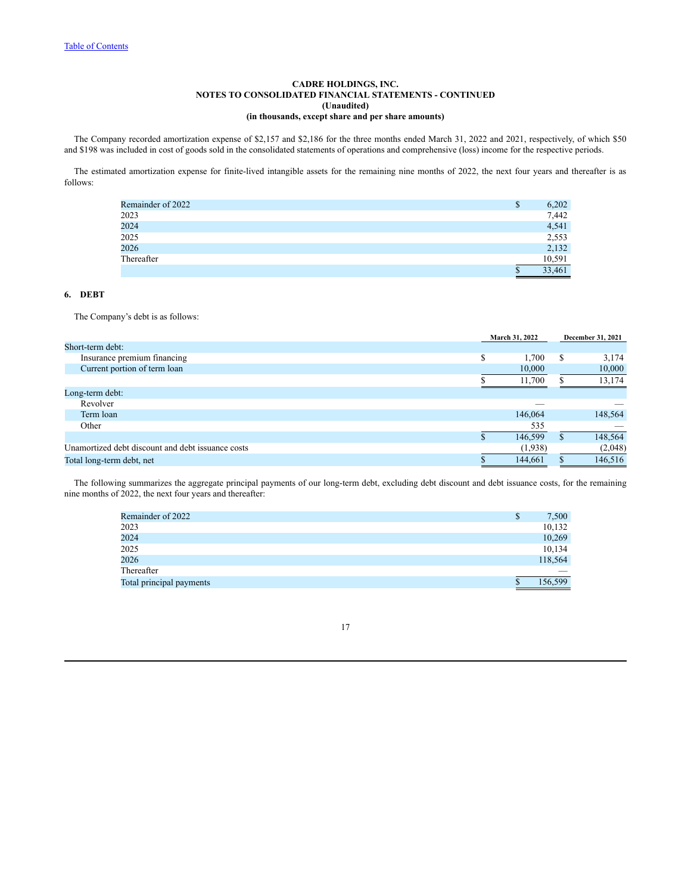**CADRE HOLDINGS, INC.**
**NOTES TO CONSOLIDATED FINANCIAL STATEMENTS - CONTINUED**
**(Unaudited)**
**(in thousands, except share and per share amounts)**

The Company recorded amortization expense of $2,157 and $2,186 for the three months ended March 31, 2022 and 2021, respectively, of which $50 and $198 was included in cost of goods sold in the consolidated statements of operations and comprehensive (loss) income for the respective periods.

The estimated amortization expense for finite-lived intangible assets for the remaining nine months of 2022, the next four years and thereafter is as follows:

| | |
|---|---|
| Remainder of 2022 | $ 6,202 |
| 2023 | 7,442 |
| 2024 | 4,541 |
| 2025 | 2,553 |
| 2026 | 2,132 |
| Thereafter | 10,591 |
| | $ 33,461 |

## 6. DEBT

The Company's debt is as follows:

| | March 31, 2022 | December 31, 2021 |
|---|---|---|
| Short-term debt: | | |
| Insurance premium financing | $ 1,700 | $ 3,174 |
| Current portion of term loan | 10,000 | 10,000 |
| | $ 11,700 | $ 13,174 |
| Long-term debt: | | |
| Revolver | — | — |
| Term loan | 146,064 | 148,564 |
| Other | 535 | — |
| | $ 146,599 | $ 148,564 |
| Unamortized debt discount and debt issuance costs | (1,938) | (2,048) |
| Total long-term debt, net | $ 144,661 | $ 146,516 |

The following summarizes the aggregate principal payments of our long-term debt, excluding debt discount and debt issuance costs, for the remaining nine months of 2022, the next four years and thereafter:

| | |
|---|---|
| Remainder of 2022 | $ 7,500 |
| 2023 | 10,132 |
| 2024 | 10,269 |
| 2025 | 10,134 |
| 2026 | 118,564 |
| Thereafter | — |
| Total principal payments | $ 156,599 |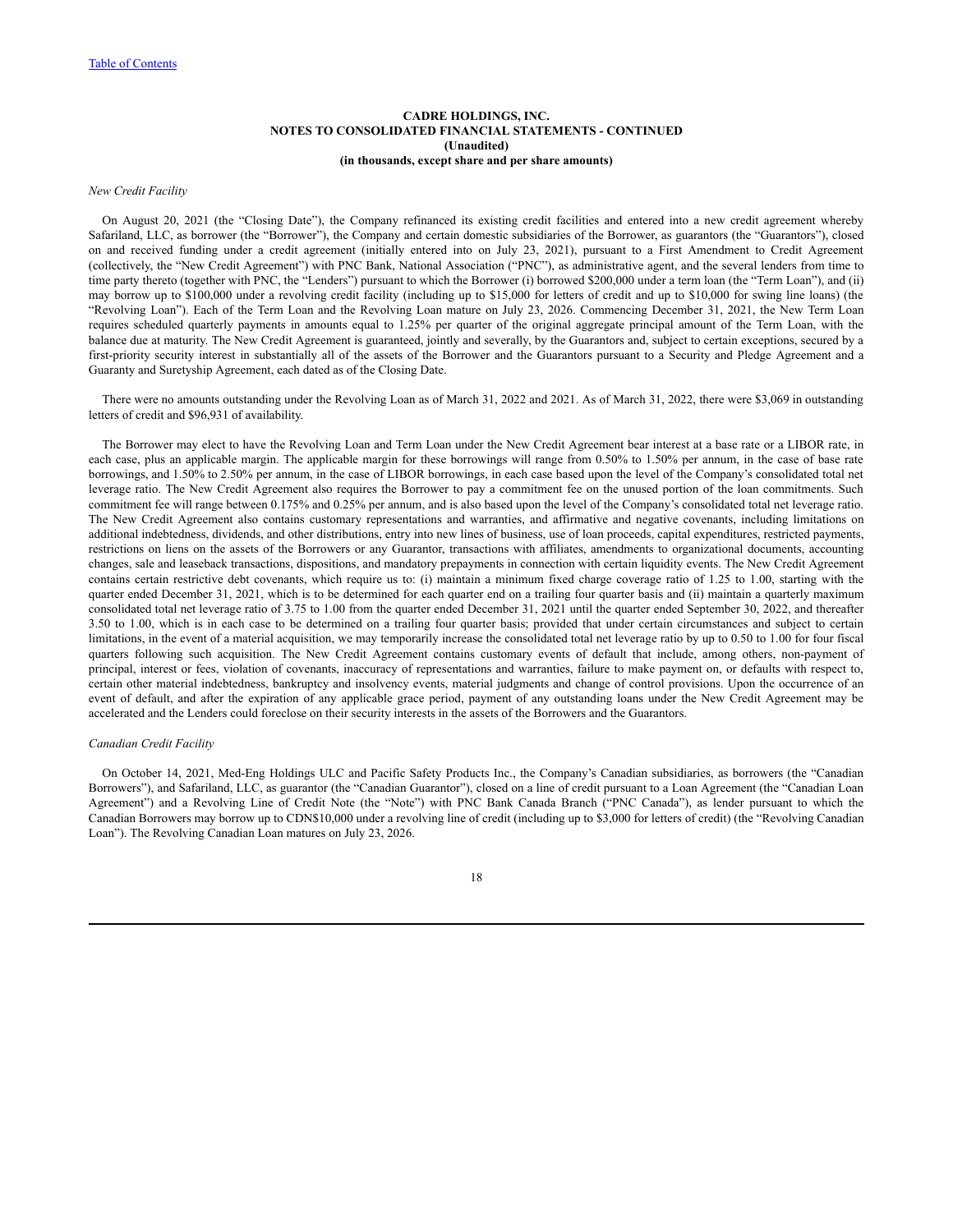**CADRE HOLDINGS, INC.**
**NOTES TO CONSOLIDATED FINANCIAL STATEMENTS - CONTINUED**
**(Unaudited)**
**(in thousands, except share and per share amounts)**

*New Credit Facility*

On August 20, 2021 (the "Closing Date"), the Company refinanced its existing credit facilities and entered into a new credit agreement whereby Safariland, LLC, as borrower (the "Borrower"), the Company and certain domestic subsidiaries of the Borrower, as guarantors (the "Guarantors"), closed on and received funding under a credit agreement (initially entered into on July 23, 2021), pursuant to a First Amendment to Credit Agreement (collectively, the "New Credit Agreement") with PNC Bank, National Association ("PNC"), as administrative agent, and the several lenders from time to time party thereto (together with PNC, the "Lenders") pursuant to which the Borrower (i) borrowed $200,000 under a term loan (the "Term Loan"), and (ii) may borrow up to $100,000 under a revolving credit facility (including up to $15,000 for letters of credit and up to $10,000 for swing line loans) (the "Revolving Loan"). Each of the Term Loan and the Revolving Loan mature on July 23, 2026. Commencing December 31, 2021, the New Term Loan requires scheduled quarterly payments in amounts equal to 1.25% per quarter of the original aggregate principal amount of the Term Loan, with the balance due at maturity. The New Credit Agreement is guaranteed, jointly and severally, by the Guarantors and, subject to certain exceptions, secured by a first-priority security interest in substantially all of the assets of the Borrower and the Guarantors pursuant to a Security and Pledge Agreement and a Guaranty and Suretyship Agreement, each dated as of the Closing Date.

There were no amounts outstanding under the Revolving Loan as of March 31, 2022 and 2021. As of March 31, 2022, there were $3,069 in outstanding letters of credit and $96,931 of availability.

The Borrower may elect to have the Revolving Loan and Term Loan under the New Credit Agreement bear interest at a base rate or a LIBOR rate, in each case, plus an applicable margin. The applicable margin for these borrowings will range from 0.50% to 1.50% per annum, in the case of base rate borrowings, and 1.50% to 2.50% per annum, in the case of LIBOR borrowings, in each case based upon the level of the Company's consolidated total net leverage ratio. The New Credit Agreement also requires the Borrower to pay a commitment fee on the unused portion of the loan commitments. Such commitment fee will range between 0.175% and 0.25% per annum, and is also based upon the level of the Company's consolidated total net leverage ratio. The New Credit Agreement also contains customary representations and warranties, and affirmative and negative covenants, including limitations on additional indebtedness, dividends, and other distributions, entry into new lines of business, use of loan proceeds, capital expenditures, restricted payments, restrictions on liens on the assets of the Borrowers or any Guarantor, transactions with affiliates, amendments to organizational documents, accounting changes, sale and leaseback transactions, dispositions, and mandatory prepayments in connection with certain liquidity events. The New Credit Agreement contains certain restrictive debt covenants, which require us to: (i) maintain a minimum fixed charge coverage ratio of 1.25 to 1.00, starting with the quarter ended December 31, 2021, which is to be determined for each quarter end on a trailing four quarter basis and (ii) maintain a quarterly maximum consolidated total net leverage ratio of 3.75 to 1.00 from the quarter ended December 31, 2021 until the quarter ended September 30, 2022, and thereafter 3.50 to 1.00, which is in each case to be determined on a trailing four quarter basis; provided that under certain circumstances and subject to certain limitations, in the event of a material acquisition, we may temporarily increase the consolidated total net leverage ratio by up to 0.50 to 1.00 for four fiscal quarters following such acquisition. The New Credit Agreement contains customary events of default that include, among others, non-payment of principal, interest or fees, violation of covenants, inaccuracy of representations and warranties, failure to make payment on, or defaults with respect to, certain other material indebtedness, bankruptcy and insolvency events, material judgments and change of control provisions. Upon the occurrence of an event of default, and after the expiration of any applicable grace period, payment of any outstanding loans under the New Credit Agreement may be accelerated and the Lenders could foreclose on their security interests in the assets of the Borrowers and the Guarantors.

*Canadian Credit Facility*

On October 14, 2021, Med-Eng Holdings ULC and Pacific Safety Products Inc., the Company's Canadian subsidiaries, as borrowers (the "Canadian Borrowers"), and Safariland, LLC, as guarantor (the "Canadian Guarantor"), closed on a line of credit pursuant to a Loan Agreement (the "Canadian Loan Agreement") and a Revolving Line of Credit Note (the "Note") with PNC Bank Canada Branch ("PNC Canada"), as lender pursuant to which the Canadian Borrowers may borrow up to CDN$10,000 under a revolving line of credit (including up to $3,000 for letters of credit) (the "Revolving Canadian Loan"). The Revolving Canadian Loan matures on July 23, 2026.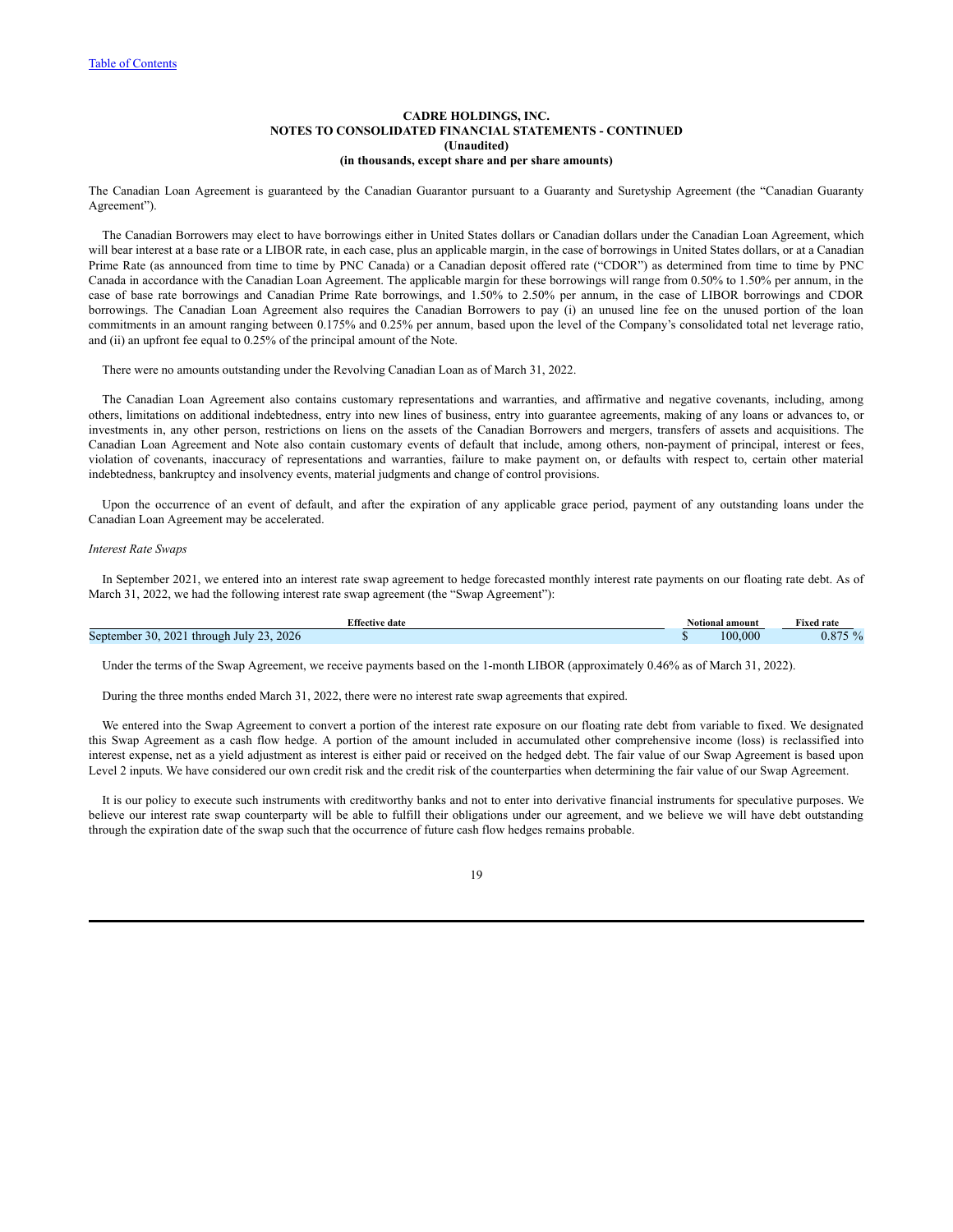The Canadian Loan Agreement is guaranteed by the Canadian Guarantor pursuant to a Guaranty and Suretyship Agreement (the "Canadian Guaranty Agreement").

The Canadian Borrowers may elect to have borrowings either in United States dollars or Canadian dollars under the Canadian Loan Agreement, which will bear interest at a base rate or a LIBOR rate, in each case, plus an applicable margin, in the case of borrowings in United States dollars, or at a Canadian Prime Rate (as announced from time to time by PNC Canada) or a Canadian deposit offered rate ("CDOR") as determined from time to time by PNC Canada in accordance with the Canadian Loan Agreement. The applicable margin for these borrowings will range from 0.50% to 1.50% per annum, in the case of base rate borrowings and Canadian Prime Rate borrowings, and 1.50% to 2.50% per annum, in the case of LIBOR borrowings and CDOR borrowings. The Canadian Loan Agreement also requires the Canadian Borrowers to pay (i) an unused line fee on the unused portion of the loan commitments in an amount ranging between 0.175% and 0.25% per annum, based upon the level of the Company's consolidated total net leverage ratio, and (ii) an upfront fee equal to 0.25% of the principal amount of the Note.

There were no amounts outstanding under the Revolving Canadian Loan as of March 31, 2022.

The Canadian Loan Agreement also contains customary representations and warranties, and affirmative and negative covenants, including, among others, limitations on additional indebtedness, entry into new lines of business, entry into guarantee agreements, making of any loans or advances to, or investments in, any other person, restrictions on liens on the assets of the Canadian Borrowers and mergers, transfers of assets and acquisitions. The Canadian Loan Agreement and Note also contain customary events of default that include, among others, non-payment of principal, interest or fees, violation of covenants, inaccuracy of representations and warranties, failure to make payment on, or defaults with respect to, certain other material indebtedness, bankruptcy and insolvency events, material judgments and change of control provisions.

Upon the occurrence of an event of default, and after the expiration of any applicable grace period, payment of any outstanding loans under the Canadian Loan Agreement may be accelerated.

*Interest Rate Swaps*

In September 2021, we entered into an interest rate swap agreement to hedge forecasted monthly interest rate payments on our floating rate debt. As of March 31, 2022, we had the following interest rate swap agreement (the "Swap Agreement"):

| Effective date | Notional amount | Fixed rate |
|---|---|---|
| September 30, 2021 through July 23, 2026 | $ 100,000 | 0.875 % |

Under the terms of the Swap Agreement, we receive payments based on the 1-month LIBOR (approximately 0.46% as of March 31, 2022).

During the three months ended March 31, 2022, there were no interest rate swap agreements that expired.

We entered into the Swap Agreement to convert a portion of the interest rate exposure on our floating rate debt from variable to fixed. We designated this Swap Agreement as a cash flow hedge. A portion of the amount included in accumulated other comprehensive income (loss) is reclassified into interest expense, net as a yield adjustment as interest is either paid or received on the hedged debt. The fair value of our Swap Agreement is based upon Level 2 inputs. We have considered our own credit risk and the credit risk of the counterparties when determining the fair value of our Swap Agreement.

It is our policy to execute such instruments with creditworthy banks and not to enter into derivative financial instruments for speculative purposes. We believe our interest rate swap counterparty will be able to fulfill their obligations under our agreement, and we believe we will have debt outstanding through the expiration date of the swap such that the occurrence of future cash flow hedges remains probable.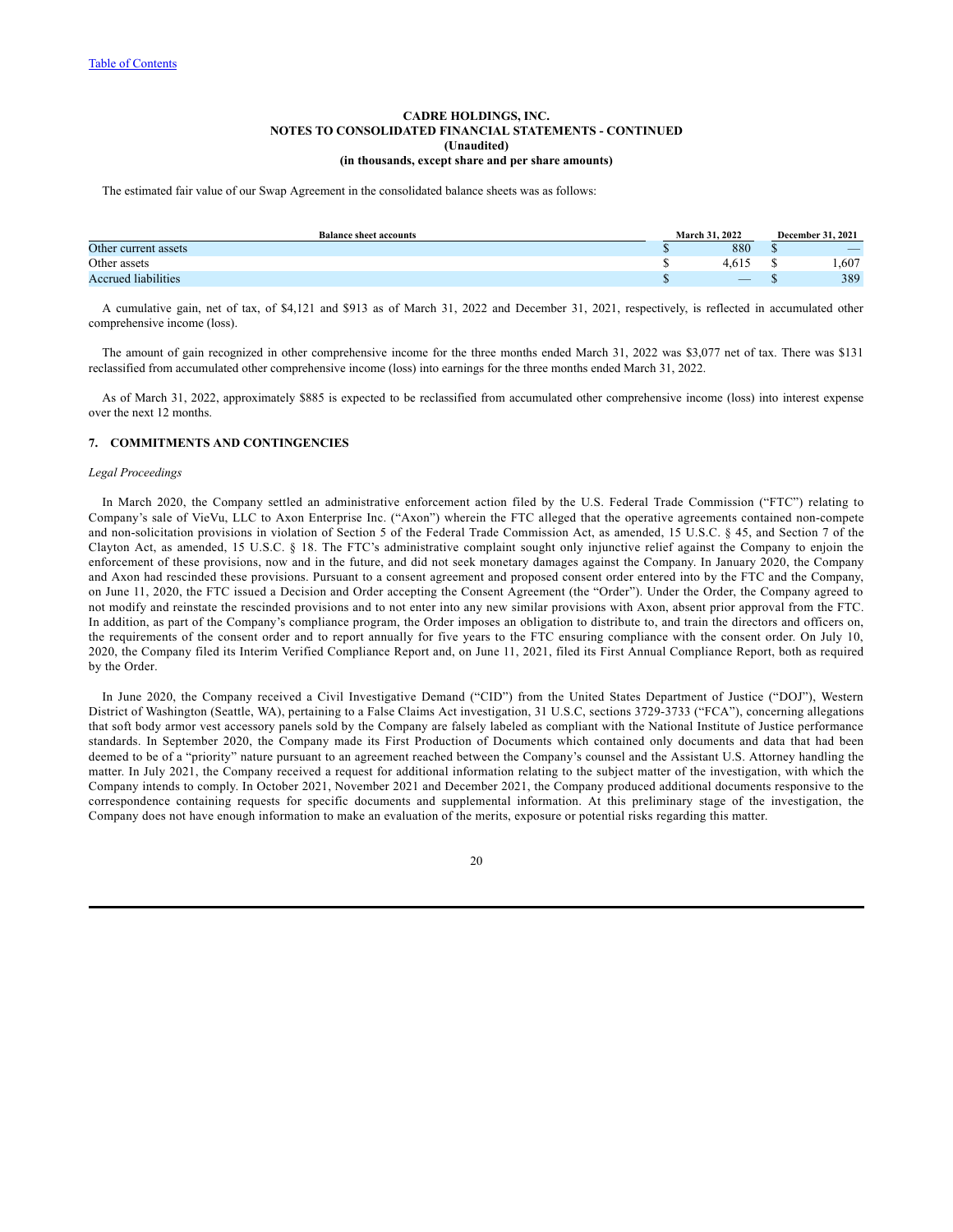The estimated fair value of our Swap Agreement in the consolidated balance sheets was as follows:

| Balance sheet accounts | March 31, 2022 | December 31, 2021 |
|---|---|---|
| Other current assets | $ 880 | $ — |
| Other assets | $ 4,615 | $ 1,607 |
| Accrued liabilities | $ — | $ 389 |

A cumulative gain, net of tax, of $4,121 and $913 as of March 31, 2022 and December 31, 2021, respectively, is reflected in accumulated other comprehensive income (loss).

The amount of gain recognized in other comprehensive income for the three months ended March 31, 2022 was $3,077 net of tax. There was $131 reclassified from accumulated other comprehensive income (loss) into earnings for the three months ended March 31, 2022.

As of March 31, 2022, approximately $885 is expected to be reclassified from accumulated other comprehensive income (loss) into interest expense over the next 12 months.

## 7. COMMITMENTS AND CONTINGENCIES

*Legal Proceedings*

In March 2020, the Company settled an administrative enforcement action filed by the U.S. Federal Trade Commission ("FTC") relating to Company's sale of VieVu, LLC to Axon Enterprise Inc. ("Axon") wherein the FTC alleged that the operative agreements contained non-compete and non-solicitation provisions in violation of Section 5 of the Federal Trade Commission Act, as amended, 15 U.S.C. § 45, and Section 7 of the Clayton Act, as amended, 15 U.S.C. § 18. The FTC's administrative complaint sought only injunctive relief against the Company to enjoin the enforcement of these provisions, now and in the future, and did not seek monetary damages against the Company. In January 2020, the Company and Axon had rescinded these provisions. Pursuant to a consent agreement and proposed consent order entered into by the FTC and the Company, on June 11, 2020, the FTC issued a Decision and Order accepting the Consent Agreement (the "Order"). Under the Order, the Company agreed to not modify and reinstate the rescinded provisions and to not enter into any new similar provisions with Axon, absent prior approval from the FTC. In addition, as part of the Company's compliance program, the Order imposes an obligation to distribute to, and train the directors and officers on, the requirements of the consent order and to report annually for five years to the FTC ensuring compliance with the consent order. On July 10, 2020, the Company filed its Interim Verified Compliance Report and, on June 11, 2021, filed its First Annual Compliance Report, both as required by the Order.

In June 2020, the Company received a Civil Investigative Demand ("CID") from the United States Department of Justice ("DOJ"), Western District of Washington (Seattle, WA), pertaining to a False Claims Act investigation, 31 U.S.C, sections 3729-3733 ("FCA"), concerning allegations that soft body armor vest accessory panels sold by the Company are falsely labeled as compliant with the National Institute of Justice performance standards. In September 2020, the Company made its First Production of Documents which contained only documents and data that had been deemed to be of a "priority" nature pursuant to an agreement reached between the Company's counsel and the Assistant U.S. Attorney handling the matter. In July 2021, the Company received a request for additional information relating to the subject matter of the investigation, with which the Company intends to comply. In October 2021, November 2021 and December 2021, the Company produced additional documents responsive to the correspondence containing requests for specific documents and supplemental information. At this preliminary stage of the investigation, the Company does not have enough information to make an evaluation of the merits, exposure or potential risks regarding this matter.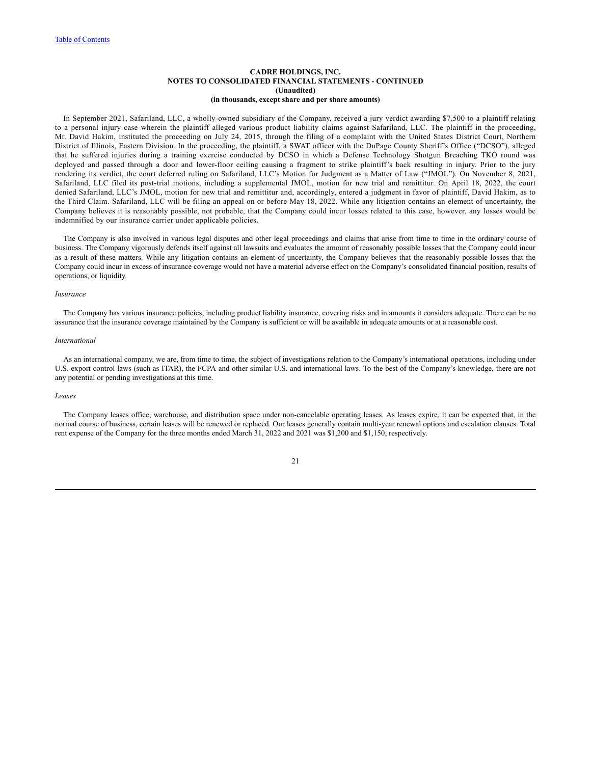In September 2021, Safariland, LLC, a wholly-owned subsidiary of the Company, received a jury verdict awarding $7,500 to a plaintiff relating to a personal injury case wherein the plaintiff alleged various product liability claims against Safariland, LLC. The plaintiff in the proceeding, Mr. David Hakim, instituted the proceeding on July 24, 2015, through the filing of a complaint with the United States District Court, Northern District of Illinois, Eastern Division. In the proceeding, the plaintiff, a SWAT officer with the DuPage County Sheriff's Office ("DCSO"), alleged that he suffered injuries during a training exercise conducted by DCSO in which a Defense Technology Shotgun Breaching TKO round was deployed and passed through a door and lower-floor ceiling causing a fragment to strike plaintiff's back resulting in injury. Prior to the jury rendering its verdict, the court deferred ruling on Safariland, LLC's Motion for Judgment as a Matter of Law ("JMOL"). On November 8, 2021, Safariland, LLC filed its post-trial motions, including a supplemental JMOL, motion for new trial and remittitur. On April 18, 2022, the court denied Safariland, LLC's JMOL, motion for new trial and remittitur and, accordingly, entered a judgment in favor of plaintiff, David Hakim, as to the Third Claim. Safariland, LLC will be filing an appeal on or before May 18, 2022. While any litigation contains an element of uncertainty, the Company believes it is reasonably possible, not probable, that the Company could incur losses related to this case, however, any losses would be indemnified by our insurance carrier under applicable policies.

The Company is also involved in various legal disputes and other legal proceedings and claims that arise from time to time in the ordinary course of business. The Company vigorously defends itself against all lawsuits and evaluates the amount of reasonably possible losses that the Company could incur as a result of these matters. While any litigation contains an element of uncertainty, the Company believes that the reasonably possible losses that the Company could incur in excess of insurance coverage would not have a material adverse effect on the Company's consolidated financial position, results of operations, or liquidity.

*Insurance*

The Company has various insurance policies, including product liability insurance, covering risks and in amounts it considers adequate. There can be no assurance that the insurance coverage maintained by the Company is sufficient or will be available in adequate amounts or at a reasonable cost.

*International*

As an international company, we are, from time to time, the subject of investigations relation to the Company's international operations, including under U.S. export control laws (such as ITAR), the FCPA and other similar U.S. and international laws. To the best of the Company's knowledge, there are not any potential or pending investigations at this time.

*Leases*

The Company leases office, warehouse, and distribution space under non-cancelable operating leases. As leases expire, it can be expected that, in the normal course of business, certain leases will be renewed or replaced. Our leases generally contain multi-year renewal options and escalation clauses. Total rent expense of the Company for the three months ended March 31, 2022 and 2021 was $1,200 and $1,150, respectively.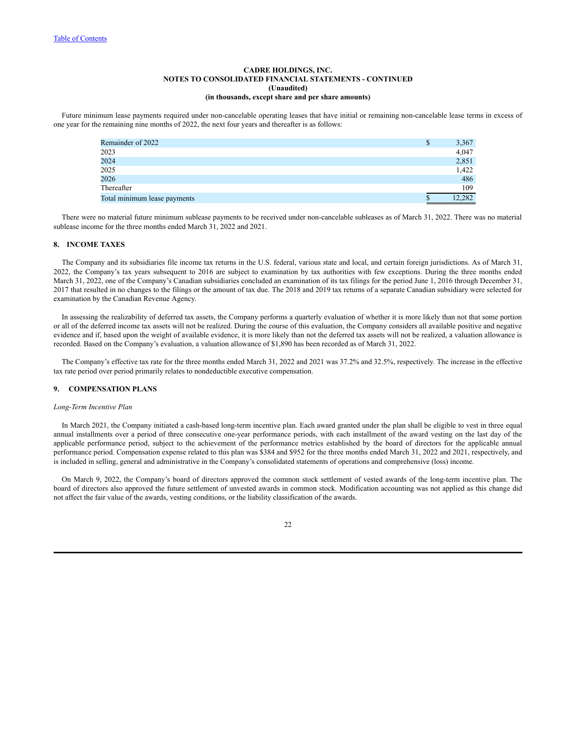**CADRE HOLDINGS, INC.**
**NOTES TO CONSOLIDATED FINANCIAL STATEMENTS - CONTINUED**
**(Unaudited)**
**(in thousands, except share and per share amounts)**

Future minimum lease payments required under non-cancelable operating leases that have initial or remaining non-cancelable lease terms in excess of one year for the remaining nine months of 2022, the next four years and thereafter is as follows:

| | |
|---|---|
| Remainder of 2022 | $ 3,367 |
| 2023 | 4,047 |
| 2024 | 2,851 |
| 2025 | 1,422 |
| 2026 | 486 |
| Thereafter | 109 |
| Total minimum lease payments | $ 12,282 |

There were no material future minimum sublease payments to be received under non-cancelable subleases as of March 31, 2022. There was no material sublease income for the three months ended March 31, 2022 and 2021.

## 8. INCOME TAXES

The Company and its subsidiaries file income tax returns in the U.S. federal, various state and local, and certain foreign jurisdictions. As of March 31, 2022, the Company's tax years subsequent to 2016 are subject to examination by tax authorities with few exceptions. During the three months ended March 31, 2022, one of the Company's Canadian subsidiaries concluded an examination of its tax filings for the period June 1, 2016 through December 31, 2017 that resulted in no changes to the filings or the amount of tax due. The 2018 and 2019 tax returns of a separate Canadian subsidiary were selected for examination by the Canadian Revenue Agency.

In assessing the realizability of deferred tax assets, the Company performs a quarterly evaluation of whether it is more likely than not that some portion or all of the deferred income tax assets will not be realized. During the course of this evaluation, the Company considers all available positive and negative evidence and if, based upon the weight of available evidence, it is more likely than not the deferred tax assets will not be realized, a valuation allowance is recorded. Based on the Company's evaluation, a valuation allowance of $1,890 has been recorded as of March 31, 2022.

The Company's effective tax rate for the three months ended March 31, 2022 and 2021 was 37.2% and 32.5%, respectively. The increase in the effective tax rate period over period primarily relates to nondeductible executive compensation.

## 9. COMPENSATION PLANS

*Long-Term Incentive Plan*

In March 2021, the Company initiated a cash-based long-term incentive plan. Each award granted under the plan shall be eligible to vest in three equal annual installments over a period of three consecutive one-year performance periods, with each installment of the award vesting on the last day of the applicable performance period, subject to the achievement of the performance metrics established by the board of directors for the applicable annual performance period. Compensation expense related to this plan was $384 and $952 for the three months ended March 31, 2022 and 2021, respectively, and is included in selling, general and administrative in the Company's consolidated statements of operations and comprehensive (loss) income.

On March 9, 2022, the Company's board of directors approved the common stock settlement of vested awards of the long-term incentive plan. The board of directors also approved the future settlement of unvested awards in common stock. Modification accounting was not applied as this change did not affect the fair value of the awards, vesting conditions, or the liability classification of the awards.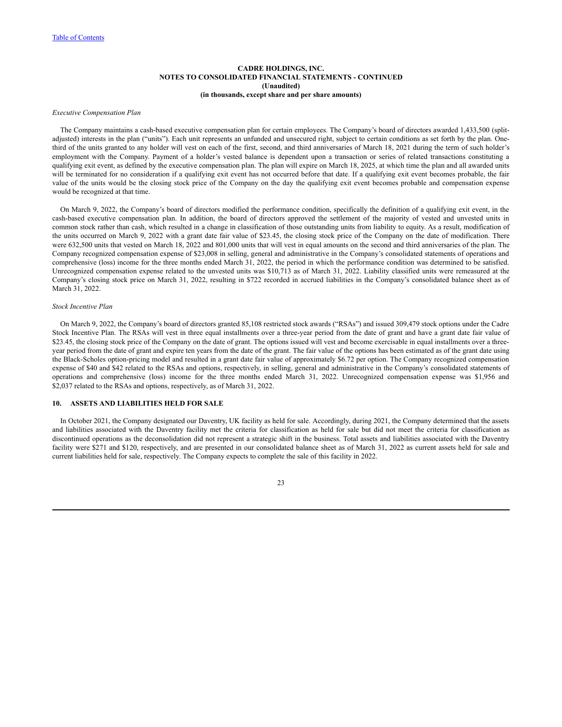**CADRE HOLDINGS, INC.**
**NOTES TO CONSOLIDATED FINANCIAL STATEMENTS - CONTINUED**
**(Unaudited)**
**(in thousands, except share and per share amounts)**

*Executive Compensation Plan*

The Company maintains a cash-based executive compensation plan for certain employees. The Company's board of directors awarded 1,433,500 (split-adjusted) interests in the plan ("units"). Each unit represents an unfunded and unsecured right, subject to certain conditions as set forth by the plan. One-third of the units granted to any holder will vest on each of the first, second, and third anniversaries of March 18, 2021 during the term of such holder's employment with the Company. Payment of a holder's vested balance is dependent upon a transaction or series of related transactions constituting a qualifying exit event, as defined by the executive compensation plan. The plan will expire on March 18, 2025, at which time the plan and all awarded units will be terminated for no consideration if a qualifying exit event has not occurred before that date. If a qualifying exit event becomes probable, the fair value of the units would be the closing stock price of the Company on the day the qualifying exit event becomes probable and compensation expense would be recognized at that time.

On March 9, 2022, the Company's board of directors modified the performance condition, specifically the definition of a qualifying exit event, in the cash-based executive compensation plan. In addition, the board of directors approved the settlement of the majority of vested and unvested units in common stock rather than cash, which resulted in a change in classification of those outstanding units from liability to equity. As a result, modification of the units occurred on March 9, 2022 with a grant date fair value of $23.45, the closing stock price of the Company on the date of modification. There were 632,500 units that vested on March 18, 2022 and 801,000 units that will vest in equal amounts on the second and third anniversaries of the plan. The Company recognized compensation expense of $23,008 in selling, general and administrative in the Company's consolidated statements of operations and comprehensive (loss) income for the three months ended March 31, 2022, the period in which the performance condition was determined to be satisfied. Unrecognized compensation expense related to the unvested units was $10,713 as of March 31, 2022. Liability classified units were remeasured at the Company's closing stock price on March 31, 2022, resulting in $722 recorded in accrued liabilities in the Company's consolidated balance sheet as of March 31, 2022.

*Stock Incentive Plan*

On March 9, 2022, the Company's board of directors granted 85,108 restricted stock awards ("RSAs") and issued 309,479 stock options under the Cadre Stock Incentive Plan. The RSAs will vest in three equal installments over a three-year period from the date of grant and have a grant date fair value of $23.45, the closing stock price of the Company on the date of grant. The options issued will vest and become exercisable in equal installments over a three-year period from the date of grant and expire ten years from the date of the grant. The fair value of the options has been estimated as of the grant date using the Black-Scholes option-pricing model and resulted in a grant date fair value of approximately $6.72 per option. The Company recognized compensation expense of $40 and $42 related to the RSAs and options, respectively, in selling, general and administrative in the Company's consolidated statements of operations and comprehensive (loss) income for the three months ended March 31, 2022. Unrecognized compensation expense was $1,956 and $2,037 related to the RSAs and options, respectively, as of March 31, 2022.

## 10. ASSETS AND LIABILITIES HELD FOR SALE

In October 2021, the Company designated our Daventry, UK facility as held for sale. Accordingly, during 2021, the Company determined that the assets and liabilities associated with the Daventry facility met the criteria for classification as held for sale but did not meet the criteria for classification as discontinued operations as the deconsolidation did not represent a strategic shift in the business. Total assets and liabilities associated with the Daventry facility were $271 and $120, respectively, and are presented in our consolidated balance sheet as of March 31, 2022 as current assets held for sale and current liabilities held for sale, respectively. The Company expects to complete the sale of this facility in 2022.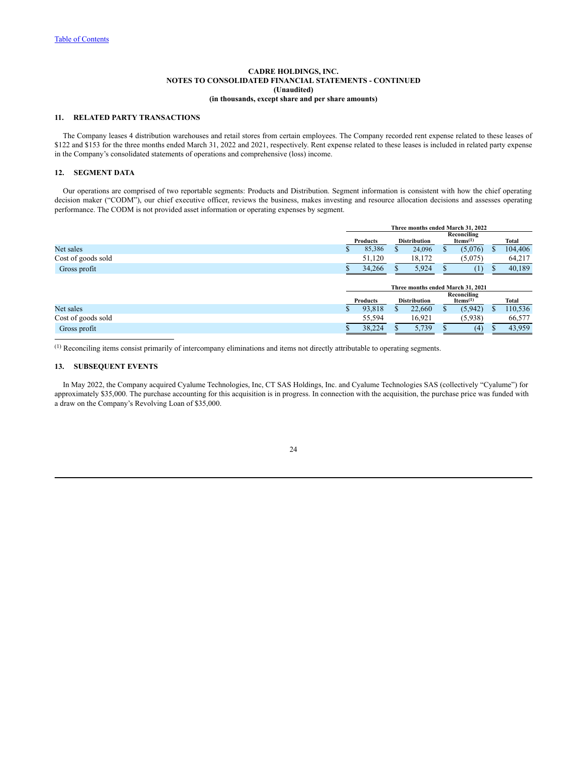CADRE HOLDINGS, INC.
NOTES TO CONSOLIDATED FINANCIAL STATEMENTS - CONTINUED
(Unaudited)
(in thousands, except share and per share amounts)

## 11. RELATED PARTY TRANSACTIONS

The Company leases 4 distribution warehouses and retail stores from certain employees. The Company recorded rent expense related to these leases of $122 and $153 for the three months ended March 31, 2022 and 2021, respectively. Rent expense related to these leases is included in related party expense in the Company's consolidated statements of operations and comprehensive (loss) income.

## 12. SEGMENT DATA

Our operations are comprised of two reportable segments: Products and Distribution. Segment information is consistent with how the chief operating decision maker ("CODM"), our chief executive officer, reviews the business, makes investing and resource allocation decisions and assesses operating performance. The CODM is not provided asset information or operating expenses by segment.

| | Three months ended March 31, 2022 | | | |
|---|---|---|---|---|
| | Products | Distribution | Reconciling Items[(1)] | Total |
| Net sales | $ 85,386 | $ 24,096 | $ (5,076) | $ 104,406 |
| Cost of goods sold | 51,120 | 18,172 | (5,075) | 64,217 |
| Gross profit | $ 34,266 | $ 5,924 | $ (1) | $ 40,189 |

| | Three months ended March 31, 2021 | | | |
|---|---|---|---|---|
| | Products | Distribution | Reconciling Items[(1)] | Total |
| Net sales | $ 93,818 | $ 22,660 | $ (5,942) | $ 110,536 |
| Cost of goods sold | 55,594 | 16,921 | (5,938) | 66,577 |
| Gross profit | $ 38,224 | $ 5,739 | $ (4) | $ 43,959 |

[(1)] Reconciling items consist primarily of intercompany eliminations and items not directly attributable to operating segments.

## 13. SUBSEQUENT EVENTS

In May 2022, the Company acquired Cyalume Technologies, Inc, CT SAS Holdings, Inc. and Cyalume Technologies SAS (collectively "Cyalume") for approximately $35,000. The purchase accounting for this acquisition is in progress. In connection with the acquisition, the purchase price was funded with a draw on the Company's Revolving Loan of $35,000.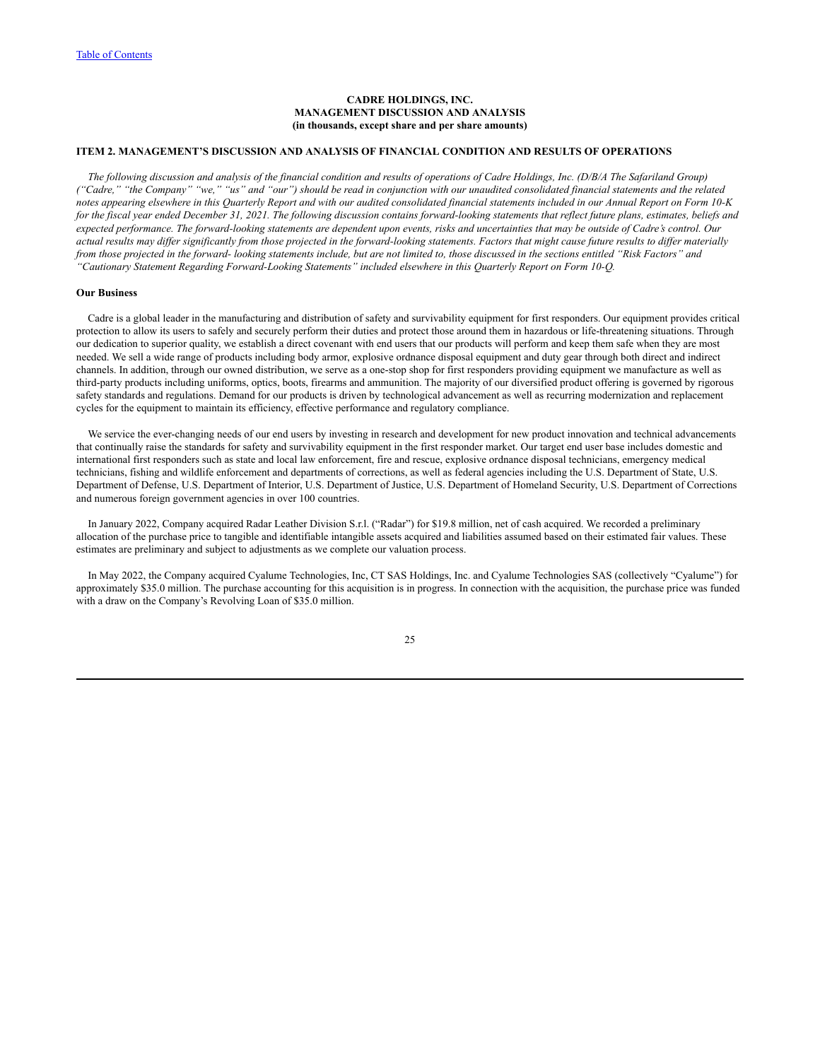**CADRE HOLDINGS, INC.**
**MANAGEMENT DISCUSSION AND ANALYSIS**
**(in thousands, except share and per share amounts)**

## ITEM 2. MANAGEMENT'S DISCUSSION AND ANALYSIS OF FINANCIAL CONDITION AND RESULTS OF OPERATIONS

*The following discussion and analysis of the financial condition and results of operations of Cadre Holdings, Inc. (D/B/A The Safariland Group) ("Cadre," "the Company" "we," "us" and "our") should be read in conjunction with our unaudited consolidated financial statements and the related notes appearing elsewhere in this Quarterly Report and with our audited consolidated financial statements included in our Annual Report on Form 10-K for the fiscal year ended December 31, 2021. The following discussion contains forward-looking statements that reflect future plans, estimates, beliefs and expected performance. The forward-looking statements are dependent upon events, risks and uncertainties that may be outside of Cadre's control. Our actual results may differ significantly from those projected in the forward-looking statements. Factors that might cause future results to differ materially from those projected in the forward- looking statements include, but are not limited to, those discussed in the sections entitled "Risk Factors" and "Cautionary Statement Regarding Forward-Looking Statements" included elsewhere in this Quarterly Report on Form 10-Q.*

**Our Business**

Cadre is a global leader in the manufacturing and distribution of safety and survivability equipment for first responders. Our equipment provides critical protection to allow its users to safely and securely perform their duties and protect those around them in hazardous or life-threatening situations. Through our dedication to superior quality, we establish a direct covenant with end users that our products will perform and keep them safe when they are most needed. We sell a wide range of products including body armor, explosive ordnance disposal equipment and duty gear through both direct and indirect channels. In addition, through our owned distribution, we serve as a one-stop shop for first responders providing equipment we manufacture as well as third-party products including uniforms, optics, boots, firearms and ammunition. The majority of our diversified product offering is governed by rigorous safety standards and regulations. Demand for our products is driven by technological advancement as well as recurring modernization and replacement cycles for the equipment to maintain its efficiency, effective performance and regulatory compliance.

We service the ever-changing needs of our end users by investing in research and development for new product innovation and technical advancements that continually raise the standards for safety and survivability equipment in the first responder market. Our target end user base includes domestic and international first responders such as state and local law enforcement, fire and rescue, explosive ordnance disposal technicians, emergency medical technicians, fishing and wildlife enforcement and departments of corrections, as well as federal agencies including the U.S. Department of State, U.S. Department of Defense, U.S. Department of Interior, U.S. Department of Justice, U.S. Department of Homeland Security, U.S. Department of Corrections and numerous foreign government agencies in over 100 countries.

In January 2022, Company acquired Radar Leather Division S.r.l. ("Radar") for $19.8 million, net of cash acquired. We recorded a preliminary allocation of the purchase price to tangible and identifiable intangible assets acquired and liabilities assumed based on their estimated fair values. These estimates are preliminary and subject to adjustments as we complete our valuation process.

In May 2022, the Company acquired Cyalume Technologies, Inc, CT SAS Holdings, Inc. and Cyalume Technologies SAS (collectively "Cyalume") for approximately $35.0 million. The purchase accounting for this acquisition is in progress. In connection with the acquisition, the purchase price was funded with a draw on the Company's Revolving Loan of $35.0 million.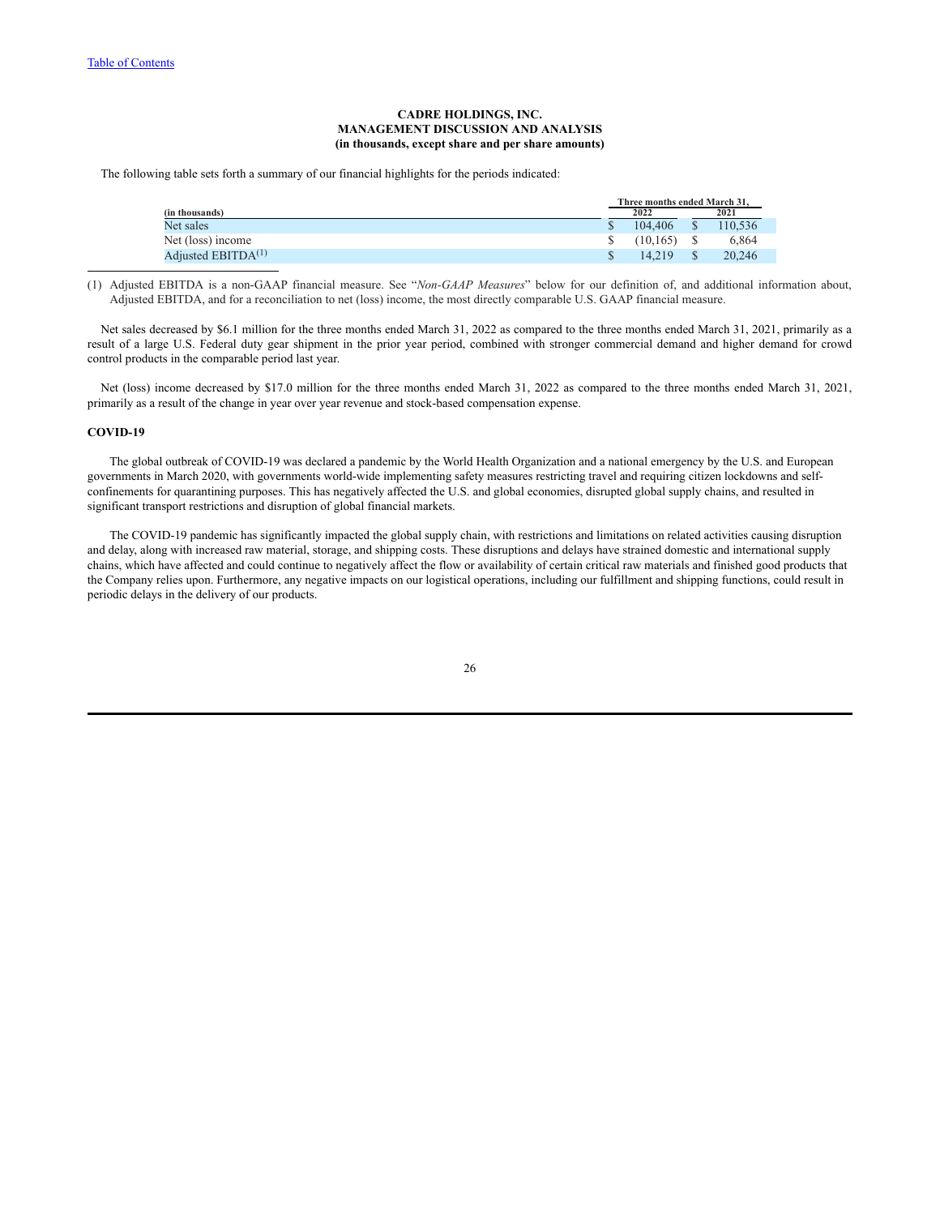**CADRE HOLDINGS, INC.**
**MANAGEMENT DISCUSSION AND ANALYSIS**
**(in thousands, except share and per share amounts)**

The following table sets forth a summary of our financial highlights for the periods indicated:

| (in thousands) | Three months ended March 31, 2022 | 2021 |
|---|---|---|
| Net sales | $ 104,406 | $ 110,536 |
| Net (loss) income | $ (10,165) | $ 6,864 |
| Adjusted EBITDA(1) | $ 14,219 | $ 20,246 |

(1) Adjusted EBITDA is a non-GAAP financial measure. See "*Non-GAAP Measures*" below for our definition of, and additional information about, Adjusted EBITDA, and for a reconciliation to net (loss) income, the most directly comparable U.S. GAAP financial measure.

Net sales decreased by $6.1 million for the three months ended March 31, 2022 as compared to the three months ended March 31, 2021, primarily as a result of a large U.S. Federal duty gear shipment in the prior year period, combined with stronger commercial demand and higher demand for crowd control products in the comparable period last year.

Net (loss) income decreased by $17.0 million for the three months ended March 31, 2022 as compared to the three months ended March 31, 2021, primarily as a result of the change in year over year revenue and stock-based compensation expense.

### COVID-19

The global outbreak of COVID-19 was declared a pandemic by the World Health Organization and a national emergency by the U.S. and European governments in March 2020, with governments world-wide implementing safety measures restricting travel and requiring citizen lockdowns and self-confinements for quarantining purposes. This has negatively affected the U.S. and global economies, disrupted global supply chains, and resulted in significant transport restrictions and disruption of global financial markets.

The COVID-19 pandemic has significantly impacted the global supply chain, with restrictions and limitations on related activities causing disruption and delay, along with increased raw material, storage, and shipping costs. These disruptions and delays have strained domestic and international supply chains, which have affected and could continue to negatively affect the flow or availability of certain critical raw materials and finished good products that the Company relies upon. Furthermore, any negative impacts on our logistical operations, including our fulfillment and shipping functions, could result in periodic delays in the delivery of our products.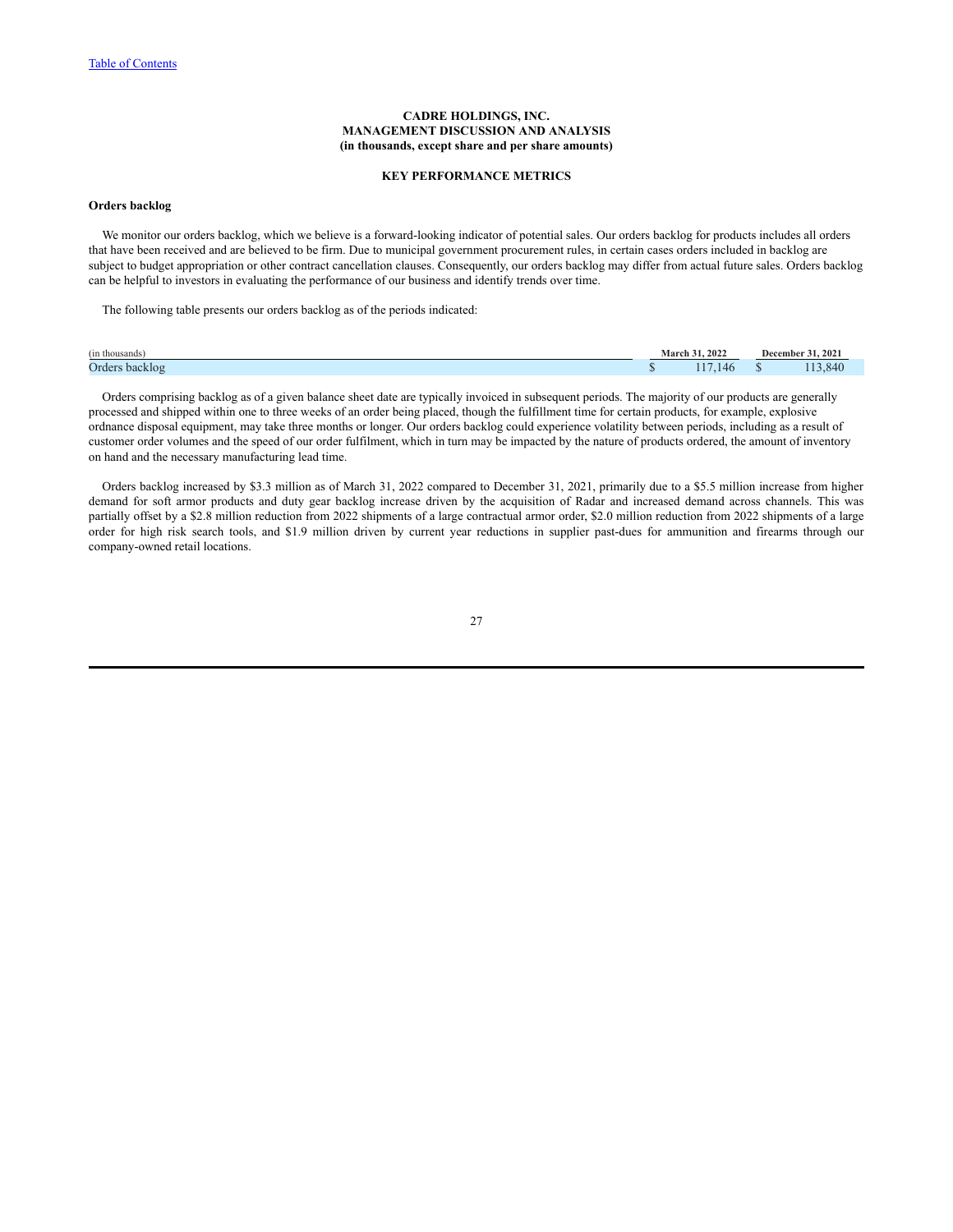# CADRE HOLDINGS, INC.
# MANAGEMENT DISCUSSION AND ANALYSIS
# (in thousands, except share and per share amounts)

## KEY PERFORMANCE METRICS

**Orders backlog**

We monitor our orders backlog, which we believe is a forward-looking indicator of potential sales. Our orders backlog for products includes all orders that have been received and are believed to be firm. Due to municipal government procurement rules, in certain cases orders included in backlog are subject to budget appropriation or other contract cancellation clauses. Consequently, our orders backlog may differ from actual future sales. Orders backlog can be helpful to investors in evaluating the performance of our business and identify trends over time.

The following table presents our orders backlog as of the periods indicated:

| (in thousands) | March 31, 2022 | December 31, 2021 |
|---|---|---|
| Orders backlog | $ 117,146 | $ 113,840 |

Orders comprising backlog as of a given balance sheet date are typically invoiced in subsequent periods. The majority of our products are generally processed and shipped within one to three weeks of an order being placed, though the fulfillment time for certain products, for example, explosive ordnance disposal equipment, may take three months or longer. Our orders backlog could experience volatility between periods, including as a result of customer order volumes and the speed of our order fulfilment, which in turn may be impacted by the nature of products ordered, the amount of inventory on hand and the necessary manufacturing lead time.

Orders backlog increased by $3.3 million as of March 31, 2022 compared to December 31, 2021, primarily due to a $5.5 million increase from higher demand for soft armor products and duty gear backlog increase driven by the acquisition of Radar and increased demand across channels. This was partially offset by a $2.8 million reduction from 2022 shipments of a large contractual armor order, $2.0 million reduction from 2022 shipments of a large order for high risk search tools, and $1.9 million driven by current year reductions in supplier past-dues for ammunition and firearms through our company-owned retail locations.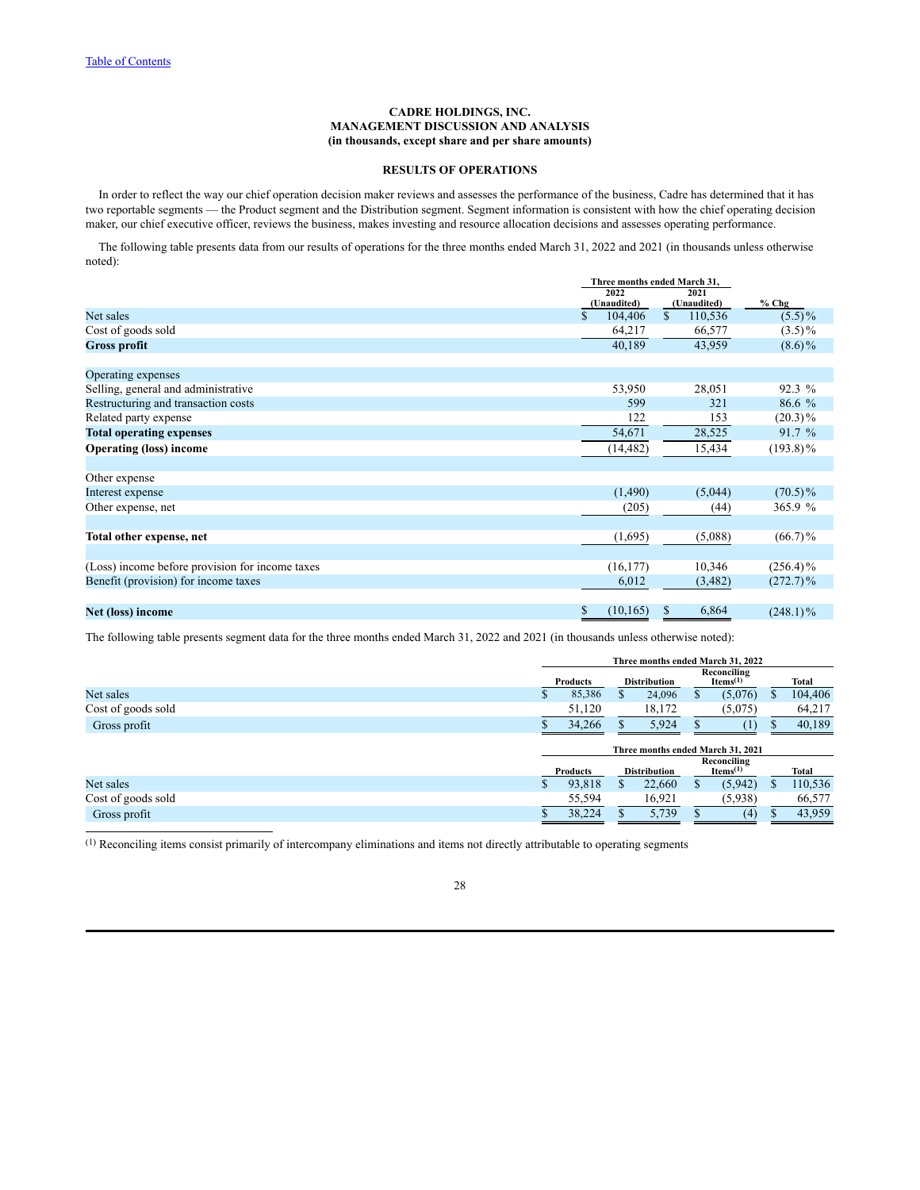Table of Contents

**CADRE HOLDINGS, INC.**
**MANAGEMENT DISCUSSION AND ANALYSIS**
**(in thousands, except share and per share amounts)**

## RESULTS OF OPERATIONS

In order to reflect the way our chief operation decision maker reviews and assesses the performance of the business, Cadre has determined that it has two reportable segments — the Product segment and the Distribution segment. Segment information is consistent with how the chief operating decision maker, our chief executive officer, reviews the business, makes investing and resource allocation decisions and assesses operating performance.

The following table presents data from our results of operations for the three months ended March 31, 2022 and 2021 (in thousands unless otherwise noted):

| | Three months ended March 31, 2022 (Unaudited) | Three months ended March 31, 2021 (Unaudited) | % Chg |
|---|---|---|---|
| Net sales | $ 104,406 | $ 110,536 | (5.5)% |
| Cost of goods sold | 64,217 | 66,577 | (3.5)% |
| **Gross profit** | 40,189 | 43,959 | (8.6)% |
| | | | |
| Operating expenses | | | |
| Selling, general and administrative | 53,950 | 28,051 | 92.3 % |
| Restructuring and transaction costs | 599 | 321 | 86.6 % |
| Related party expense | 122 | 153 | (20.3)% |
| **Total operating expenses** | 54,671 | 28,525 | 91.7 % |
| **Operating (loss) income** | (14,482) | 15,434 | (193.8)% |
| | | | |
| Other expense | | | |
| Interest expense | (1,490) | (5,044) | (70.5)% |
| Other expense, net | (205) | (44) | 365.9 % |
| | | | |
| **Total other expense, net** | (1,695) | (5,088) | (66.7)% |
| | | | |
| (Loss) income before provision for income taxes | (16,177) | 10,346 | (256.4)% |
| Benefit (provision) for income taxes | 6,012 | (3,482) | (272.7)% |
| | | | |
| **Net (loss) income** | $ (10,165) | $ 6,864 | (248.1)% |

The following table presents segment data for the three months ended March 31, 2022 and 2021 (in thousands unless otherwise noted):

| Three months ended March 31, 2022 | Products | Distribution | Reconciling Items[(1)] | Total |
|---|---|---|---|---|
| Net sales | $ 85,386 | $ 24,096 | $ (5,076) | $ 104,406 |
| Cost of goods sold | 51,120 | 18,172 | (5,075) | 64,217 |
| Gross profit | $ 34,266 | $ 5,924 | $ (1) | $ 40,189 |

| Three months ended March 31, 2021 | Products | Distribution | Reconciling Items[(1)] | Total |
|---|---|---|---|---|
| Net sales | $ 93,818 | $ 22,660 | $ (5,942) | $ 110,536 |
| Cost of goods sold | 55,594 | 16,921 | (5,938) | 66,577 |
| Gross profit | $ 38,224 | $ 5,739 | $ (4) | $ 43,959 |

[(1)] Reconciling items consist primarily of intercompany eliminations and items not directly attributable to operating segments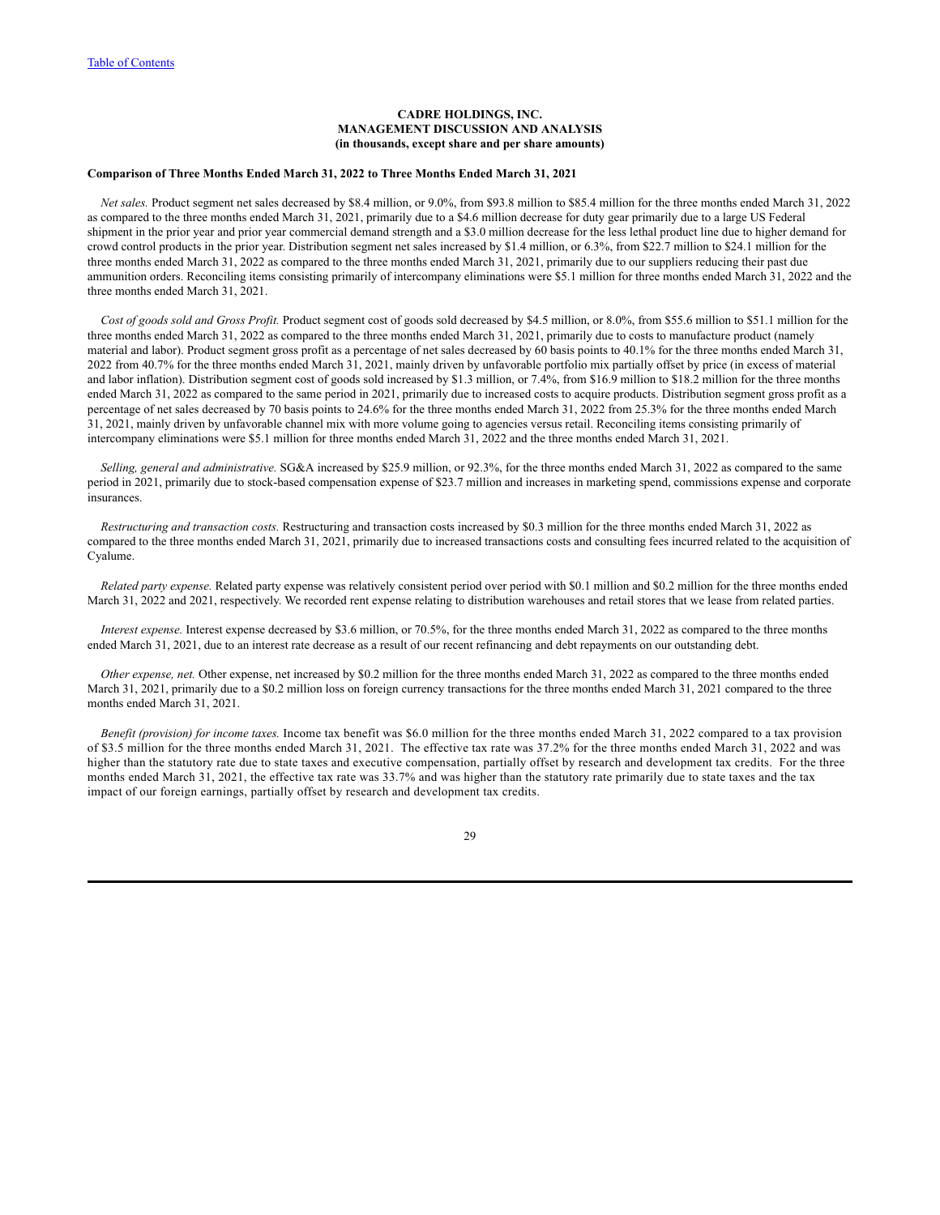Table of Contents

**CADRE HOLDINGS, INC.**
**MANAGEMENT DISCUSSION AND ANALYSIS**
**(in thousands, except share and per share amounts)**

**Comparison of Three Months Ended March 31, 2022 to Three Months Ended March 31, 2021**

*Net sales.* Product segment net sales decreased by $8.4 million, or 9.0%, from $93.8 million to $85.4 million for the three months ended March 31, 2022 as compared to the three months ended March 31, 2021, primarily due to a $4.6 million decrease for duty gear primarily due to a large US Federal shipment in the prior year and prior year commercial demand strength and a $3.0 million decrease for the less lethal product line due to higher demand for crowd control products in the prior year. Distribution segment net sales increased by $1.4 million, or 6.3%, from $22.7 million to $24.1 million for the three months ended March 31, 2022 as compared to the three months ended March 31, 2021, primarily due to our suppliers reducing their past due ammunition orders. Reconciling items consisting primarily of intercompany eliminations were $5.1 million for three months ended March 31, 2022 and the three months ended March 31, 2021.

*Cost of goods sold and Gross Profit.* Product segment cost of goods sold decreased by $4.5 million, or 8.0%, from $55.6 million to $51.1 million for the three months ended March 31, 2022 as compared to the three months ended March 31, 2021, primarily due to costs to manufacture product (namely material and labor). Product segment gross profit as a percentage of net sales decreased by 60 basis points to 40.1% for the three months ended March 31, 2022 from 40.7% for the three months ended March 31, 2021, mainly driven by unfavorable portfolio mix partially offset by price (in excess of material and labor inflation). Distribution segment cost of goods sold increased by $1.3 million, or 7.4%, from $16.9 million to $18.2 million for the three months ended March 31, 2022 as compared to the same period in 2021, primarily due to increased costs to acquire products. Distribution segment gross profit as a percentage of net sales decreased by 70 basis points to 24.6% for the three months ended March 31, 2022 from 25.3% for the three months ended March 31, 2021, mainly driven by unfavorable channel mix with more volume going to agencies versus retail. Reconciling items consisting primarily of intercompany eliminations were $5.1 million for three months ended March 31, 2022 and the three months ended March 31, 2021.

*Selling, general and administrative.* SG&A increased by $25.9 million, or 92.3%, for the three months ended March 31, 2022 as compared to the same period in 2021, primarily due to stock-based compensation expense of $23.7 million and increases in marketing spend, commissions expense and corporate insurances.

*Restructuring and transaction costs.* Restructuring and transaction costs increased by $0.3 million for the three months ended March 31, 2022 as compared to the three months ended March 31, 2021, primarily due to increased transactions costs and consulting fees incurred related to the acquisition of Cyalume.

*Related party expense.* Related party expense was relatively consistent period over period with $0.1 million and $0.2 million for the three months ended March 31, 2022 and 2021, respectively. We recorded rent expense relating to distribution warehouses and retail stores that we lease from related parties.

*Interest expense.* Interest expense decreased by $3.6 million, or 70.5%, for the three months ended March 31, 2022 as compared to the three months ended March 31, 2021, due to an interest rate decrease as a result of our recent refinancing and debt repayments on our outstanding debt.

*Other expense, net.* Other expense, net increased by $0.2 million for the three months ended March 31, 2022 as compared to the three months ended March 31, 2021, primarily due to a $0.2 million loss on foreign currency transactions for the three months ended March 31, 2021 compared to the three months ended March 31, 2021.

*Benefit (provision) for income taxes.* Income tax benefit was $6.0 million for the three months ended March 31, 2022 compared to a tax provision of $3.5 million for the three months ended March 31, 2021. The effective tax rate was 37.2% for the three months ended March 31, 2022 and was higher than the statutory rate due to state taxes and executive compensation, partially offset by research and development tax credits. For the three months ended March 31, 2021, the effective tax rate was 33.7% and was higher than the statutory rate primarily due to state taxes and the tax impact of our foreign earnings, partially offset by research and development tax credits.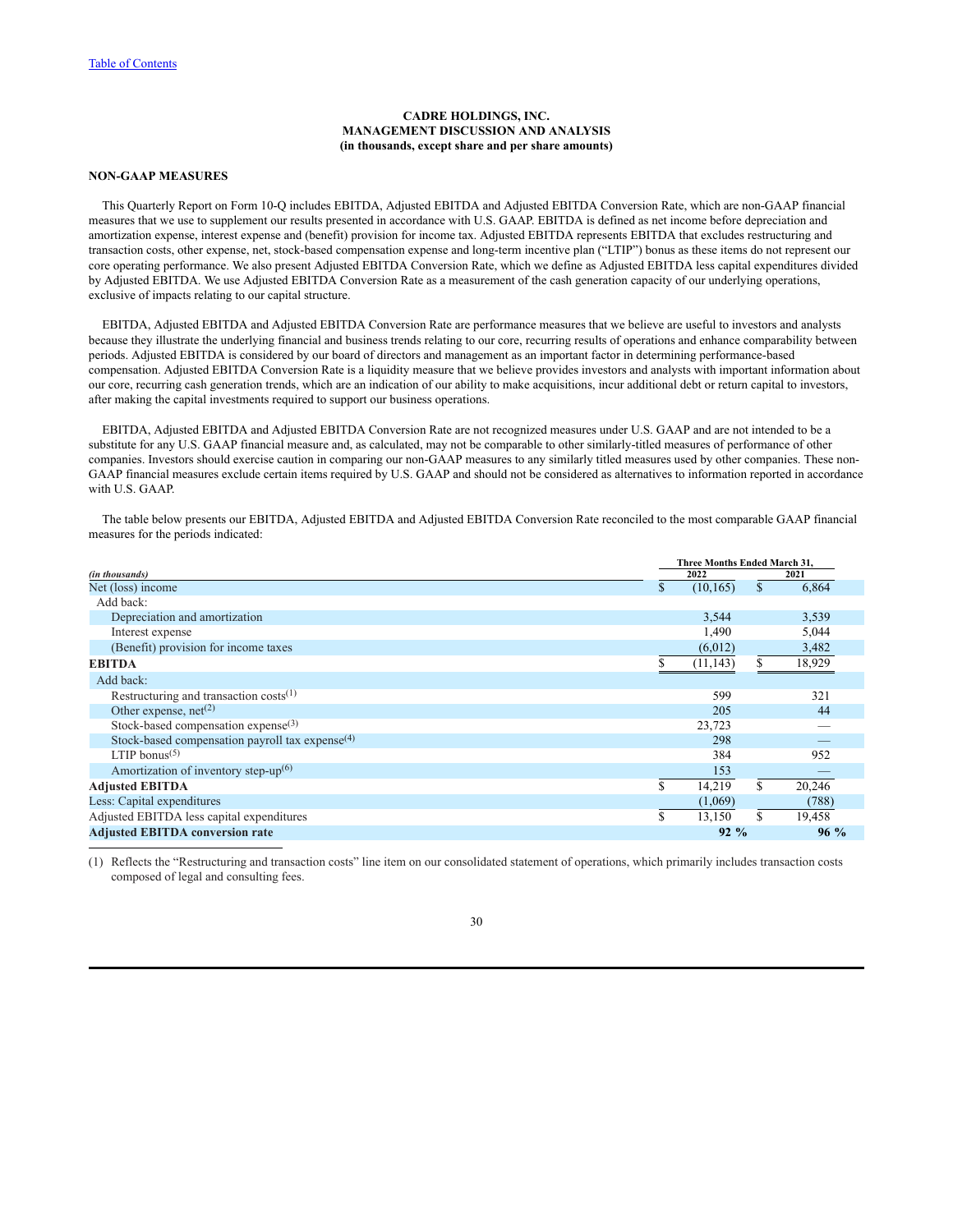[Table of Contents](#)

**CADRE HOLDINGS, INC.**
**MANAGEMENT DISCUSSION AND ANALYSIS**
**(in thousands, except share and per share amounts)**

**NON-GAAP MEASURES**

This Quarterly Report on Form 10-Q includes EBITDA, Adjusted EBITDA and Adjusted EBITDA Conversion Rate, which are non-GAAP financial measures that we use to supplement our results presented in accordance with U.S. GAAP. EBITDA is defined as net income before depreciation and amortization expense, interest expense and (benefit) provision for income tax. Adjusted EBITDA represents EBITDA that excludes restructuring and transaction costs, other expense, net, stock-based compensation expense and long-term incentive plan ("LTIP") bonus as these items do not represent our core operating performance. We also present Adjusted EBITDA Conversion Rate, which we define as Adjusted EBITDA less capital expenditures divided by Adjusted EBITDA. We use Adjusted EBITDA Conversion Rate as a measurement of the cash generation capacity of our underlying operations, exclusive of impacts relating to our capital structure.

EBITDA, Adjusted EBITDA and Adjusted EBITDA Conversion Rate are performance measures that we believe are useful to investors and analysts because they illustrate the underlying financial and business trends relating to our core, recurring results of operations and enhance comparability between periods. Adjusted EBITDA is considered by our board of directors and management as an important factor in determining performance-based compensation. Adjusted EBITDA Conversion Rate is a liquidity measure that we believe provides investors and analysts with important information about our core, recurring cash generation trends, which are an indication of our ability to make acquisitions, incur additional debt or return capital to investors, after making the capital investments required to support our business operations.

EBITDA, Adjusted EBITDA and Adjusted EBITDA Conversion Rate are not recognized measures under U.S. GAAP and are not intended to be a substitute for any U.S. GAAP financial measure and, as calculated, may not be comparable to other similarly-titled measures of performance of other companies. Investors should exercise caution in comparing our non-GAAP measures to any similarly titled measures used by other companies. These non-GAAP financial measures exclude certain items required by U.S. GAAP and should not be considered as alternatives to information reported in accordance with U.S. GAAP.

The table below presents our EBITDA, Adjusted EBITDA and Adjusted EBITDA Conversion Rate reconciled to the most comparable GAAP financial measures for the periods indicated:

| *(in thousands)* | Three Months Ended March 31, 2022 | Three Months Ended March 31, 2021 |
|---|---|---|
| Net (loss) income | $ (10,165) | $ 6,864 |
| Add back: | | |
| Depreciation and amortization | 3,544 | 3,539 |
| Interest expense | 1,490 | 5,044 |
| (Benefit) provision for income taxes | (6,012) | 3,482 |
| **EBITDA** | $ (11,143) | $ 18,929 |
| Add back: | | |
| Restructuring and transaction costs[(1)] | 599 | 321 |
| Other expense, net[(2)] | 205 | 44 |
| Stock-based compensation expense[(3)] | 23,723 | — |
| Stock-based compensation payroll tax expense[(4)] | 298 | — |
| LTIP bonus[(5)] | 384 | 952 |
| Amortization of inventory step-up[(6)] | 153 | — |
| **Adjusted EBITDA** | $ 14,219 | $ 20,246 |
| Less: Capital expenditures | (1,069) | (788) |
| Adjusted EBITDA less capital expenditures | $ 13,150 | $ 19,458 |
| **Adjusted EBITDA conversion rate** | **92 %** | **96 %** |

(1) Reflects the "Restructuring and transaction costs" line item on our consolidated statement of operations, which primarily includes transaction costs composed of legal and consulting fees.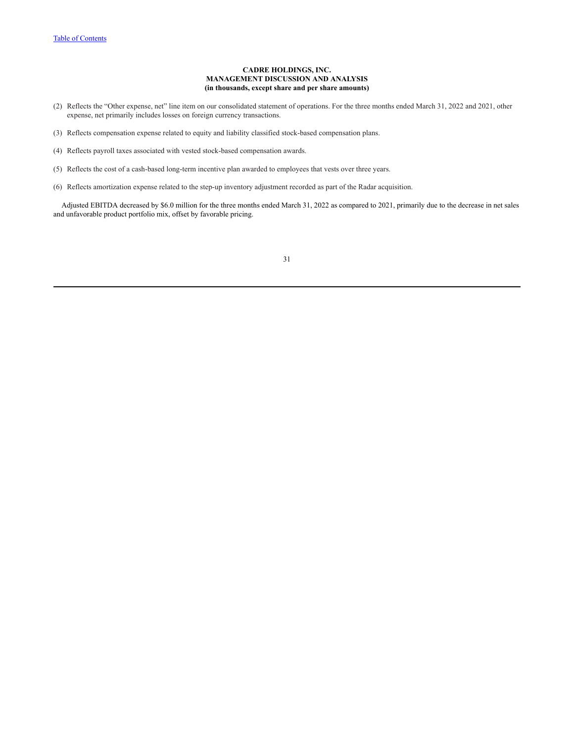**CADRE HOLDINGS, INC.**
**MANAGEMENT DISCUSSION AND ANALYSIS**
**(in thousands, except share and per share amounts)**

(2) Reflects the "Other expense, net" line item on our consolidated statement of operations. For the three months ended March 31, 2022 and 2021, other expense, net primarily includes losses on foreign currency transactions.

(3) Reflects compensation expense related to equity and liability classified stock-based compensation plans.

(4) Reflects payroll taxes associated with vested stock-based compensation awards.

(5) Reflects the cost of a cash-based long-term incentive plan awarded to employees that vests over three years.

(6) Reflects amortization expense related to the step-up inventory adjustment recorded as part of the Radar acquisition.

Adjusted EBITDA decreased by $6.0 million for the three months ended March 31, 2022 as compared to 2021, primarily due to the decrease in net sales and unfavorable product portfolio mix, offset by favorable pricing.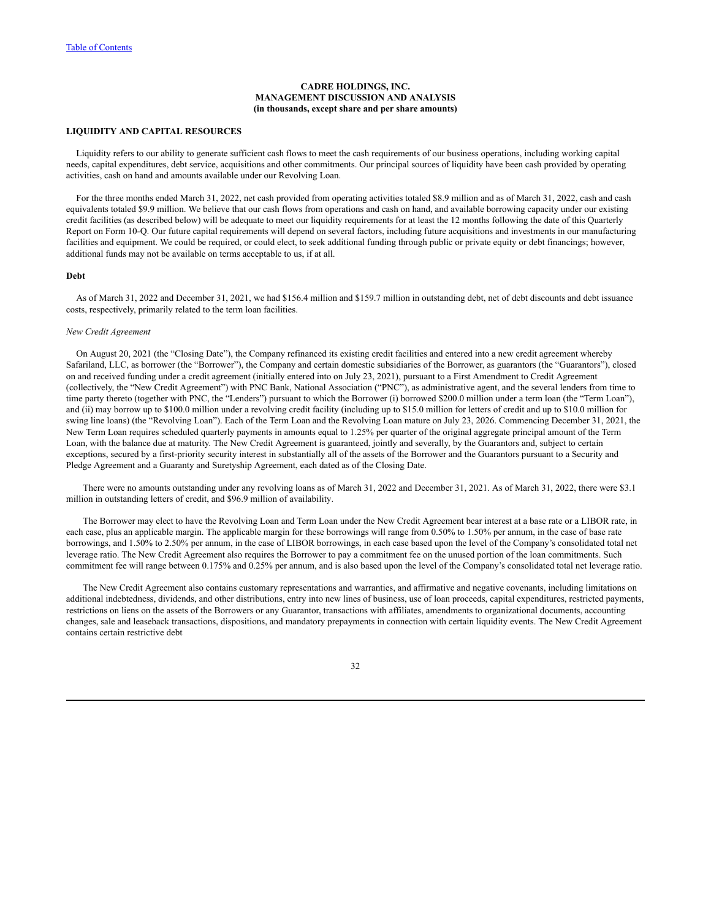**CADRE HOLDINGS, INC.**
**MANAGEMENT DISCUSSION AND ANALYSIS**
**(in thousands, except share and per share amounts)**

## LIQUIDITY AND CAPITAL RESOURCES

Liquidity refers to our ability to generate sufficient cash flows to meet the cash requirements of our business operations, including working capital needs, capital expenditures, debt service, acquisitions and other commitments. Our principal sources of liquidity have been cash provided by operating activities, cash on hand and amounts available under our Revolving Loan.

For the three months ended March 31, 2022, net cash provided from operating activities totaled $8.9 million and as of March 31, 2022, cash and cash equivalents totaled $9.9 million. We believe that our cash flows from operations and cash on hand, and available borrowing capacity under our existing credit facilities (as described below) will be adequate to meet our liquidity requirements for at least the 12 months following the date of this Quarterly Report on Form 10-Q. Our future capital requirements will depend on several factors, including future acquisitions and investments in our manufacturing facilities and equipment. We could be required, or could elect, to seek additional funding through public or private equity or debt financings; however, additional funds may not be available on terms acceptable to us, if at all.

### Debt

As of March 31, 2022 and December 31, 2021, we had $156.4 million and $159.7 million in outstanding debt, net of debt discounts and debt issuance costs, respectively, primarily related to the term loan facilities.

*New Credit Agreement*

On August 20, 2021 (the "Closing Date"), the Company refinanced its existing credit facilities and entered into a new credit agreement whereby Safariland, LLC, as borrower (the "Borrower"), the Company and certain domestic subsidiaries of the Borrower, as guarantors (the "Guarantors"), closed on and received funding under a credit agreement (initially entered into on July 23, 2021), pursuant to a First Amendment to Credit Agreement (collectively, the "New Credit Agreement") with PNC Bank, National Association ("PNC"), as administrative agent, and the several lenders from time to time party thereto (together with PNC, the "Lenders") pursuant to which the Borrower (i) borrowed $200.0 million under a term loan (the "Term Loan"), and (ii) may borrow up to $100.0 million under a revolving credit facility (including up to $15.0 million for letters of credit and up to $10.0 million for swing line loans) (the "Revolving Loan"). Each of the Term Loan and the Revolving Loan mature on July 23, 2026. Commencing December 31, 2021, the New Term Loan requires scheduled quarterly payments in amounts equal to 1.25% per quarter of the original aggregate principal amount of the Term Loan, with the balance due at maturity. The New Credit Agreement is guaranteed, jointly and severally, by the Guarantors and, subject to certain exceptions, secured by a first-priority security interest in substantially all of the assets of the Borrower and the Guarantors pursuant to a Security and Pledge Agreement and a Guaranty and Suretyship Agreement, each dated as of the Closing Date.

There were no amounts outstanding under any revolving loans as of March 31, 2022 and December 31, 2021. As of March 31, 2022, there were $3.1 million in outstanding letters of credit, and $96.9 million of availability.

The Borrower may elect to have the Revolving Loan and Term Loan under the New Credit Agreement bear interest at a base rate or a LIBOR rate, in each case, plus an applicable margin. The applicable margin for these borrowings will range from 0.50% to 1.50% per annum, in the case of base rate borrowings, and 1.50% to 2.50% per annum, in the case of LIBOR borrowings, in each case based upon the level of the Company's consolidated total net leverage ratio. The New Credit Agreement also requires the Borrower to pay a commitment fee on the unused portion of the loan commitments. Such commitment fee will range between 0.175% and 0.25% per annum, and is also based upon the level of the Company's consolidated total net leverage ratio.

The New Credit Agreement also contains customary representations and warranties, and affirmative and negative covenants, including limitations on additional indebtedness, dividends, and other distributions, entry into new lines of business, use of loan proceeds, capital expenditures, restricted payments, restrictions on liens on the assets of the Borrowers or any Guarantor, transactions with affiliates, amendments to organizational documents, accounting changes, sale and leaseback transactions, dispositions, and mandatory prepayments in connection with certain liquidity events. The New Credit Agreement contains certain restrictive debt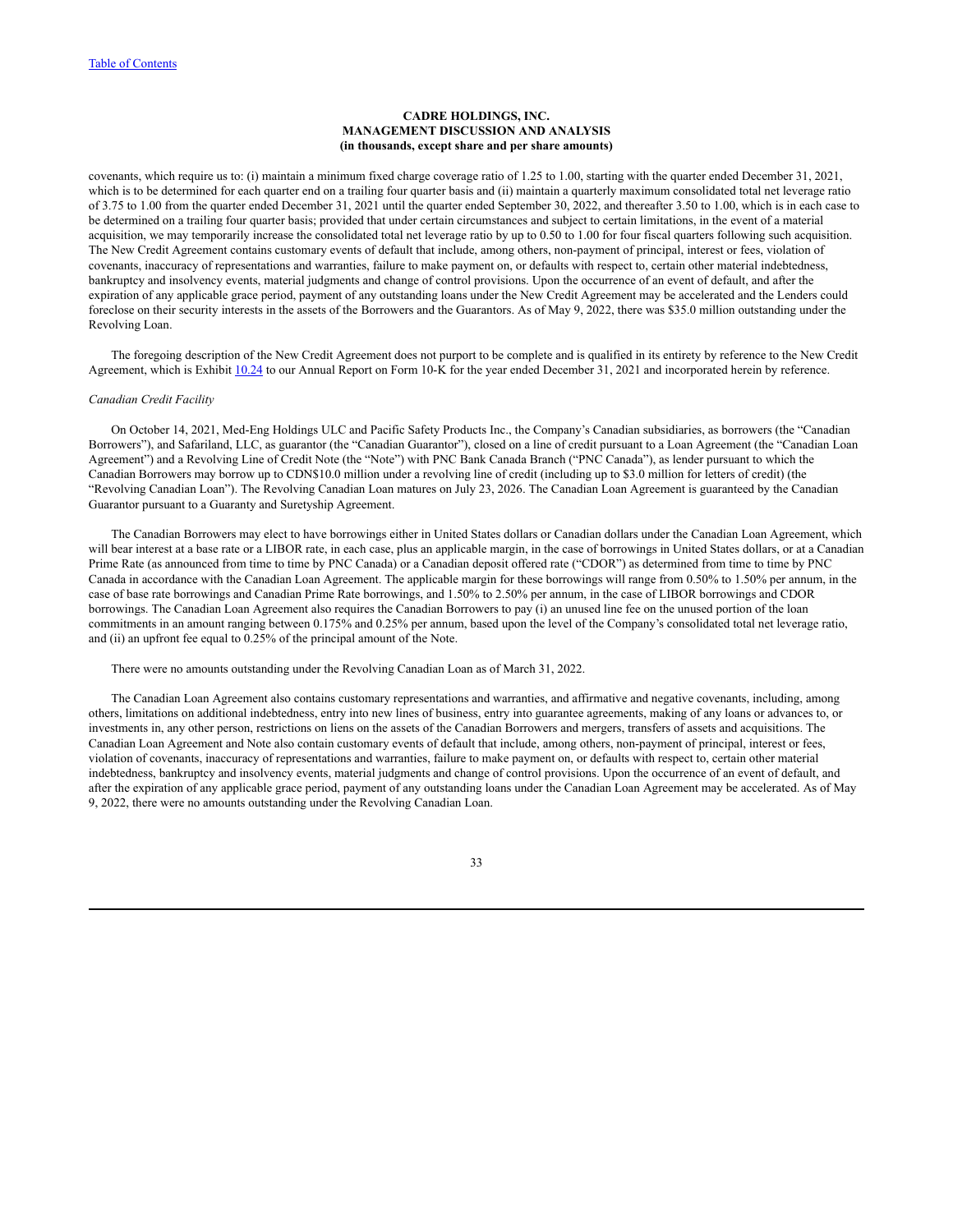covenants, which require us to: (i) maintain a minimum fixed charge coverage ratio of 1.25 to 1.00, starting with the quarter ended December 31, 2021, which is to be determined for each quarter end on a trailing four quarter basis and (ii) maintain a quarterly maximum consolidated total net leverage ratio of 3.75 to 1.00 from the quarter ended December 31, 2021 until the quarter ended September 30, 2022, and thereafter 3.50 to 1.00, which is in each case to be determined on a trailing four quarter basis; provided that under certain circumstances and subject to certain limitations, in the event of a material acquisition, we may temporarily increase the consolidated total net leverage ratio by up to 0.50 to 1.00 for four fiscal quarters following such acquisition. The New Credit Agreement contains customary events of default that include, among others, non-payment of principal, interest or fees, violation of covenants, inaccuracy of representations and warranties, failure to make payment on, or defaults with respect to, certain other material indebtedness, bankruptcy and insolvency events, material judgments and change of control provisions. Upon the occurrence of an event of default, and after the expiration of any applicable grace period, payment of any outstanding loans under the New Credit Agreement may be accelerated and the Lenders could foreclose on their security interests in the assets of the Borrowers and the Guarantors. As of May 9, 2022, there was $35.0 million outstanding under the Revolving Loan.

The foregoing description of the New Credit Agreement does not purport to be complete and is qualified in its entirety by reference to the New Credit Agreement, which is Exhibit 10.24 to our Annual Report on Form 10-K for the year ended December 31, 2021 and incorporated herein by reference.

*Canadian Credit Facility*

On October 14, 2021, Med-Eng Holdings ULC and Pacific Safety Products Inc., the Company's Canadian subsidiaries, as borrowers (the "Canadian Borrowers"), and Safariland, LLC, as guarantor (the "Canadian Guarantor"), closed on a line of credit pursuant to a Loan Agreement (the "Canadian Loan Agreement") and a Revolving Line of Credit Note (the "Note") with PNC Bank Canada Branch ("PNC Canada"), as lender pursuant to which the Canadian Borrowers may borrow up to CDN$10.0 million under a revolving line of credit (including up to $3.0 million for letters of credit) (the "Revolving Canadian Loan"). The Revolving Canadian Loan matures on July 23, 2026. The Canadian Loan Agreement is guaranteed by the Canadian Guarantor pursuant to a Guaranty and Suretyship Agreement.

The Canadian Borrowers may elect to have borrowings either in United States dollars or Canadian dollars under the Canadian Loan Agreement, which will bear interest at a base rate or a LIBOR rate, in each case, plus an applicable margin, in the case of borrowings in United States dollars, or at a Canadian Prime Rate (as announced from time to time by PNC Canada) or a Canadian deposit offered rate ("CDOR") as determined from time to time by PNC Canada in accordance with the Canadian Loan Agreement. The applicable margin for these borrowings will range from 0.50% to 1.50% per annum, in the case of base rate borrowings and Canadian Prime Rate borrowings, and 1.50% to 2.50% per annum, in the case of LIBOR borrowings and CDOR borrowings. The Canadian Loan Agreement also requires the Canadian Borrowers to pay (i) an unused line fee on the unused portion of the loan commitments in an amount ranging between 0.175% and 0.25% per annum, based upon the level of the Company's consolidated total net leverage ratio, and (ii) an upfront fee equal to 0.25% of the principal amount of the Note.

There were no amounts outstanding under the Revolving Canadian Loan as of March 31, 2022.

The Canadian Loan Agreement also contains customary representations and warranties, and affirmative and negative covenants, including, among others, limitations on additional indebtedness, entry into new lines of business, entry into guarantee agreements, making of any loans or advances to, or investments in, any other person, restrictions on liens on the assets of the Canadian Borrowers and mergers, transfers of assets and acquisitions. The Canadian Loan Agreement and Note also contain customary events of default that include, among others, non-payment of principal, interest or fees, violation of covenants, inaccuracy of representations and warranties, failure to make payment on, or defaults with respect to, certain other material indebtedness, bankruptcy and insolvency events, material judgments and change of control provisions. Upon the occurrence of an event of default, and after the expiration of any applicable grace period, payment of any outstanding loans under the Canadian Loan Agreement may be accelerated. As of May 9, 2022, there were no amounts outstanding under the Revolving Canadian Loan.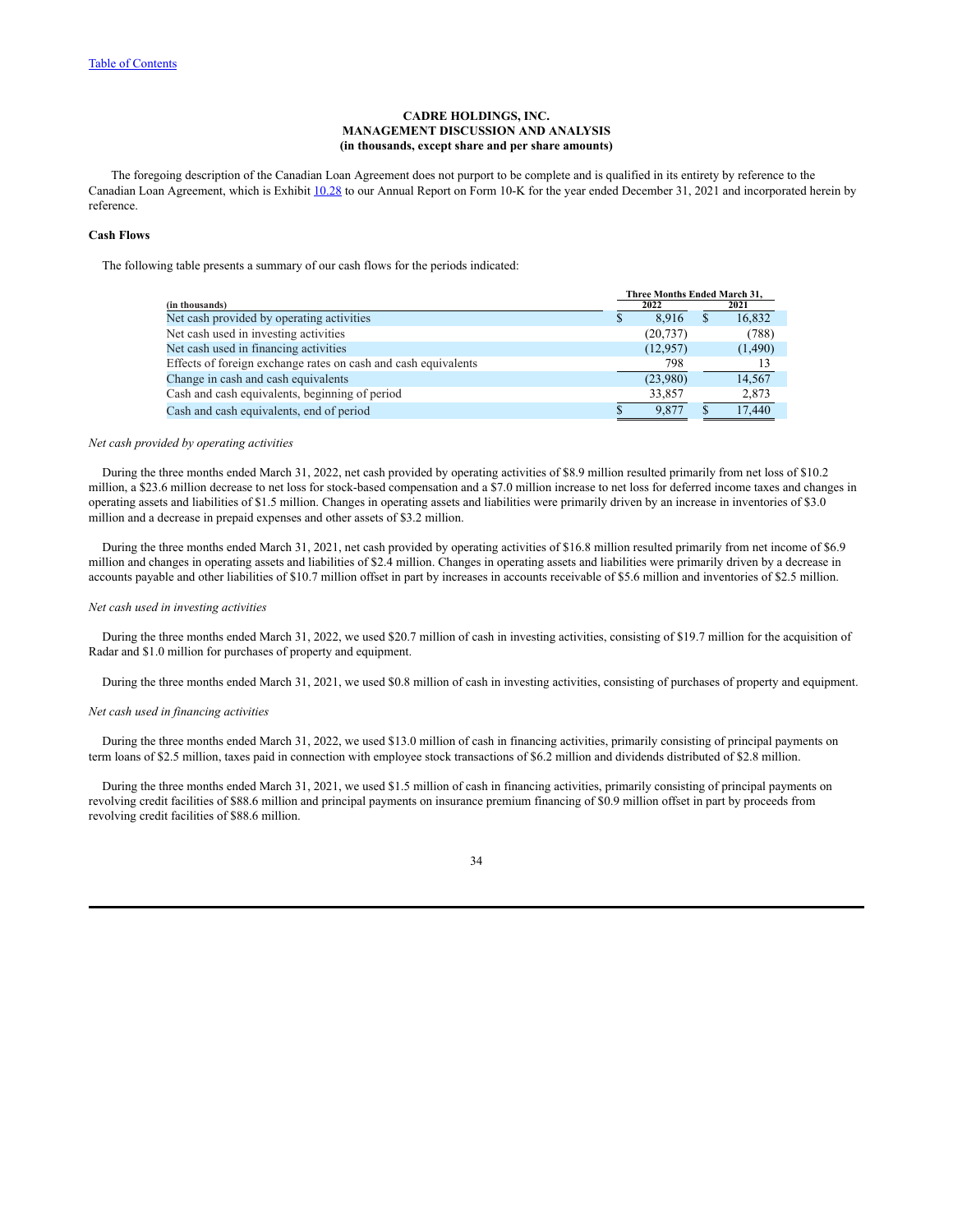**CADRE HOLDINGS, INC.**
**MANAGEMENT DISCUSSION AND ANALYSIS**
**(in thousands, except share and per share amounts)**

The foregoing description of the Canadian Loan Agreement does not purport to be complete and is qualified in its entirety by reference to the Canadian Loan Agreement, which is Exhibit 10.28 to our Annual Report on Form 10-K for the year ended December 31, 2021 and incorporated herein by reference.

**Cash Flows**

The following table presents a summary of our cash flows for the periods indicated:

| (in thousands) | Three Months Ended March 31, 2022 | Three Months Ended March 31, 2021 |
|---|---|---|
| Net cash provided by operating activities | $ 8,916 | $ 16,832 |
| Net cash used in investing activities | (20,737) | (788) |
| Net cash used in financing activities | (12,957) | (1,490) |
| Effects of foreign exchange rates on cash and cash equivalents | 798 | 13 |
| Change in cash and cash equivalents | (23,980) | 14,567 |
| Cash and cash equivalents, beginning of period | 33,857 | 2,873 |
| Cash and cash equivalents, end of period | $ 9,877 | $ 17,440 |

*Net cash provided by operating activities*

During the three months ended March 31, 2022, net cash provided by operating activities of $8.9 million resulted primarily from net loss of $10.2 million, a $23.6 million decrease to net loss for stock-based compensation and a $7.0 million increase to net loss for deferred income taxes and changes in operating assets and liabilities of $1.5 million. Changes in operating assets and liabilities were primarily driven by an increase in inventories of $3.0 million and a decrease in prepaid expenses and other assets of $3.2 million.

During the three months ended March 31, 2021, net cash provided by operating activities of $16.8 million resulted primarily from net income of $6.9 million and changes in operating assets and liabilities of $2.4 million. Changes in operating assets and liabilities were primarily driven by a decrease in accounts payable and other liabilities of $10.7 million offset in part by increases in accounts receivable of $5.6 million and inventories of $2.5 million.

*Net cash used in investing activities*

During the three months ended March 31, 2022, we used $20.7 million of cash in investing activities, consisting of $19.7 million for the acquisition of Radar and $1.0 million for purchases of property and equipment.

During the three months ended March 31, 2021, we used $0.8 million of cash in investing activities, consisting of purchases of property and equipment.

*Net cash used in financing activities*

During the three months ended March 31, 2022, we used $13.0 million of cash in financing activities, primarily consisting of principal payments on term loans of $2.5 million, taxes paid in connection with employee stock transactions of $6.2 million and dividends distributed of $2.8 million.

During the three months ended March 31, 2021, we used $1.5 million of cash in financing activities, primarily consisting of principal payments on revolving credit facilities of $88.6 million and principal payments on insurance premium financing of $0.9 million offset in part by proceeds from revolving credit facilities of $88.6 million.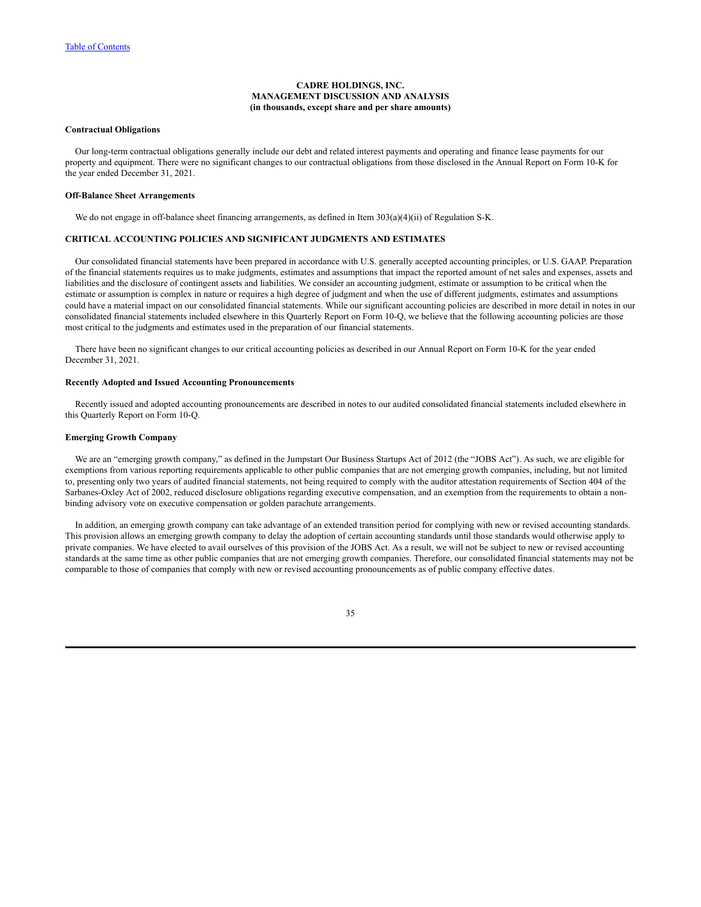**CADRE HOLDINGS, INC.**
**MANAGEMENT DISCUSSION AND ANALYSIS**
**(in thousands, except share and per share amounts)**

**Contractual Obligations**

Our long-term contractual obligations generally include our debt and related interest payments and operating and finance lease payments for our property and equipment. There were no significant changes to our contractual obligations from those disclosed in the Annual Report on Form 10-K for the year ended December 31, 2021.

**Off-Balance Sheet Arrangements**

We do not engage in off-balance sheet financing arrangements, as defined in Item 303(a)(4)(ii) of Regulation S-K.

## CRITICAL ACCOUNTING POLICIES AND SIGNIFICANT JUDGMENTS AND ESTIMATES

Our consolidated financial statements have been prepared in accordance with U.S. generally accepted accounting principles, or U.S. GAAP. Preparation of the financial statements requires us to make judgments, estimates and assumptions that impact the reported amount of net sales and expenses, assets and liabilities and the disclosure of contingent assets and liabilities. We consider an accounting judgment, estimate or assumption to be critical when the estimate or assumption is complex in nature or requires a high degree of judgment and when the use of different judgments, estimates and assumptions could have a material impact on our consolidated financial statements. While our significant accounting policies are described in more detail in notes in our consolidated financial statements included elsewhere in this Quarterly Report on Form 10-Q, we believe that the following accounting policies are those most critical to the judgments and estimates used in the preparation of our financial statements.

There have been no significant changes to our critical accounting policies as described in our Annual Report on Form 10-K for the year ended December 31, 2021.

**Recently Adopted and Issued Accounting Pronouncements**

Recently issued and adopted accounting pronouncements are described in notes to our audited consolidated financial statements included elsewhere in this Quarterly Report on Form 10-Q.

**Emerging Growth Company**

We are an "emerging growth company," as defined in the Jumpstart Our Business Startups Act of 2012 (the "JOBS Act"). As such, we are eligible for exemptions from various reporting requirements applicable to other public companies that are not emerging growth companies, including, but not limited to, presenting only two years of audited financial statements, not being required to comply with the auditor attestation requirements of Section 404 of the Sarbanes-Oxley Act of 2002, reduced disclosure obligations regarding executive compensation, and an exemption from the requirements to obtain a non-binding advisory vote on executive compensation or golden parachute arrangements.

In addition, an emerging growth company can take advantage of an extended transition period for complying with new or revised accounting standards. This provision allows an emerging growth company to delay the adoption of certain accounting standards until those standards would otherwise apply to private companies. We have elected to avail ourselves of this provision of the JOBS Act. As a result, we will not be subject to new or revised accounting standards at the same time as other public companies that are not emerging growth companies. Therefore, our consolidated financial statements may not be comparable to those of companies that comply with new or revised accounting pronouncements as of public company effective dates.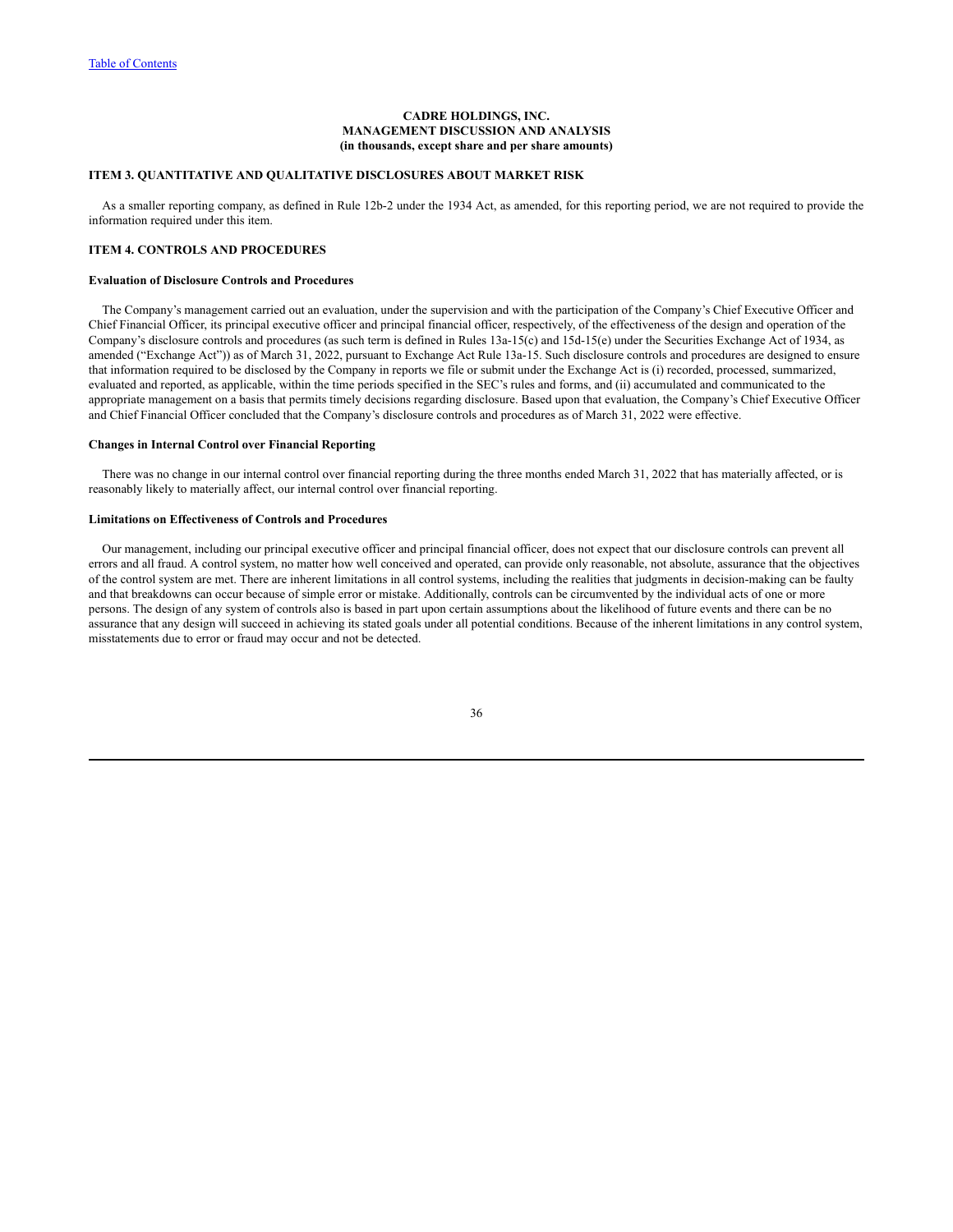**CADRE HOLDINGS, INC.**
**MANAGEMENT DISCUSSION AND ANALYSIS**
**(in thousands, except share and per share amounts)**

## ITEM 3. QUANTITATIVE AND QUALITATIVE DISCLOSURES ABOUT MARKET RISK

As a smaller reporting company, as defined in Rule 12b-2 under the 1934 Act, as amended, for this reporting period, we are not required to provide the information required under this item.

## ITEM 4. CONTROLS AND PROCEDURES

### Evaluation of Disclosure Controls and Procedures

The Company's management carried out an evaluation, under the supervision and with the participation of the Company's Chief Executive Officer and Chief Financial Officer, its principal executive officer and principal financial officer, respectively, of the effectiveness of the design and operation of the Company's disclosure controls and procedures (as such term is defined in Rules 13a-15(c) and 15d-15(e) under the Securities Exchange Act of 1934, as amended ("Exchange Act")) as of March 31, 2022, pursuant to Exchange Act Rule 13a-15. Such disclosure controls and procedures are designed to ensure that information required to be disclosed by the Company in reports we file or submit under the Exchange Act is (i) recorded, processed, summarized, evaluated and reported, as applicable, within the time periods specified in the SEC's rules and forms, and (ii) accumulated and communicated to the appropriate management on a basis that permits timely decisions regarding disclosure. Based upon that evaluation, the Company's Chief Executive Officer and Chief Financial Officer concluded that the Company's disclosure controls and procedures as of March 31, 2022 were effective.

### Changes in Internal Control over Financial Reporting

There was no change in our internal control over financial reporting during the three months ended March 31, 2022 that has materially affected, or is reasonably likely to materially affect, our internal control over financial reporting.

### Limitations on Effectiveness of Controls and Procedures

Our management, including our principal executive officer and principal financial officer, does not expect that our disclosure controls can prevent all errors and all fraud. A control system, no matter how well conceived and operated, can provide only reasonable, not absolute, assurance that the objectives of the control system are met. There are inherent limitations in all control systems, including the realities that judgments in decision-making can be faulty and that breakdowns can occur because of simple error or mistake. Additionally, controls can be circumvented by the individual acts of one or more persons. The design of any system of controls also is based in part upon certain assumptions about the likelihood of future events and there can be no assurance that any design will succeed in achieving its stated goals under all potential conditions. Because of the inherent limitations in any control system, misstatements due to error or fraud may occur and not be detected.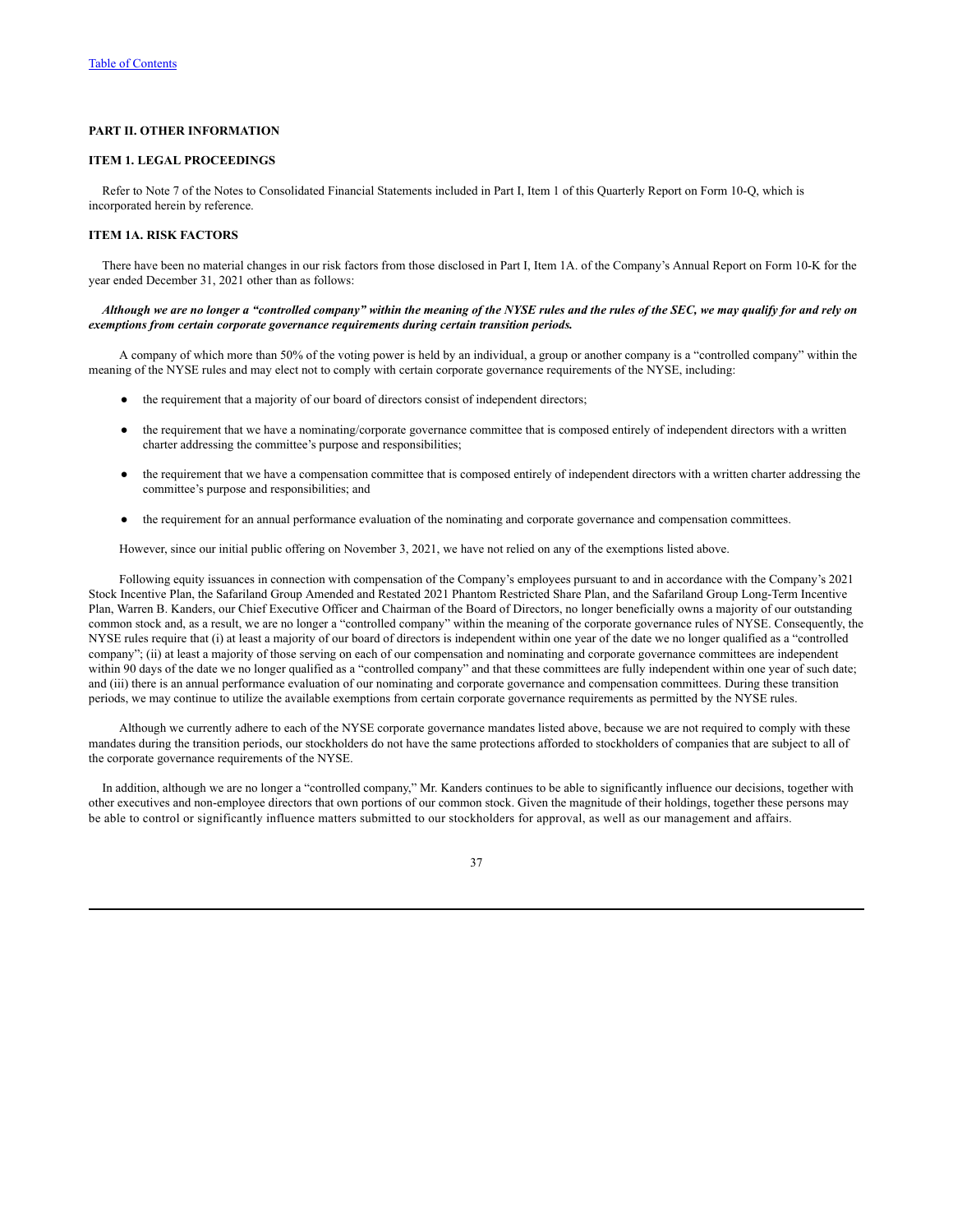## PART II. OTHER INFORMATION

### ITEM 1. LEGAL PROCEEDINGS

Refer to Note 7 of the Notes to Consolidated Financial Statements included in Part I, Item 1 of this Quarterly Report on Form 10-Q, which is incorporated herein by reference.

### ITEM 1A. RISK FACTORS

There have been no material changes in our risk factors from those disclosed in Part I, Item 1A. of the Company's Annual Report on Form 10-K for the year ended December 31, 2021 other than as follows:

***Although we are no longer a "controlled company" within the meaning of the NYSE rules and the rules of the SEC, we may qualify for and rely on exemptions from certain corporate governance requirements during certain transition periods.***

A company of which more than 50% of the voting power is held by an individual, a group or another company is a "controlled company" within the meaning of the NYSE rules and may elect not to comply with certain corporate governance requirements of the NYSE, including:

- the requirement that a majority of our board of directors consist of independent directors;
- the requirement that we have a nominating/corporate governance committee that is composed entirely of independent directors with a written charter addressing the committee's purpose and responsibilities;
- the requirement that we have a compensation committee that is composed entirely of independent directors with a written charter addressing the committee's purpose and responsibilities; and
- the requirement for an annual performance evaluation of the nominating and corporate governance and compensation committees.

However, since our initial public offering on November 3, 2021, we have not relied on any of the exemptions listed above.

Following equity issuances in connection with compensation of the Company's employees pursuant to and in accordance with the Company's 2021 Stock Incentive Plan, the Safariland Group Amended and Restated 2021 Phantom Restricted Share Plan, and the Safariland Group Long-Term Incentive Plan, Warren B. Kanders, our Chief Executive Officer and Chairman of the Board of Directors, no longer beneficially owns a majority of our outstanding common stock and, as a result, we are no longer a "controlled company" within the meaning of the corporate governance rules of NYSE. Consequently, the NYSE rules require that (i) at least a majority of our board of directors is independent within one year of the date we no longer qualified as a "controlled company"; (ii) at least a majority of those serving on each of our compensation and nominating and corporate governance committees are independent within 90 days of the date we no longer qualified as a "controlled company" and that these committees are fully independent within one year of such date; and (iii) there is an annual performance evaluation of our nominating and corporate governance and compensation committees. During these transition periods, we may continue to utilize the available exemptions from certain corporate governance requirements as permitted by the NYSE rules.

Although we currently adhere to each of the NYSE corporate governance mandates listed above, because we are not required to comply with these mandates during the transition periods, our stockholders do not have the same protections afforded to stockholders of companies that are subject to all of the corporate governance requirements of the NYSE.

In addition, although we are no longer a "controlled company," Mr. Kanders continues to be able to significantly influence our decisions, together with other executives and non-employee directors that own portions of our common stock. Given the magnitude of their holdings, together these persons may be able to control or significantly influence matters submitted to our stockholders for approval, as well as our management and affairs.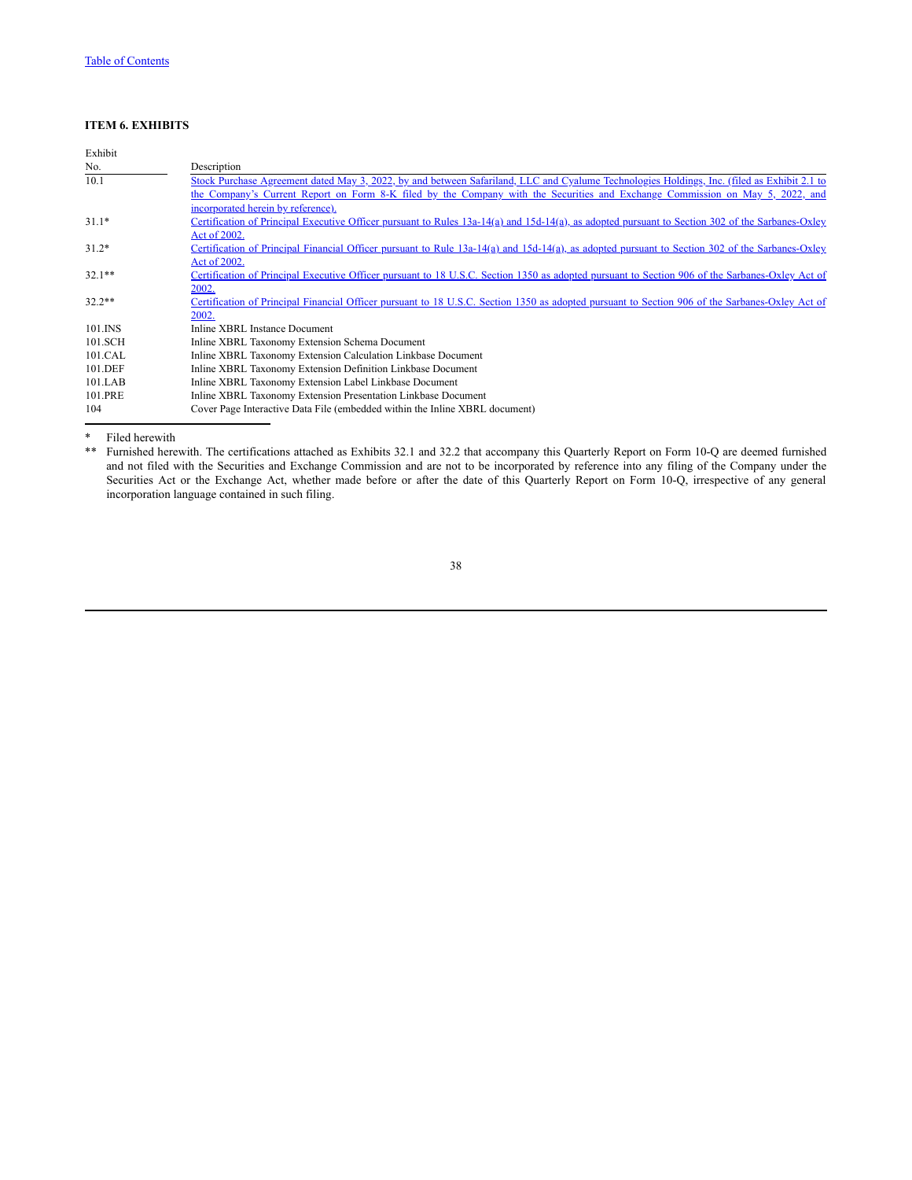## ITEM 6. EXHIBITS

| Exhibit No. | Description |
|---|---|
| 10.1 | Stock Purchase Agreement dated May 3, 2022, by and between Safariland, LLC and Cyalume Technologies Holdings, Inc. (filed as Exhibit 2.1 to the Company's Current Report on Form 8-K filed by the Company with the Securities and Exchange Commission on May 5, 2022, and incorporated herein by reference). |
| 31.1* | Certification of Principal Executive Officer pursuant to Rules 13a-14(a) and 15d-14(a), as adopted pursuant to Section 302 of the Sarbanes-Oxley Act of 2002. |
| 31.2* | Certification of Principal Financial Officer pursuant to Rule 13a-14(a) and 15d-14(a), as adopted pursuant to Section 302 of the Sarbanes-Oxley Act of 2002. |
| 32.1** | Certification of Principal Executive Officer pursuant to 18 U.S.C. Section 1350 as adopted pursuant to Section 906 of the Sarbanes-Oxley Act of 2002. |
| 32.2** | Certification of Principal Financial Officer pursuant to 18 U.S.C. Section 1350 as adopted pursuant to Section 906 of the Sarbanes-Oxley Act of 2002. |
| 101.INS | Inline XBRL Instance Document |
| 101.SCH | Inline XBRL Taxonomy Extension Schema Document |
| 101.CAL | Inline XBRL Taxonomy Extension Calculation Linkbase Document |
| 101.DEF | Inline XBRL Taxonomy Extension Definition Linkbase Document |
| 101.LAB | Inline XBRL Taxonomy Extension Label Linkbase Document |
| 101.PRE | Inline XBRL Taxonomy Extension Presentation Linkbase Document |
| 104 | Cover Page Interactive Data File (embedded within the Inline XBRL document) |

\* Filed herewith

\** Furnished herewith. The certifications attached as Exhibits 32.1 and 32.2 that accompany this Quarterly Report on Form 10-Q are deemed furnished and not filed with the Securities and Exchange Commission and are not to be incorporated by reference into any filing of the Company under the Securities Act or the Exchange Act, whether made before or after the date of this Quarterly Report on Form 10-Q, irrespective of any general incorporation language contained in such filing.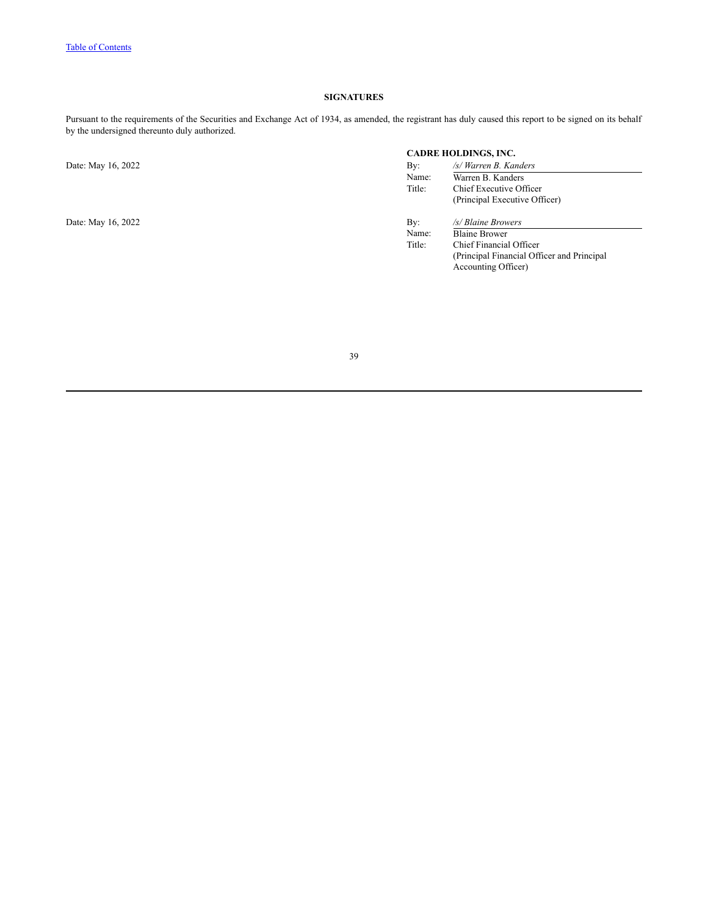## SIGNATURES

Pursuant to the requirements of the Securities and Exchange Act of 1934, as amended, the registrant has duly caused this report to be signed on its behalf by the undersigned thereunto duly authorized.

**CADRE HOLDINGS, INC.**

| | | |
|---|---|---|
| Date: May 16, 2022 | By: | */s/ Warren B. Kanders* |
| | Name: | Warren B. Kanders |
| | Title: | Chief Executive Officer (Principal Executive Officer) |
| | | |
| Date: May 16, 2022 | By: | */s/ Blaine Browers* |
| | Name: | Blaine Brower |
| | Title: | Chief Financial Officer (Principal Financial Officer and Principal Accounting Officer) |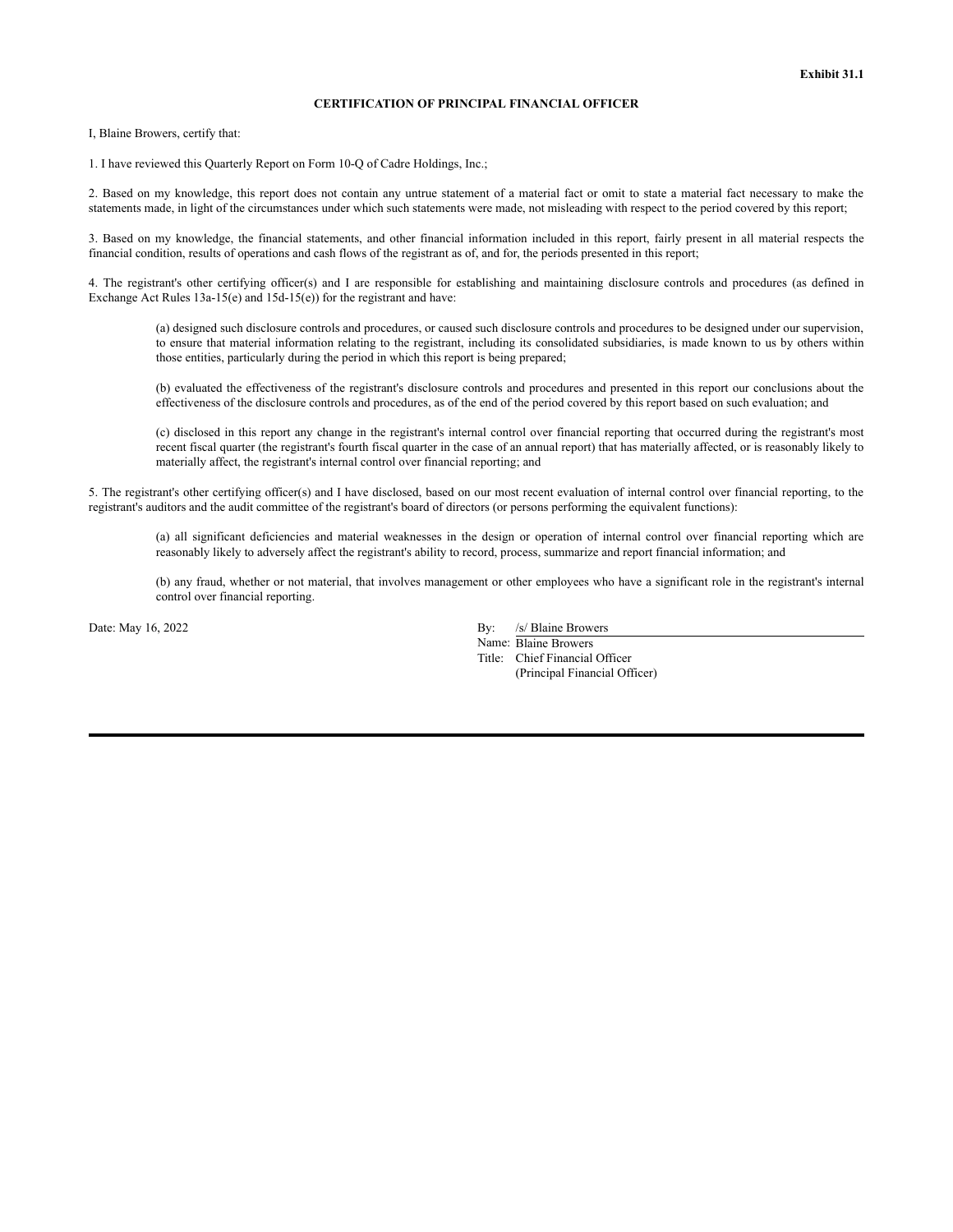**Exhibit 31.1**

**CERTIFICATION OF PRINCIPAL FINANCIAL OFFICER**

I, Blaine Browers, certify that:

1. I have reviewed this Quarterly Report on Form 10-Q of Cadre Holdings, Inc.;

2. Based on my knowledge, this report does not contain any untrue statement of a material fact or omit to state a material fact necessary to make the statements made, in light of the circumstances under which such statements were made, not misleading with respect to the period covered by this report;

3. Based on my knowledge, the financial statements, and other financial information included in this report, fairly present in all material respects the financial condition, results of operations and cash flows of the registrant as of, and for, the periods presented in this report;

4. The registrant's other certifying officer(s) and I are responsible for establishing and maintaining disclosure controls and procedures (as defined in Exchange Act Rules 13a-15(e) and 15d-15(e)) for the registrant and have:

> (a) designed such disclosure controls and procedures, or caused such disclosure controls and procedures to be designed under our supervision, to ensure that material information relating to the registrant, including its consolidated subsidiaries, is made known to us by others within those entities, particularly during the period in which this report is being prepared;
>
> (b) evaluated the effectiveness of the registrant's disclosure controls and procedures and presented in this report our conclusions about the effectiveness of the disclosure controls and procedures, as of the end of the period covered by this report based on such evaluation; and
>
> (c) disclosed in this report any change in the registrant's internal control over financial reporting that occurred during the registrant's most recent fiscal quarter (the registrant's fourth fiscal quarter in the case of an annual report) that has materially affected, or is reasonably likely to materially affect, the registrant's internal control over financial reporting; and

5. The registrant's other certifying officer(s) and I have disclosed, based on our most recent evaluation of internal control over financial reporting, to the registrant's auditors and the audit committee of the registrant's board of directors (or persons performing the equivalent functions):

> (a) all significant deficiencies and material weaknesses in the design or operation of internal control over financial reporting which are reasonably likely to adversely affect the registrant's ability to record, process, summarize and report financial information; and
>
> (b) any fraud, whether or not material, that involves management or other employees who have a significant role in the registrant's internal control over financial reporting.

Date: May 16, 2022

By: /s/ Blaine Browers
Name: Blaine Browers
Title: Chief Financial Officer
(Principal Financial Officer)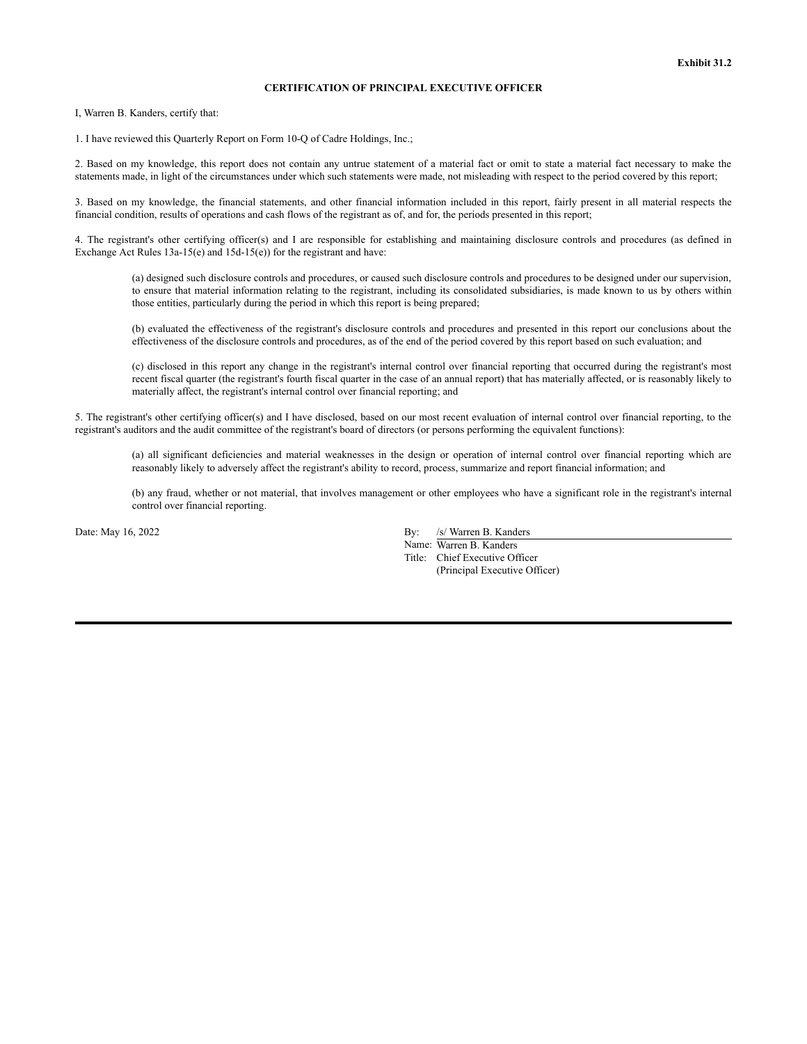**Exhibit 31.2**

**CERTIFICATION OF PRINCIPAL EXECUTIVE OFFICER**

I, Warren B. Kanders, certify that:

1. I have reviewed this Quarterly Report on Form 10-Q of Cadre Holdings, Inc.;

2. Based on my knowledge, this report does not contain any untrue statement of a material fact or omit to state a material fact necessary to make the statements made, in light of the circumstances under which such statements were made, not misleading with respect to the period covered by this report;

3. Based on my knowledge, the financial statements, and other financial information included in this report, fairly present in all material respects the financial condition, results of operations and cash flows of the registrant as of, and for, the periods presented in this report;

4. The registrant's other certifying officer(s) and I are responsible for establishing and maintaining disclosure controls and procedures (as defined in Exchange Act Rules 13a-15(e) and 15d-15(e)) for the registrant and have:

> (a) designed such disclosure controls and procedures, or caused such disclosure controls and procedures to be designed under our supervision, to ensure that material information relating to the registrant, including its consolidated subsidiaries, is made known to us by others within those entities, particularly during the period in which this report is being prepared;
>
> (b) evaluated the effectiveness of the registrant's disclosure controls and procedures and presented in this report our conclusions about the effectiveness of the disclosure controls and procedures, as of the end of the period covered by this report based on such evaluation; and
>
> (c) disclosed in this report any change in the registrant's internal control over financial reporting that occurred during the registrant's most recent fiscal quarter (the registrant's fourth fiscal quarter in the case of an annual report) that has materially affected, or is reasonably likely to materially affect, the registrant's internal control over financial reporting; and

5. The registrant's other certifying officer(s) and I have disclosed, based on our most recent evaluation of internal control over financial reporting, to the registrant's auditors and the audit committee of the registrant's board of directors (or persons performing the equivalent functions):

> (a) all significant deficiencies and material weaknesses in the design or operation of internal control over financial reporting which are reasonably likely to adversely affect the registrant's ability to record, process, summarize and report financial information; and
>
> (b) any fraud, whether or not material, that involves management or other employees who have a significant role in the registrant's internal control over financial reporting.

Date: May 16, 2022

By: /s/ Warren B. Kanders
Name: Warren B. Kanders
Title: Chief Executive Officer
(Principal Executive Officer)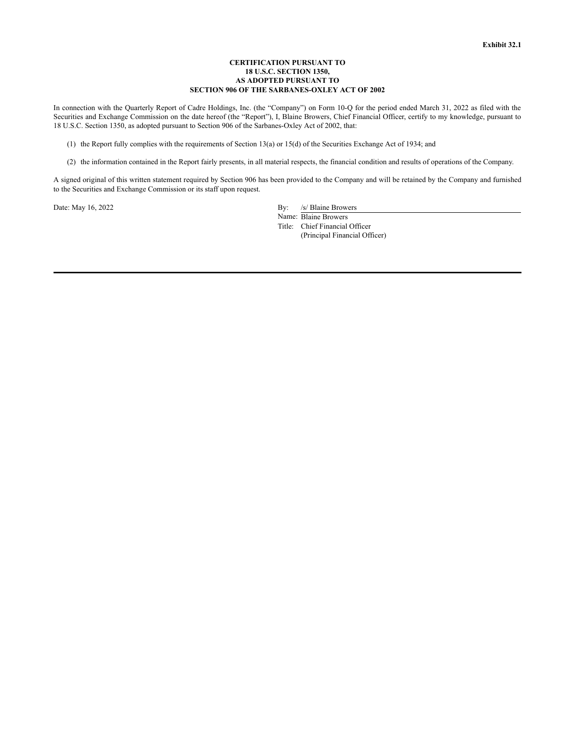**Exhibit 32.1**

**CERTIFICATION PURSUANT TO 18 U.S.C. SECTION 1350, AS ADOPTED PURSUANT TO SECTION 906 OF THE SARBANES-OXLEY ACT OF 2002**

In connection with the Quarterly Report of Cadre Holdings, Inc. (the "Company") on Form 10-Q for the period ended March 31, 2022 as filed with the Securities and Exchange Commission on the date hereof (the "Report"), I, Blaine Browers, Chief Financial Officer, certify to my knowledge, pursuant to 18 U.S.C. Section 1350, as adopted pursuant to Section 906 of the Sarbanes-Oxley Act of 2002, that:

(1) the Report fully complies with the requirements of Section 13(a) or 15(d) of the Securities Exchange Act of 1934; and

(2) the information contained in the Report fairly presents, in all material respects, the financial condition and results of operations of the Company.

A signed original of this written statement required by Section 906 has been provided to the Company and will be retained by the Company and furnished to the Securities and Exchange Commission or its staff upon request.

Date: May 16, 2022

By: /s/ Blaine Browers
Name: Blaine Browers
Title: Chief Financial Officer
(Principal Financial Officer)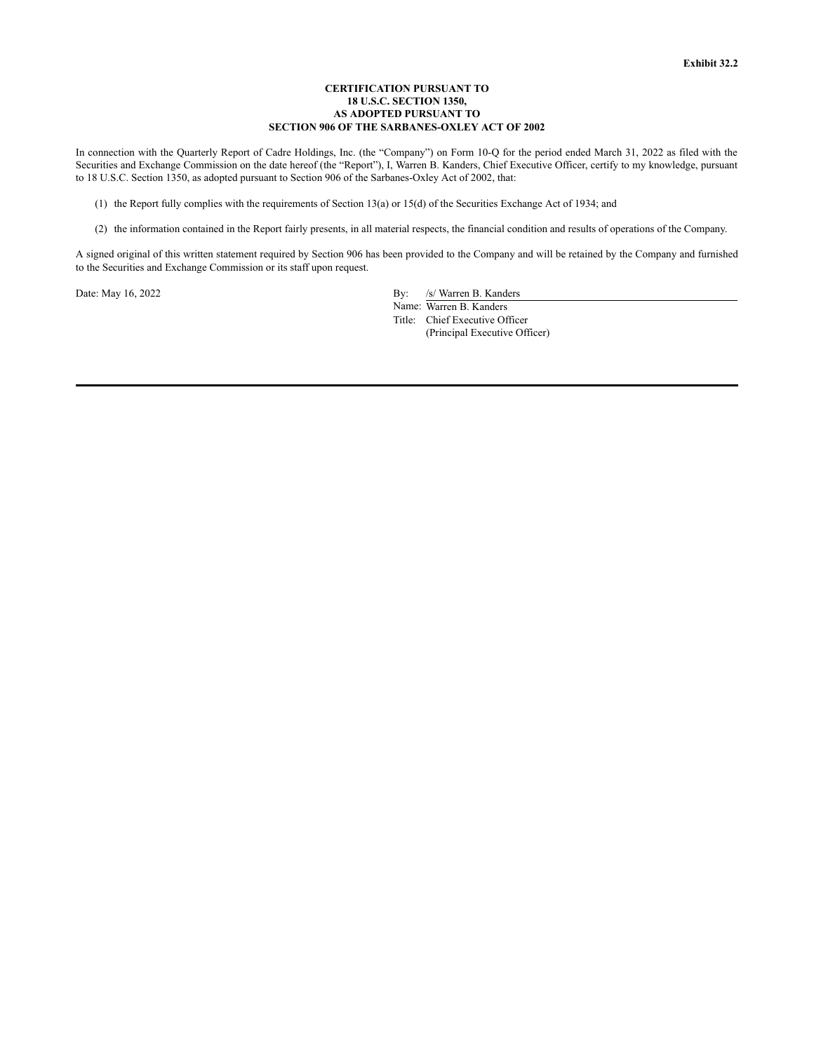**Exhibit 32.2**

**CERTIFICATION PURSUANT TO 18 U.S.C. SECTION 1350, AS ADOPTED PURSUANT TO SECTION 906 OF THE SARBANES-OXLEY ACT OF 2002**

In connection with the Quarterly Report of Cadre Holdings, Inc. (the "Company") on Form 10-Q for the period ended March 31, 2022 as filed with the Securities and Exchange Commission on the date hereof (the "Report"), I, Warren B. Kanders, Chief Executive Officer, certify to my knowledge, pursuant to 18 U.S.C. Section 1350, as adopted pursuant to Section 906 of the Sarbanes-Oxley Act of 2002, that:

(1) the Report fully complies with the requirements of Section 13(a) or 15(d) of the Securities Exchange Act of 1934; and

(2) the information contained in the Report fairly presents, in all material respects, the financial condition and results of operations of the Company.

A signed original of this written statement required by Section 906 has been provided to the Company and will be retained by the Company and furnished to the Securities and Exchange Commission or its staff upon request.

Date: May 16, 2022

By: /s/ Warren B. Kanders
Name: Warren B. Kanders
Title: Chief Executive Officer
(Principal Executive Officer)